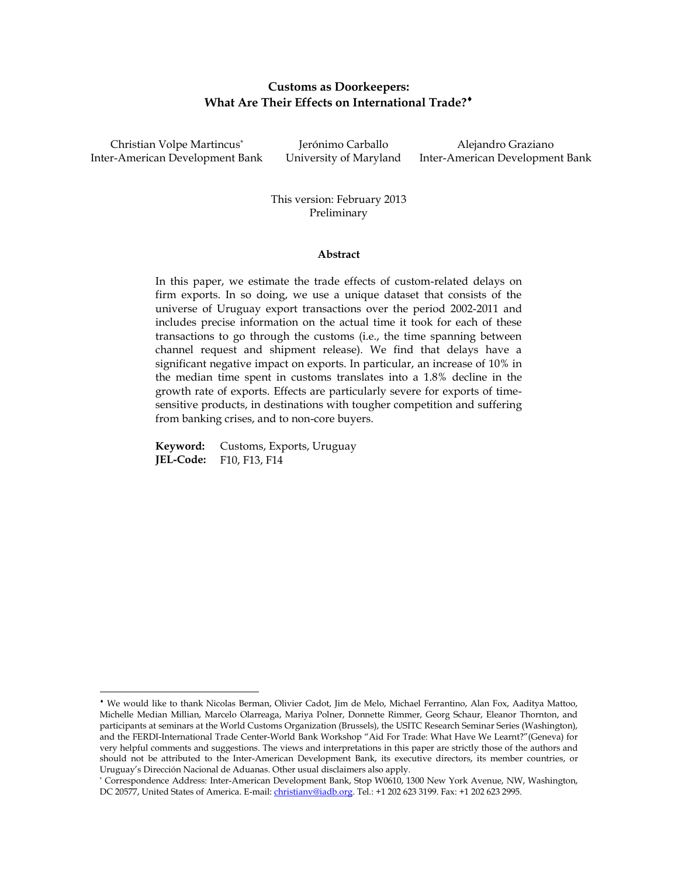# Customs as Doorkeepers: What Are Their Effects on International Trade?[♦]

Christian Volpe Martincus[*]
Inter-American Development Bank

Jerónimo Carballo
University of Maryland

Alejandro Graziano
Inter-American Development Bank

This version: February 2013
Preliminary

## Abstract

In this paper, we estimate the trade effects of custom-related delays on firm exports. In so doing, we use a unique dataset that consists of the universe of Uruguay export transactions over the period 2002-2011 and includes precise information on the actual time it took for each of these transactions to go through the customs (i.e., the time spanning between channel request and shipment release). We find that delays have a significant negative impact on exports. In particular, an increase of 10% in the median time spent in customs translates into a 1.8% decline in the growth rate of exports. Effects are particularly severe for exports of time-sensitive products, in destinations with tougher competition and suffering from banking crises, and to non-core buyers.

**Keyword:** Customs, Exports, Uruguay
**JEL-Code:** F10, F13, F14

---

[♦] We would like to thank Nicolas Berman, Olivier Cadot, Jim de Melo, Michael Ferrantino, Alan Fox, Aaditya Mattoo, Michelle Median Millian, Marcelo Olarreaga, Mariya Polner, Donnette Rimmer, Georg Schaur, Eleanor Thornton, and participants at seminars at the World Customs Organization (Brussels), the USITC Research Seminar Series (Washington), and the FERDI-International Trade Center-World Bank Workshop "Aid For Trade: What Have We Learnt?"(Geneva) for very helpful comments and suggestions. The views and interpretations in this paper are strictly those of the authors and should not be attributed to the Inter-American Development Bank, its executive directors, its member countries, or Uruguay's Dirección Nacional de Aduanas. Other usual disclaimers also apply.

[*] Correspondence Address: Inter-American Development Bank, Stop W0610, 1300 New York Avenue, NW, Washington, DC 20577, United States of America. E-mail: christianv@iadb.org. Tel.: +1 202 623 3199. Fax: +1 202 623 2995.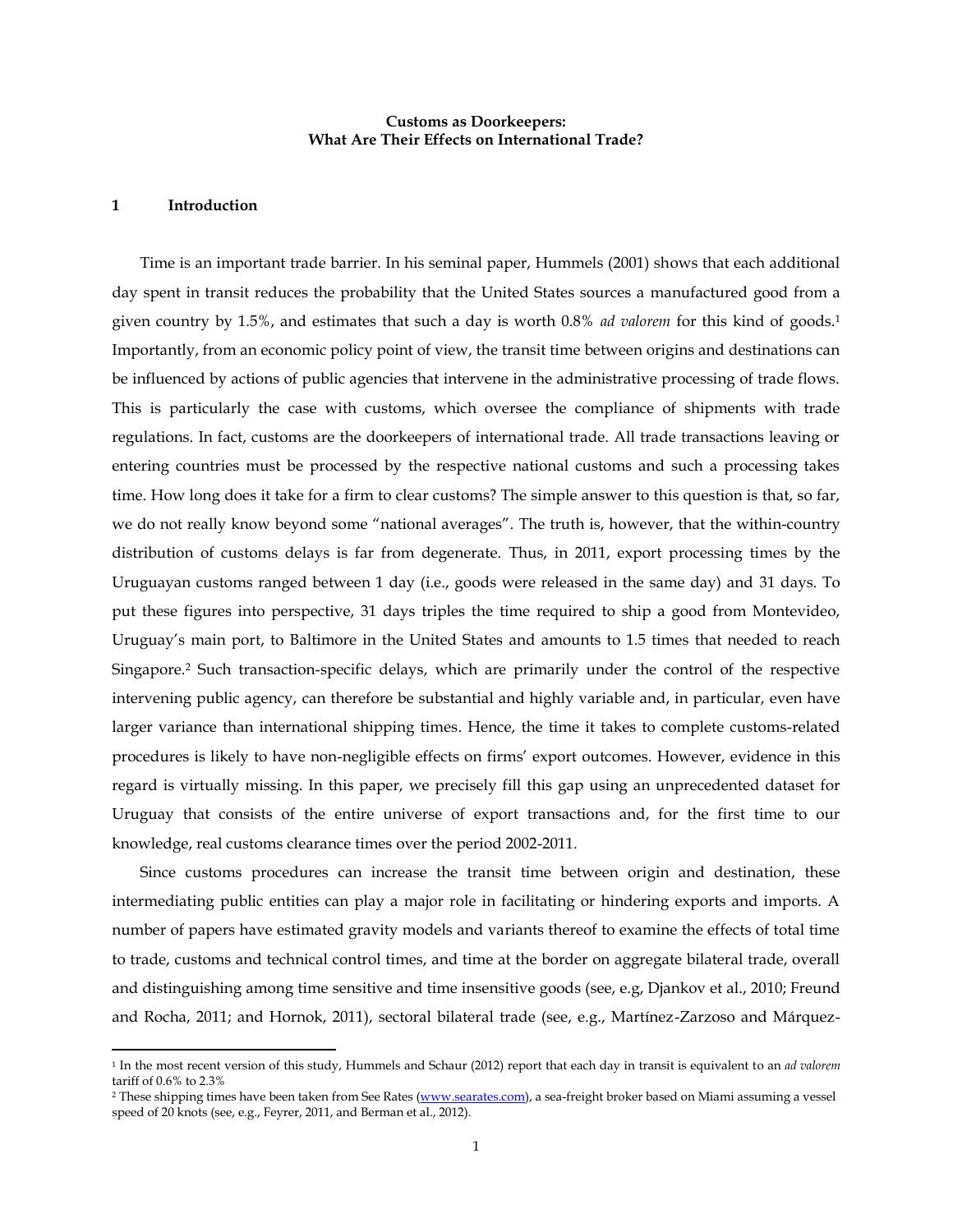**Customs as Doorkeepers: What Are Their Effects on International Trade?**

## 1 Introduction

Time is an important trade barrier. In his seminal paper, Hummels (2001) shows that each additional day spent in transit reduces the probability that the United States sources a manufactured good from a given country by 1.5%, and estimates that such a day is worth 0.8% *ad valorem* for this kind of goods.[1] Importantly, from an economic policy point of view, the transit time between origins and destinations can be influenced by actions of public agencies that intervene in the administrative processing of trade flows. This is particularly the case with customs, which oversee the compliance of shipments with trade regulations. In fact, customs are the doorkeepers of international trade. All trade transactions leaving or entering countries must be processed by the respective national customs and such a processing takes time. How long does it take for a firm to clear customs? The simple answer to this question is that, so far, we do not really know beyond some "national averages". The truth is, however, that the within-country distribution of customs delays is far from degenerate. Thus, in 2011, export processing times by the Uruguayan customs ranged between 1 day (i.e., goods were released in the same day) and 31 days. To put these figures into perspective, 31 days triples the time required to ship a good from Montevideo, Uruguay's main port, to Baltimore in the United States and amounts to 1.5 times that needed to reach Singapore.[2] Such transaction-specific delays, which are primarily under the control of the respective intervening public agency, can therefore be substantial and highly variable and, in particular, even have larger variance than international shipping times. Hence, the time it takes to complete customs-related procedures is likely to have non-negligible effects on firms' export outcomes. However, evidence in this regard is virtually missing. In this paper, we precisely fill this gap using an unprecedented dataset for Uruguay that consists of the entire universe of export transactions and, for the first time to our knowledge, real customs clearance times over the period 2002-2011.

Since customs procedures can increase the transit time between origin and destination, these intermediating public entities can play a major role in facilitating or hindering exports and imports. A number of papers have estimated gravity models and variants thereof to examine the effects of total time to trade, customs and technical control times, and time at the border on aggregate bilateral trade, overall and distinguishing among time sensitive and time insensitive goods (see, e.g, Djankov et al., 2010; Freund and Rocha, 2011; and Hornok, 2011), sectoral bilateral trade (see, e.g., Martínez-Zarzoso and Márquez-

[1] In the most recent version of this study, Hummels and Schaur (2012) report that each day in transit is equivalent to an *ad valorem* tariff of 0.6% to 2.3%

[2] These shipping times have been taken from See Rates (www.searates.com), a sea-freight broker based on Miami assuming a vessel speed of 20 knots (see, e.g., Feyrer, 2011, and Berman et al., 2012).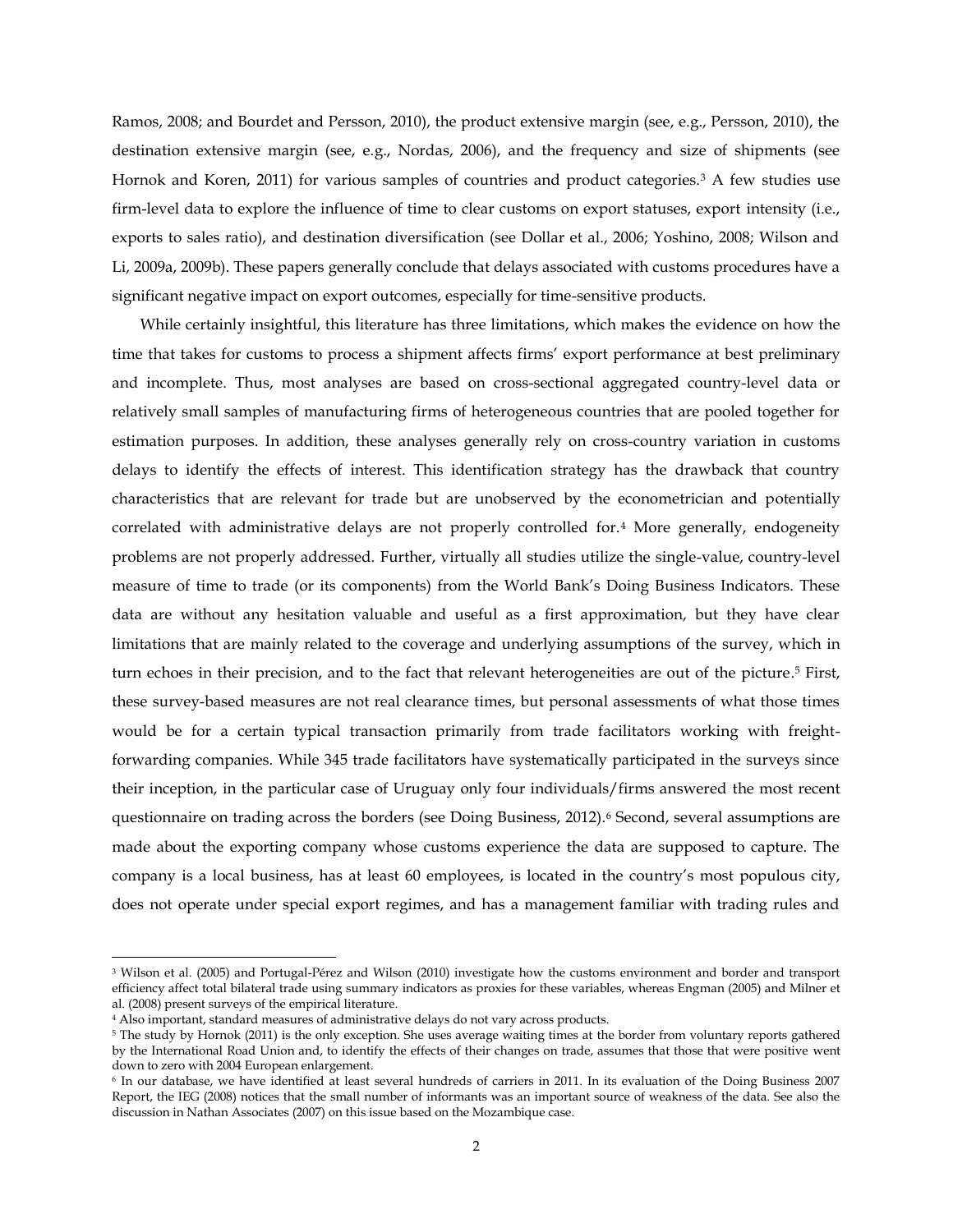Ramos, 2008; and Bourdet and Persson, 2010), the product extensive margin (see, e.g., Persson, 2010), the destination extensive margin (see, e.g., Nordas, 2006), and the frequency and size of shipments (see Hornok and Koren, 2011) for various samples of countries and product categories.[3] A few studies use firm-level data to explore the influence of time to clear customs on export statuses, export intensity (i.e., exports to sales ratio), and destination diversification (see Dollar et al., 2006; Yoshino, 2008; Wilson and Li, 2009a, 2009b). These papers generally conclude that delays associated with customs procedures have a significant negative impact on export outcomes, especially for time-sensitive products.

While certainly insightful, this literature has three limitations, which makes the evidence on how the time that takes for customs to process a shipment affects firms' export performance at best preliminary and incomplete. Thus, most analyses are based on cross-sectional aggregated country-level data or relatively small samples of manufacturing firms of heterogeneous countries that are pooled together for estimation purposes. In addition, these analyses generally rely on cross-country variation in customs delays to identify the effects of interest. This identification strategy has the drawback that country characteristics that are relevant for trade but are unobserved by the econometrician and potentially correlated with administrative delays are not properly controlled for.[4] More generally, endogeneity problems are not properly addressed. Further, virtually all studies utilize the single-value, country-level measure of time to trade (or its components) from the World Bank's Doing Business Indicators. These data are without any hesitation valuable and useful as a first approximation, but they have clear limitations that are mainly related to the coverage and underlying assumptions of the survey, which in turn echoes in their precision, and to the fact that relevant heterogeneities are out of the picture.[5] First, these survey-based measures are not real clearance times, but personal assessments of what those times would be for a certain typical transaction primarily from trade facilitators working with freight-forwarding companies. While 345 trade facilitators have systematically participated in the surveys since their inception, in the particular case of Uruguay only four individuals/firms answered the most recent questionnaire on trading across the borders (see Doing Business, 2012).[6] Second, several assumptions are made about the exporting company whose customs experience the data are supposed to capture. The company is a local business, has at least 60 employees, is located in the country's most populous city, does not operate under special export regimes, and has a management familiar with trading rules and

---

[3] Wilson et al. (2005) and Portugal-Pérez and Wilson (2010) investigate how the customs environment and border and transport efficiency affect total bilateral trade using summary indicators as proxies for these variables, whereas Engman (2005) and Milner et al. (2008) present surveys of the empirical literature.

[4] Also important, standard measures of administrative delays do not vary across products.

[5] The study by Hornok (2011) is the only exception. She uses average waiting times at the border from voluntary reports gathered by the International Road Union and, to identify the effects of their changes on trade, assumes that those that were positive went down to zero with 2004 European enlargement.

[6] In our database, we have identified at least several hundreds of carriers in 2011. In its evaluation of the Doing Business 2007 Report, the IEG (2008) notices that the small number of informants was an important source of weakness of the data. See also the discussion in Nathan Associates (2007) on this issue based on the Mozambique case.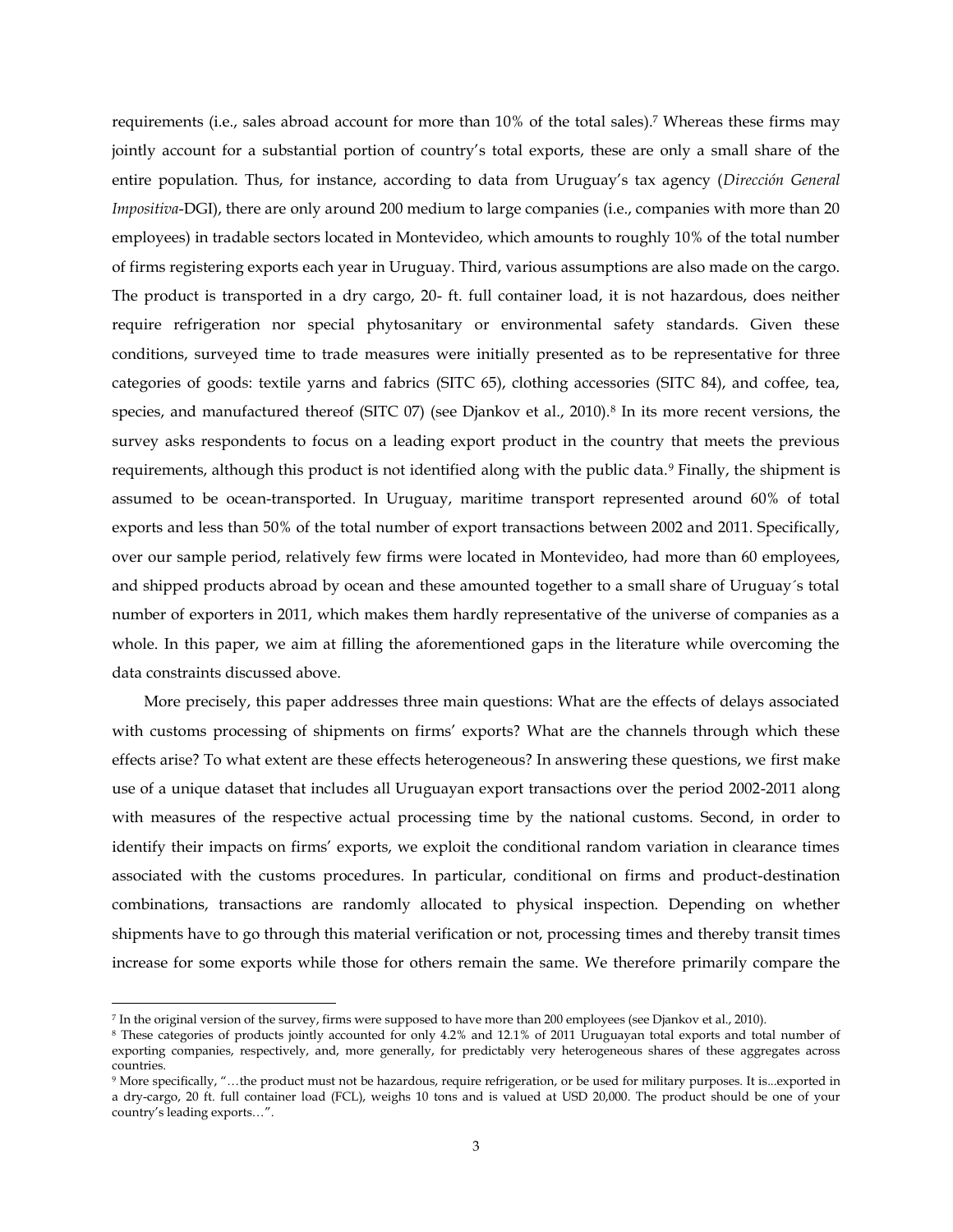requirements (i.e., sales abroad account for more than 10% of the total sales).[7] Whereas these firms may jointly account for a substantial portion of country's total exports, these are only a small share of the entire population. Thus, for instance, according to data from Uruguay's tax agency (*Dirección General Impositiva*-DGI), there are only around 200 medium to large companies (i.e., companies with more than 20 employees) in tradable sectors located in Montevideo, which amounts to roughly 10% of the total number of firms registering exports each year in Uruguay. Third, various assumptions are also made on the cargo. The product is transported in a dry cargo, 20- ft. full container load, it is not hazardous, does neither require refrigeration nor special phytosanitary or environmental safety standards. Given these conditions, surveyed time to trade measures were initially presented as to be representative for three categories of goods: textile yarns and fabrics (SITC 65), clothing accessories (SITC 84), and coffee, tea, species, and manufactured thereof (SITC 07) (see Djankov et al., 2010).[8] In its more recent versions, the survey asks respondents to focus on a leading export product in the country that meets the previous requirements, although this product is not identified along with the public data.[9] Finally, the shipment is assumed to be ocean-transported. In Uruguay, maritime transport represented around 60% of total exports and less than 50% of the total number of export transactions between 2002 and 2011. Specifically, over our sample period, relatively few firms were located in Montevideo, had more than 60 employees, and shipped products abroad by ocean and these amounted together to a small share of Uruguay´s total number of exporters in 2011, which makes them hardly representative of the universe of companies as a whole. In this paper, we aim at filling the aforementioned gaps in the literature while overcoming the data constraints discussed above.

More precisely, this paper addresses three main questions: What are the effects of delays associated with customs processing of shipments on firms' exports? What are the channels through which these effects arise? To what extent are these effects heterogeneous? In answering these questions, we first make use of a unique dataset that includes all Uruguayan export transactions over the period 2002-2011 along with measures of the respective actual processing time by the national customs. Second, in order to identify their impacts on firms' exports, we exploit the conditional random variation in clearance times associated with the customs procedures. In particular, conditional on firms and product-destination combinations, transactions are randomly allocated to physical inspection. Depending on whether shipments have to go through this material verification or not, processing times and thereby transit times increase for some exports while those for others remain the same. We therefore primarily compare the

[7] In the original version of the survey, firms were supposed to have more than 200 employees (see Djankov et al., 2010).

[8] These categories of products jointly accounted for only 4.2% and 12.1% of 2011 Uruguayan total exports and total number of exporting companies, respectively, and, more generally, for predictably very heterogeneous shares of these aggregates across countries.

[9] More specifically, "…the product must not be hazardous, require refrigeration, or be used for military purposes. It is...exported in a dry-cargo, 20 ft. full container load (FCL), weighs 10 tons and is valued at USD 20,000. The product should be one of your country's leading exports…".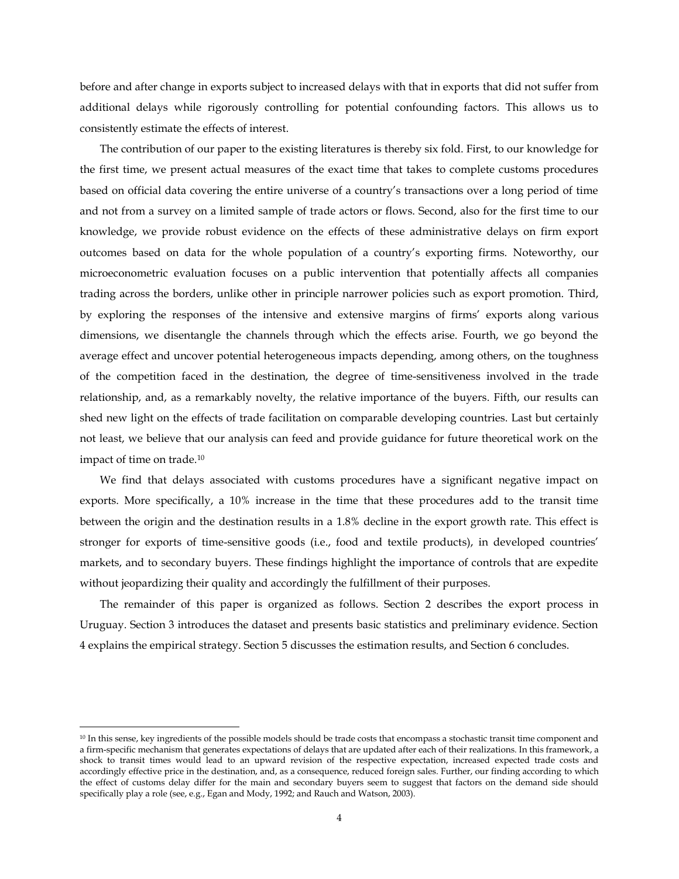before and after change in exports subject to increased delays with that in exports that did not suffer from additional delays while rigorously controlling for potential confounding factors. This allows us to consistently estimate the effects of interest.

The contribution of our paper to the existing literatures is thereby six fold. First, to our knowledge for the first time, we present actual measures of the exact time that takes to complete customs procedures based on official data covering the entire universe of a country's transactions over a long period of time and not from a survey on a limited sample of trade actors or flows. Second, also for the first time to our knowledge, we provide robust evidence on the effects of these administrative delays on firm export outcomes based on data for the whole population of a country's exporting firms. Noteworthy, our microeconometric evaluation focuses on a public intervention that potentially affects all companies trading across the borders, unlike other in principle narrower policies such as export promotion. Third, by exploring the responses of the intensive and extensive margins of firms' exports along various dimensions, we disentangle the channels through which the effects arise. Fourth, we go beyond the average effect and uncover potential heterogeneous impacts depending, among others, on the toughness of the competition faced in the destination, the degree of time-sensitiveness involved in the trade relationship, and, as a remarkably novelty, the relative importance of the buyers. Fifth, our results can shed new light on the effects of trade facilitation on comparable developing countries. Last but certainly not least, we believe that our analysis can feed and provide guidance for future theoretical work on the impact of time on trade.[10]

We find that delays associated with customs procedures have a significant negative impact on exports. More specifically, a 10% increase in the time that these procedures add to the transit time between the origin and the destination results in a 1.8% decline in the export growth rate. This effect is stronger for exports of time-sensitive goods (i.e., food and textile products), in developed countries' markets, and to secondary buyers. These findings highlight the importance of controls that are expedite without jeopardizing their quality and accordingly the fulfillment of their purposes.

The remainder of this paper is organized as follows. Section 2 describes the export process in Uruguay. Section 3 introduces the dataset and presents basic statistics and preliminary evidence. Section 4 explains the empirical strategy. Section 5 discusses the estimation results, and Section 6 concludes.

---

[10] In this sense, key ingredients of the possible models should be trade costs that encompass a stochastic transit time component and a firm-specific mechanism that generates expectations of delays that are updated after each of their realizations. In this framework, a shock to transit times would lead to an upward revision of the respective expectation, increased expected trade costs and accordingly effective price in the destination, and, as a consequence, reduced foreign sales. Further, our finding according to which the effect of customs delay differ for the main and secondary buyers seem to suggest that factors on the demand side should specifically play a role (see, e.g., Egan and Mody, 1992; and Rauch and Watson, 2003).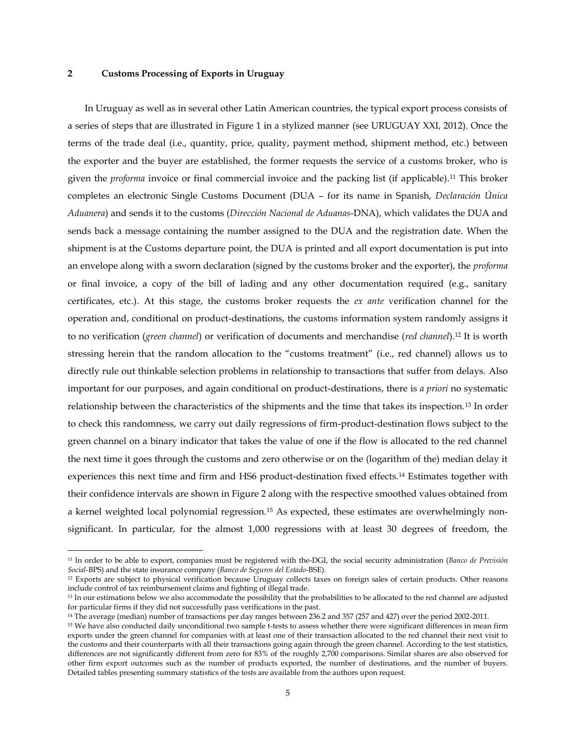## 2 Customs Processing of Exports in Uruguay

In Uruguay as well as in several other Latin American countries, the typical export process consists of a series of steps that are illustrated in Figure 1 in a stylized manner (see URUGUAY XXI, 2012). Once the terms of the trade deal (i.e., quantity, price, quality, payment method, shipment method, etc.) between the exporter and the buyer are established, the former requests the service of a customs broker, who is given the *proforma* invoice or final commercial invoice and the packing list (if applicable).[11] This broker completes an electronic Single Customs Document (DUA – for its name in Spanish, *Declaración Única Aduanera*) and sends it to the customs (*Dirección Nacional de Aduanas*-DNA), which validates the DUA and sends back a message containing the number assigned to the DUA and the registration date. When the shipment is at the Customs departure point, the DUA is printed and all export documentation is put into an envelope along with a sworn declaration (signed by the customs broker and the exporter), the *proforma* or final invoice, a copy of the bill of lading and any other documentation required (e.g., sanitary certificates, etc.). At this stage, the customs broker requests the *ex ante* verification channel for the operation and, conditional on product-destinations, the customs information system randomly assigns it to no verification (*green channel*) or verification of documents and merchandise (*red channel*).[12] It is worth stressing herein that the random allocation to the "customs treatment" (i.e., red channel) allows us to directly rule out thinkable selection problems in relationship to transactions that suffer from delays. Also important for our purposes, and again conditional on product-destinations, there is *a priori* no systematic relationship between the characteristics of the shipments and the time that takes its inspection.[13] In order to check this randomness, we carry out daily regressions of firm-product-destination flows subject to the green channel on a binary indicator that takes the value of one if the flow is allocated to the red channel the next time it goes through the customs and zero otherwise or on the (logarithm of the) median delay it experiences this next time and firm and HS6 product-destination fixed effects.[14] Estimates together with their confidence intervals are shown in Figure 2 along with the respective smoothed values obtained from a kernel weighted local polynomial regression.[15] As expected, these estimates are overwhelmingly non-significant. In particular, for the almost 1,000 regressions with at least 30 degrees of freedom, the

---

[11] In order to be able to export, companies must be registered with the-DGI, the social security administration (*Banco de Previsión Social*-BPS) and the state insurance company (*Banco de Seguros del Estado*-BSE).

[12] Exports are subject to physical verification because Uruguay collects taxes on foreign sales of certain products. Other reasons include control of tax reimbursement claims and fighting of illegal trade.

[13] In our estimations below we also accommodate the possibility that the probabilities to be allocated to the red channel are adjusted for particular firms if they did not successfully pass verifications in the past.

[14] The average (median) number of transactions per day ranges between 236.2 and 357 (257 and 427) over the period 2002-2011.

[15] We have also conducted daily unconditional two sample t-tests to assess whether there were significant differences in mean firm exports under the green channel for companies with at least one of their transaction allocated to the red channel their next visit to the customs and their counterparts with all their transactions going again through the green channel. According to the test statistics, differences are not significantly different from zero for 83% of the roughly 2,700 comparisons. Similar shares are also observed for other firm export outcomes such as the number of products exported, the number of destinations, and the number of buyers. Detailed tables presenting summary statistics of the tests are available from the authors upon request.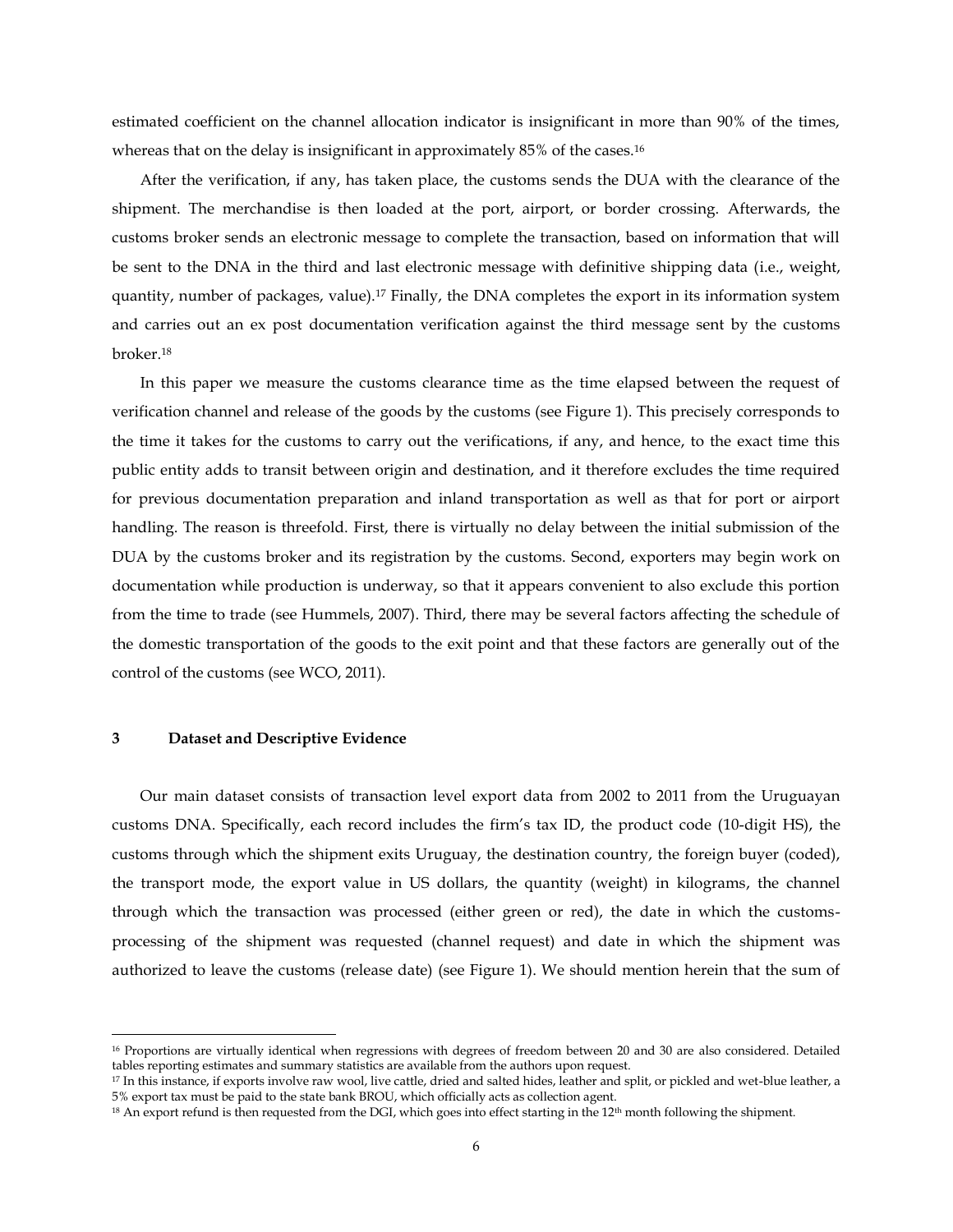estimated coefficient on the channel allocation indicator is insignificant in more than 90% of the times, whereas that on the delay is insignificant in approximately 85% of the cases.[16]

After the verification, if any, has taken place, the customs sends the DUA with the clearance of the shipment. The merchandise is then loaded at the port, airport, or border crossing. Afterwards, the customs broker sends an electronic message to complete the transaction, based on information that will be sent to the DNA in the third and last electronic message with definitive shipping data (i.e., weight, quantity, number of packages, value).[17] Finally, the DNA completes the export in its information system and carries out an ex post documentation verification against the third message sent by the customs broker.[18]

In this paper we measure the customs clearance time as the time elapsed between the request of verification channel and release of the goods by the customs (see Figure 1). This precisely corresponds to the time it takes for the customs to carry out the verifications, if any, and hence, to the exact time this public entity adds to transit between origin and destination, and it therefore excludes the time required for previous documentation preparation and inland transportation as well as that for port or airport handling. The reason is threefold. First, there is virtually no delay between the initial submission of the DUA by the customs broker and its registration by the customs. Second, exporters may begin work on documentation while production is underway, so that it appears convenient to also exclude this portion from the time to trade (see Hummels, 2007). Third, there may be several factors affecting the schedule of the domestic transportation of the goods to the exit point and that these factors are generally out of the control of the customs (see WCO, 2011).

## 3 Dataset and Descriptive Evidence

Our main dataset consists of transaction level export data from 2002 to 2011 from the Uruguayan customs DNA. Specifically, each record includes the firm's tax ID, the product code (10-digit HS), the customs through which the shipment exits Uruguay, the destination country, the foreign buyer (coded), the transport mode, the export value in US dollars, the quantity (weight) in kilograms, the channel through which the transaction was processed (either green or red), the date in which the customs-processing of the shipment was requested (channel request) and date in which the shipment was authorized to leave the customs (release date) (see Figure 1). We should mention herein that the sum of

[16] Proportions are virtually identical when regressions with degrees of freedom between 20 and 30 are also considered. Detailed tables reporting estimates and summary statistics are available from the authors upon request.

[17] In this instance, if exports involve raw wool, live cattle, dried and salted hides, leather and split, or pickled and wet-blue leather, a 5% export tax must be paid to the state bank BROU, which officially acts as collection agent.

[18] An export refund is then requested from the DGI, which goes into effect starting in the 12th month following the shipment.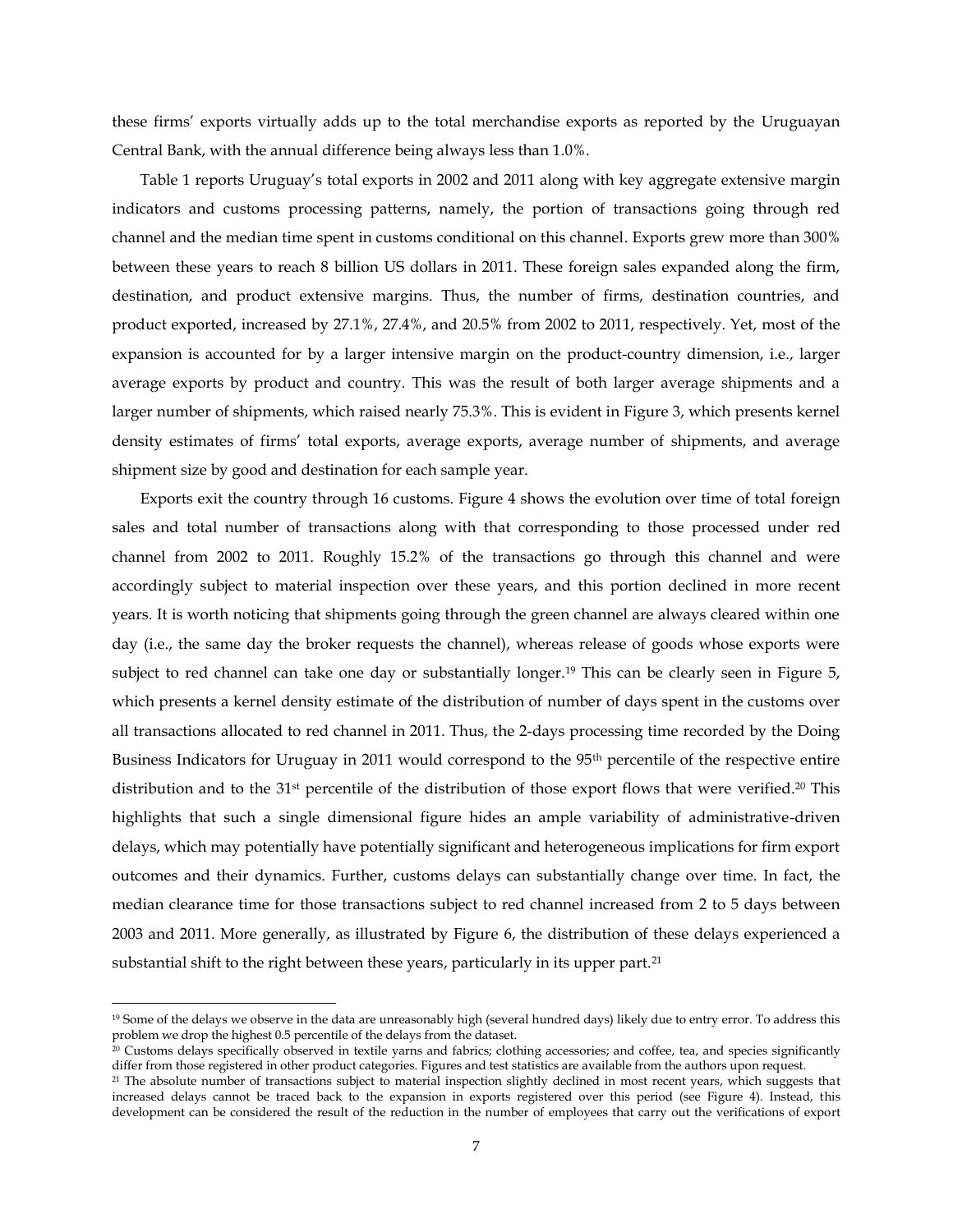these firms' exports virtually adds up to the total merchandise exports as reported by the Uruguayan Central Bank, with the annual difference being always less than 1.0%.

Table 1 reports Uruguay's total exports in 2002 and 2011 along with key aggregate extensive margin indicators and customs processing patterns, namely, the portion of transactions going through red channel and the median time spent in customs conditional on this channel. Exports grew more than 300% between these years to reach 8 billion US dollars in 2011. These foreign sales expanded along the firm, destination, and product extensive margins. Thus, the number of firms, destination countries, and product exported, increased by 27.1%, 27.4%, and 20.5% from 2002 to 2011, respectively. Yet, most of the expansion is accounted for by a larger intensive margin on the product-country dimension, i.e., larger average exports by product and country. This was the result of both larger average shipments and a larger number of shipments, which raised nearly 75.3%. This is evident in Figure 3, which presents kernel density estimates of firms' total exports, average exports, average number of shipments, and average shipment size by good and destination for each sample year.

Exports exit the country through 16 customs. Figure 4 shows the evolution over time of total foreign sales and total number of transactions along with that corresponding to those processed under red channel from 2002 to 2011. Roughly 15.2% of the transactions go through this channel and were accordingly subject to material inspection over these years, and this portion declined in more recent years. It is worth noticing that shipments going through the green channel are always cleared within one day (i.e., the same day the broker requests the channel), whereas release of goods whose exports were subject to red channel can take one day or substantially longer.[19] This can be clearly seen in Figure 5, which presents a kernel density estimate of the distribution of number of days spent in the customs over all transactions allocated to red channel in 2011. Thus, the 2-days processing time recorded by the Doing Business Indicators for Uruguay in 2011 would correspond to the 95th percentile of the respective entire distribution and to the 31st percentile of the distribution of those export flows that were verified.[20] This highlights that such a single dimensional figure hides an ample variability of administrative-driven delays, which may potentially have potentially significant and heterogeneous implications for firm export outcomes and their dynamics. Further, customs delays can substantially change over time. In fact, the median clearance time for those transactions subject to red channel increased from 2 to 5 days between 2003 and 2011. More generally, as illustrated by Figure 6, the distribution of these delays experienced a substantial shift to the right between these years, particularly in its upper part.[21]

[19] Some of the delays we observe in the data are unreasonably high (several hundred days) likely due to entry error. To address this problem we drop the highest 0.5 percentile of the delays from the dataset.

[20] Customs delays specifically observed in textile yarns and fabrics; clothing accessories; and coffee, tea, and species significantly differ from those registered in other product categories. Figures and test statistics are available from the authors upon request.

[21] The absolute number of transactions subject to material inspection slightly declined in most recent years, which suggests that increased delays cannot be traced back to the expansion in exports registered over this period (see Figure 4). Instead, this development can be considered the result of the reduction in the number of employees that carry out the verifications of export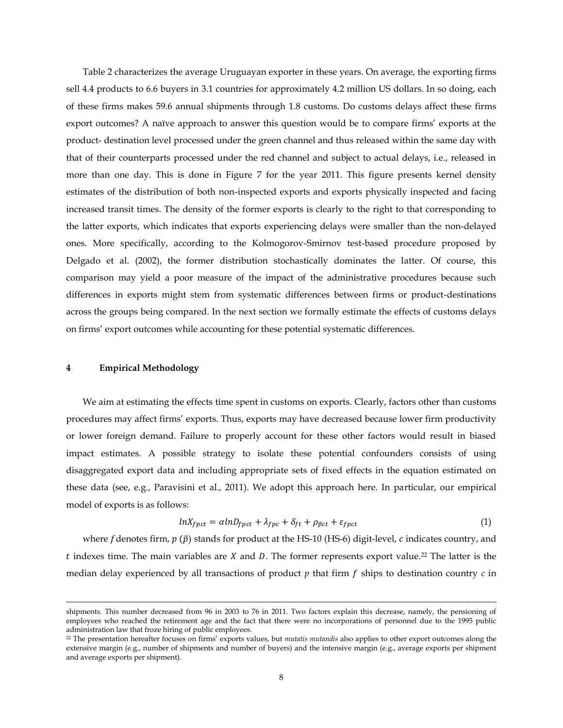Table 2 characterizes the average Uruguayan exporter in these years. On average, the exporting firms sell 4.4 products to 6.6 buyers in 3.1 countries for approximately 4.2 million US dollars. In so doing, each of these firms makes 59.6 annual shipments through 1.8 customs. Do customs delays affect these firms export outcomes? A naïve approach to answer this question would be to compare firms' exports at the product- destination level processed under the green channel and thus released within the same day with that of their counterparts processed under the red channel and subject to actual delays, i.e., released in more than one day. This is done in Figure 7 for the year 2011. This figure presents kernel density estimates of the distribution of both non-inspected exports and exports physically inspected and facing increased transit times. The density of the former exports is clearly to the right to that corresponding to the latter exports, which indicates that exports experiencing delays were smaller than the non-delayed ones. More specifically, according to the Kolmogorov-Smirnov test-based procedure proposed by Delgado et al. (2002), the former distribution stochastically dominates the latter. Of course, this comparison may yield a poor measure of the impact of the administrative procedures because such differences in exports might stem from systematic differences between firms or product-destinations across the groups being compared. In the next section we formally estimate the effects of customs delays on firms' export outcomes while accounting for these potential systematic differences.

## 4 Empirical Methodology

We aim at estimating the effects time spent in customs on exports. Clearly, factors other than customs procedures may affect firms' exports. Thus, exports may have decreased because lower firm productivity or lower foreign demand. Failure to properly account for these other factors would result in biased impact estimates. A possible strategy to isolate these potential confounders consists of using disaggregated export data and including appropriate sets of fixed effects in the equation estimated on these data (see, e.g., Paravisini et al., 2011). We adopt this approach here. In particular, our empirical model of exports is as follows:

$$lnX_{fpct} = \alpha lnD_{fpct} + \lambda_{fpc} + \delta_{ft} + \rho_{\tilde{p}ct} + \varepsilon_{fpct} \tag{1}$$

where $f$ denotes firm, $p$ ($\tilde{p}$) stands for product at the HS-10 (HS-6) digit-level, $c$ indicates country, and $t$ indexes time. The main variables are $X$ and $D$. The former represents export value.[22] The latter is the median delay experienced by all transactions of product $p$ that firm $f$ ships to destination country $c$ in

---

shipments. This number decreased from 96 in 2003 to 76 in 2011. Two factors explain this decrease, namely, the pensioning of employees who reached the retirement age and the fact that there were no incorporations of personnel due to the 1995 public administration law that froze hiring of public employees.

[22] The presentation hereafter focuses on firms' exports values, but *mutatis mutandis* also applies to other export outcomes along the extensive margin (e.g., number of shipments and number of buyers) and the intensive margin (e.g., average exports per shipment and average exports per shipment).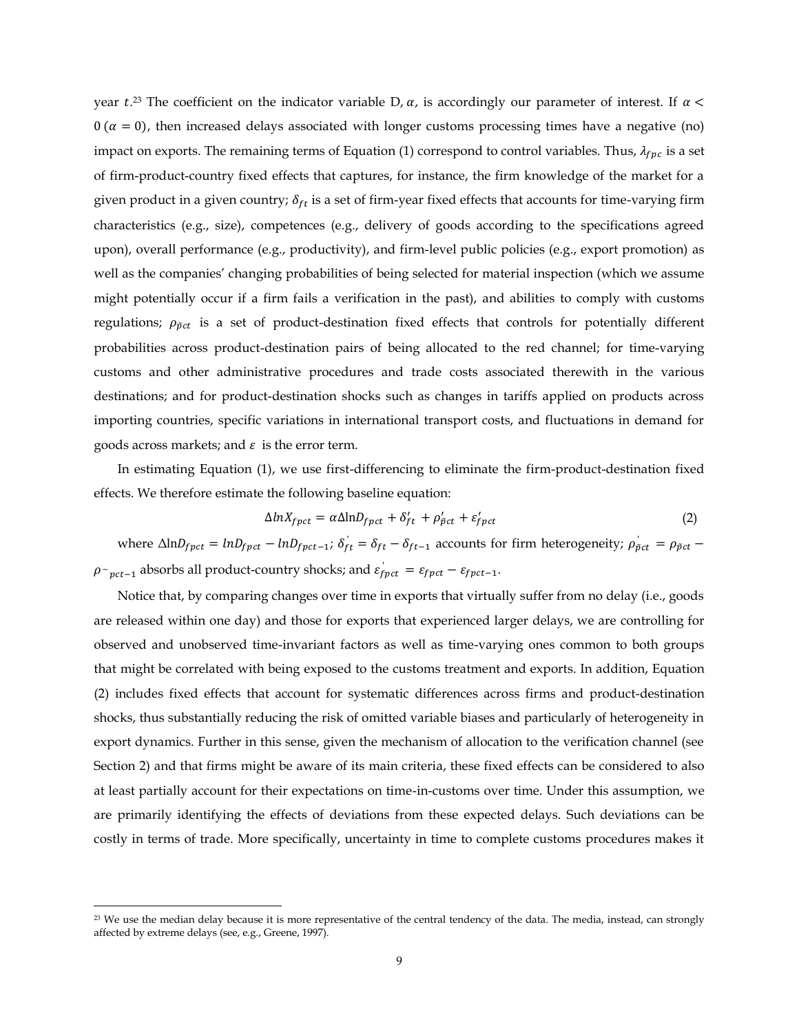year $t$.[23] The coefficient on the indicator variable D, $\alpha$, is accordingly our parameter of interest. If $\alpha < 0$ ($\alpha = 0$), then increased delays associated with longer customs processing times have a negative (no) impact on exports. The remaining terms of Equation (1) correspond to control variables. Thus, $\lambda_{fpc}$ is a set of firm-product-country fixed effects that captures, for instance, the firm knowledge of the market for a given product in a given country; $\delta_{ft}$ is a set of firm-year fixed effects that accounts for time-varying firm characteristics (e.g., size), competences (e.g., delivery of goods according to the specifications agreed upon), overall performance (e.g., productivity), and firm-level public policies (e.g., export promotion) as well as the companies' changing probabilities of being selected for material inspection (which we assume might potentially occur if a firm fails a verification in the past), and abilities to comply with customs regulations; $\rho_{\tilde{p}ct}$ is a set of product-destination fixed effects that controls for potentially different probabilities across product-destination pairs of being allocated to the red channel; for time-varying customs and other administrative procedures and trade costs associated therewith in the various destinations; and for product-destination shocks such as changes in tariffs applied on products across importing countries, specific variations in international transport costs, and fluctuations in demand for goods across markets; and $\varepsilon$ is the error term.

In estimating Equation (1), we use first-differencing to eliminate the firm-product-destination fixed effects. We therefore estimate the following baseline equation:

$$\Delta lnX_{fpct} = \alpha \Delta \ln D_{fpct} + \delta'_{ft} + \rho'_{\tilde{p}ct} + \varepsilon'_{fpct} \tag{2}$$

where $\Delta \ln D_{fpct} = lnD_{fpct} - lnD_{fpct-1}$; $\delta'_{ft} = \delta_{ft} - \delta_{ft-1}$ accounts for firm heterogeneity; $\rho'_{\tilde{p}ct} = \rho_{\tilde{p}ct} - \rho_{\sim pct-1}$ absorbs all product-country shocks; and $\varepsilon'_{fpct} = \varepsilon_{fpct} - \varepsilon_{fpct-1}$.

Notice that, by comparing changes over time in exports that virtually suffer from no delay (i.e., goods are released within one day) and those for exports that experienced larger delays, we are controlling for observed and unobserved time-invariant factors as well as time-varying ones common to both groups that might be correlated with being exposed to the customs treatment and exports. In addition, Equation (2) includes fixed effects that account for systematic differences across firms and product-destination shocks, thus substantially reducing the risk of omitted variable biases and particularly of heterogeneity in export dynamics. Further in this sense, given the mechanism of allocation to the verification channel (see Section 2) and that firms might be aware of its main criteria, these fixed effects can be considered to also at least partially account for their expectations on time-in-customs over time. Under this assumption, we are primarily identifying the effects of deviations from these expected delays. Such deviations can be costly in terms of trade. More specifically, uncertainty in time to complete customs procedures makes it

[23] We use the median delay because it is more representative of the central tendency of the data. The media, instead, can strongly affected by extreme delays (see, e.g., Greene, 1997).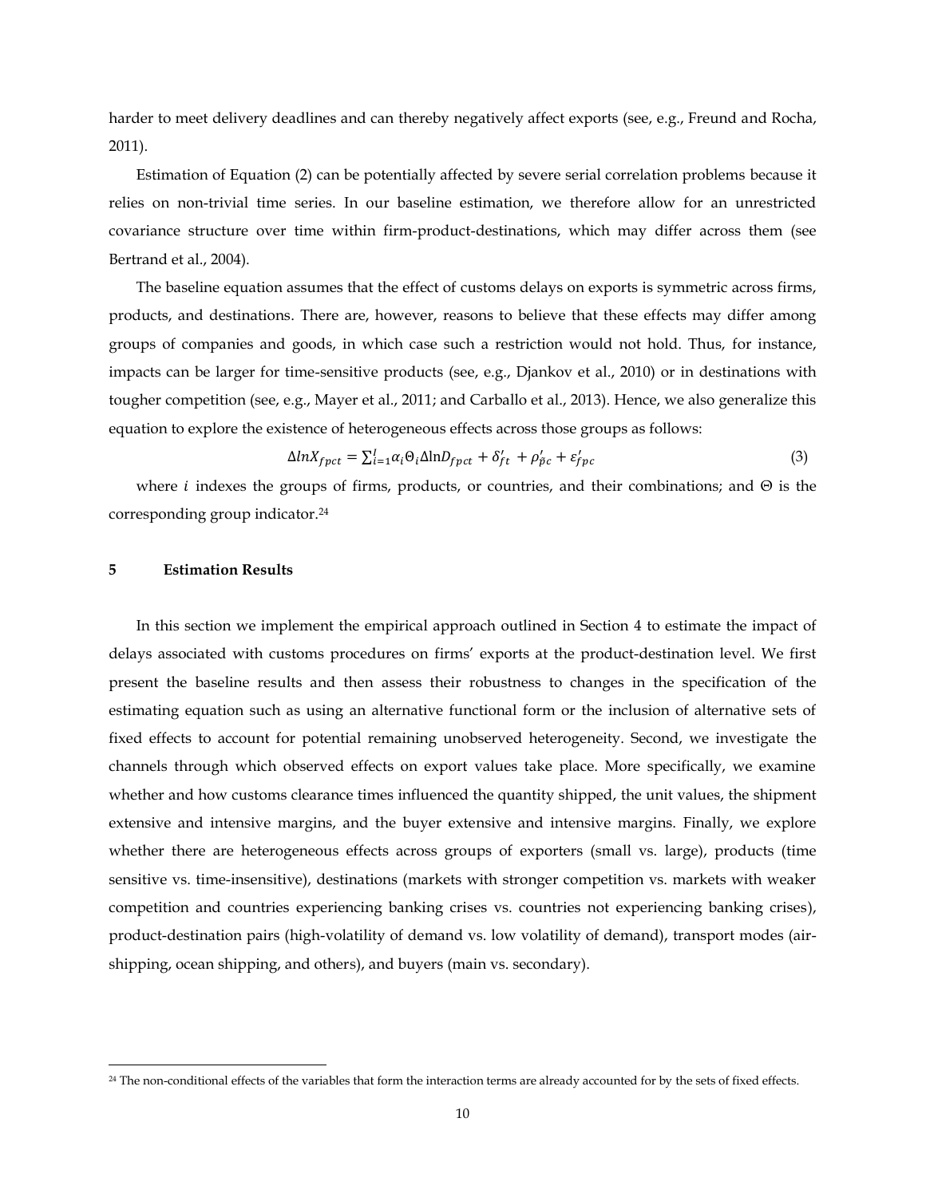harder to meet delivery deadlines and can thereby negatively affect exports (see, e.g., Freund and Rocha, 2011).

Estimation of Equation (2) can be potentially affected by severe serial correlation problems because it relies on non-trivial time series. In our baseline estimation, we therefore allow for an unrestricted covariance structure over time within firm-product-destinations, which may differ across them (see Bertrand et al., 2004).

The baseline equation assumes that the effect of customs delays on exports is symmetric across firms, products, and destinations. There are, however, reasons to believe that these effects may differ among groups of companies and goods, in which case such a restriction would not hold. Thus, for instance, impacts can be larger for time-sensitive products (see, e.g., Djankov et al., 2010) or in destinations with tougher competition (see, e.g., Mayer et al., 2011; and Carballo et al., 2013). Hence, we also generalize this equation to explore the existence of heterogeneous effects across those groups as follows:

$$\Delta lnX_{fpct} = \sum_{i=1}^{I} \alpha_i \Theta_i \Delta \ln D_{fpct} + \delta'_{ft} + \rho'_{\tilde{p}c} + \varepsilon'_{fpc} \quad (3)$$

where $i$ indexes the groups of firms, products, or countries, and their combinations; and $\Theta$ is the corresponding group indicator.[24]

## 5 Estimation Results

In this section we implement the empirical approach outlined in Section 4 to estimate the impact of delays associated with customs procedures on firms' exports at the product-destination level. We first present the baseline results and then assess their robustness to changes in the specification of the estimating equation such as using an alternative functional form or the inclusion of alternative sets of fixed effects to account for potential remaining unobserved heterogeneity. Second, we investigate the channels through which observed effects on export values take place. More specifically, we examine whether and how customs clearance times influenced the quantity shipped, the unit values, the shipment extensive and intensive margins, and the buyer extensive and intensive margins. Finally, we explore whether there are heterogeneous effects across groups of exporters (small vs. large), products (time sensitive vs. time-insensitive), destinations (markets with stronger competition vs. markets with weaker competition and countries experiencing banking crises vs. countries not experiencing banking crises), product-destination pairs (high-volatility of demand vs. low volatility of demand), transport modes (air-shipping, ocean shipping, and others), and buyers (main vs. secondary).

---

[24] The non-conditional effects of the variables that form the interaction terms are already accounted for by the sets of fixed effects.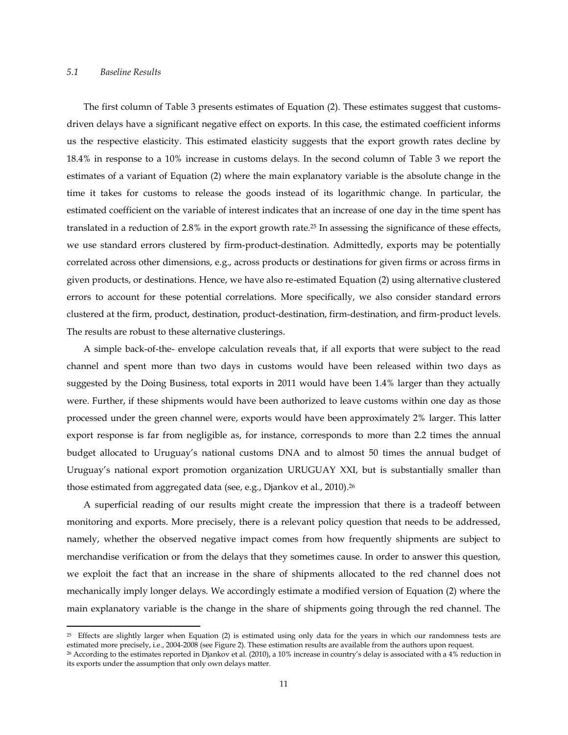### *5.1 Baseline Results*

The first column of Table 3 presents estimates of Equation (2). These estimates suggest that customs-driven delays have a significant negative effect on exports. In this case, the estimated coefficient informs us the respective elasticity. This estimated elasticity suggests that the export growth rates decline by 18.4% in response to a 10% increase in customs delays. In the second column of Table 3 we report the estimates of a variant of Equation (2) where the main explanatory variable is the absolute change in the time it takes for customs to release the goods instead of its logarithmic change. In particular, the estimated coefficient on the variable of interest indicates that an increase of one day in the time spent has translated in a reduction of 2.8% in the export growth rate.[25] In assessing the significance of these effects, we use standard errors clustered by firm-product-destination. Admittedly, exports may be potentially correlated across other dimensions, e.g., across products or destinations for given firms or across firms in given products, or destinations. Hence, we have also re-estimated Equation (2) using alternative clustered errors to account for these potential correlations. More specifically, we also consider standard errors clustered at the firm, product, destination, product-destination, firm-destination, and firm-product levels. The results are robust to these alternative clusterings.

A simple back-of-the- envelope calculation reveals that, if all exports that were subject to the read channel and spent more than two days in customs would have been released within two days as suggested by the Doing Business, total exports in 2011 would have been 1.4% larger than they actually were. Further, if these shipments would have been authorized to leave customs within one day as those processed under the green channel were, exports would have been approximately 2% larger. This latter export response is far from negligible as, for instance, corresponds to more than 2.2 times the annual budget allocated to Uruguay's national customs DNA and to almost 50 times the annual budget of Uruguay's national export promotion organization URUGUAY XXI, but is substantially smaller than those estimated from aggregated data (see, e.g., Djankov et al., 2010).[26]

A superficial reading of our results might create the impression that there is a tradeoff between monitoring and exports. More precisely, there is a relevant policy question that needs to be addressed, namely, whether the observed negative impact comes from how frequently shipments are subject to merchandise verification or from the delays that they sometimes cause. In order to answer this question, we exploit the fact that an increase in the share of shipments allocated to the red channel does not mechanically imply longer delays. We accordingly estimate a modified version of Equation (2) where the main explanatory variable is the change in the share of shipments going through the red channel. The

---

[25] Effects are slightly larger when Equation (2) is estimated using only data for the years in which our randomness tests are estimated more precisely, i.e., 2004-2008 (see Figure 2). These estimation results are available from the authors upon request.

[26] According to the estimates reported in Djankov et al. (2010), a 10% increase in country's delay is associated with a 4% reduction in its exports under the assumption that only own delays matter.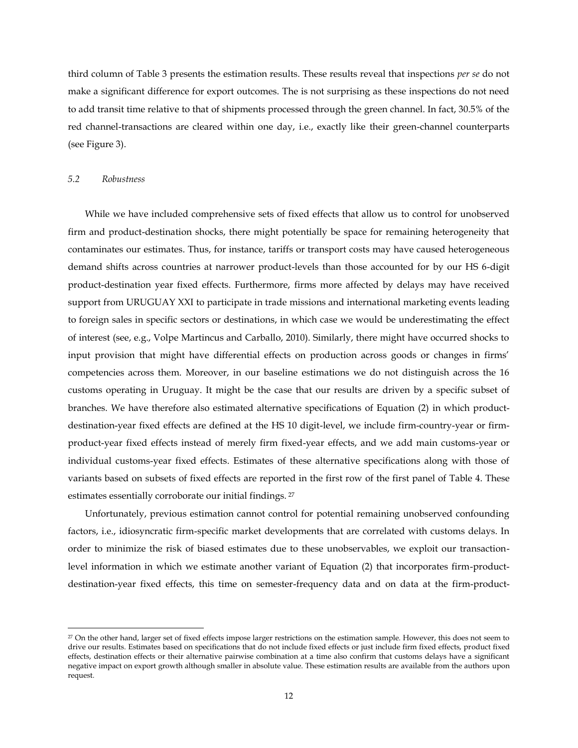third column of Table 3 presents the estimation results. These results reveal that inspections *per se* do not make a significant difference for export outcomes. The is not surprising as these inspections do not need to add transit time relative to that of shipments processed through the green channel. In fact, 30.5% of the red channel-transactions are cleared within one day, i.e., exactly like their green-channel counterparts (see Figure 3).

### *5.2 Robustness*

While we have included comprehensive sets of fixed effects that allow us to control for unobserved firm and product-destination shocks, there might potentially be space for remaining heterogeneity that contaminates our estimates. Thus, for instance, tariffs or transport costs may have caused heterogeneous demand shifts across countries at narrower product-levels than those accounted for by our HS 6-digit product-destination year fixed effects. Furthermore, firms more affected by delays may have received support from URUGUAY XXI to participate in trade missions and international marketing events leading to foreign sales in specific sectors or destinations, in which case we would be underestimating the effect of interest (see, e.g., Volpe Martincus and Carballo, 2010). Similarly, there might have occurred shocks to input provision that might have differential effects on production across goods or changes in firms' competencies across them. Moreover, in our baseline estimations we do not distinguish across the 16 customs operating in Uruguay. It might be the case that our results are driven by a specific subset of branches. We have therefore also estimated alternative specifications of Equation (2) in which product-destination-year fixed effects are defined at the HS 10 digit-level, we include firm-country-year or firm-product-year fixed effects instead of merely firm fixed-year effects, and we add main customs-year or individual customs-year fixed effects. Estimates of these alternative specifications along with those of variants based on subsets of fixed effects are reported in the first row of the first panel of Table 4. These estimates essentially corroborate our initial findings. [27]

Unfortunately, previous estimation cannot control for potential remaining unobserved confounding factors, i.e., idiosyncratic firm-specific market developments that are correlated with customs delays. In order to minimize the risk of biased estimates due to these unobservables, we exploit our transaction-level information in which we estimate another variant of Equation (2) that incorporates firm-product-destination-year fixed effects, this time on semester-frequency data and on data at the firm-product-

[27] On the other hand, larger set of fixed effects impose larger restrictions on the estimation sample. However, this does not seem to drive our results. Estimates based on specifications that do not include fixed effects or just include firm fixed effects, product fixed effects, destination effects or their alternative pairwise combination at a time also confirm that customs delays have a significant negative impact on export growth although smaller in absolute value. These estimation results are available from the authors upon request.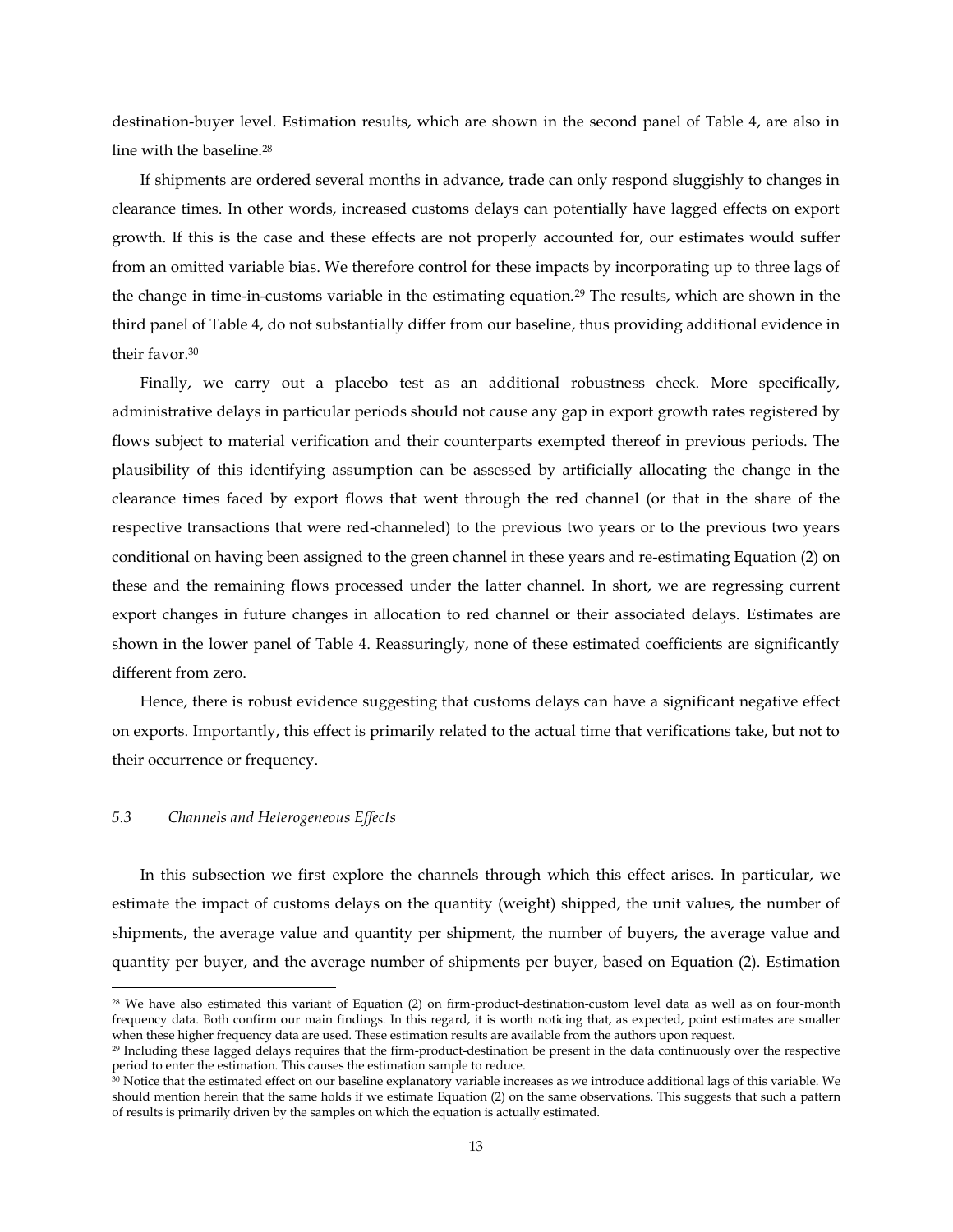destination-buyer level. Estimation results, which are shown in the second panel of Table 4, are also in line with the baseline.[28]

If shipments are ordered several months in advance, trade can only respond sluggishly to changes in clearance times. In other words, increased customs delays can potentially have lagged effects on export growth. If this is the case and these effects are not properly accounted for, our estimates would suffer from an omitted variable bias. We therefore control for these impacts by incorporating up to three lags of the change in time-in-customs variable in the estimating equation.[29] The results, which are shown in the third panel of Table 4, do not substantially differ from our baseline, thus providing additional evidence in their favor.[30]

Finally, we carry out a placebo test as an additional robustness check. More specifically, administrative delays in particular periods should not cause any gap in export growth rates registered by flows subject to material verification and their counterparts exempted thereof in previous periods. The plausibility of this identifying assumption can be assessed by artificially allocating the change in the clearance times faced by export flows that went through the red channel (or that in the share of the respective transactions that were red-channeled) to the previous two years or to the previous two years conditional on having been assigned to the green channel in these years and re-estimating Equation (2) on these and the remaining flows processed under the latter channel. In short, we are regressing current export changes in future changes in allocation to red channel or their associated delays. Estimates are shown in the lower panel of Table 4. Reassuringly, none of these estimated coefficients are significantly different from zero.

Hence, there is robust evidence suggesting that customs delays can have a significant negative effect on exports. Importantly, this effect is primarily related to the actual time that verifications take, but not to their occurrence or frequency.

### *5.3 Channels and Heterogeneous Effects*

In this subsection we first explore the channels through which this effect arises. In particular, we estimate the impact of customs delays on the quantity (weight) shipped, the unit values, the number of shipments, the average value and quantity per shipment, the number of buyers, the average value and quantity per buyer, and the average number of shipments per buyer, based on Equation (2). Estimation

---

[28] We have also estimated this variant of Equation (2) on firm-product-destination-custom level data as well as on four-month frequency data. Both confirm our main findings. In this regard, it is worth noticing that, as expected, point estimates are smaller when these higher frequency data are used. These estimation results are available from the authors upon request.

[29] Including these lagged delays requires that the firm-product-destination be present in the data continuously over the respective period to enter the estimation. This causes the estimation sample to reduce.

[30] Notice that the estimated effect on our baseline explanatory variable increases as we introduce additional lags of this variable. We should mention herein that the same holds if we estimate Equation (2) on the same observations. This suggests that such a pattern of results is primarily driven by the samples on which the equation is actually estimated.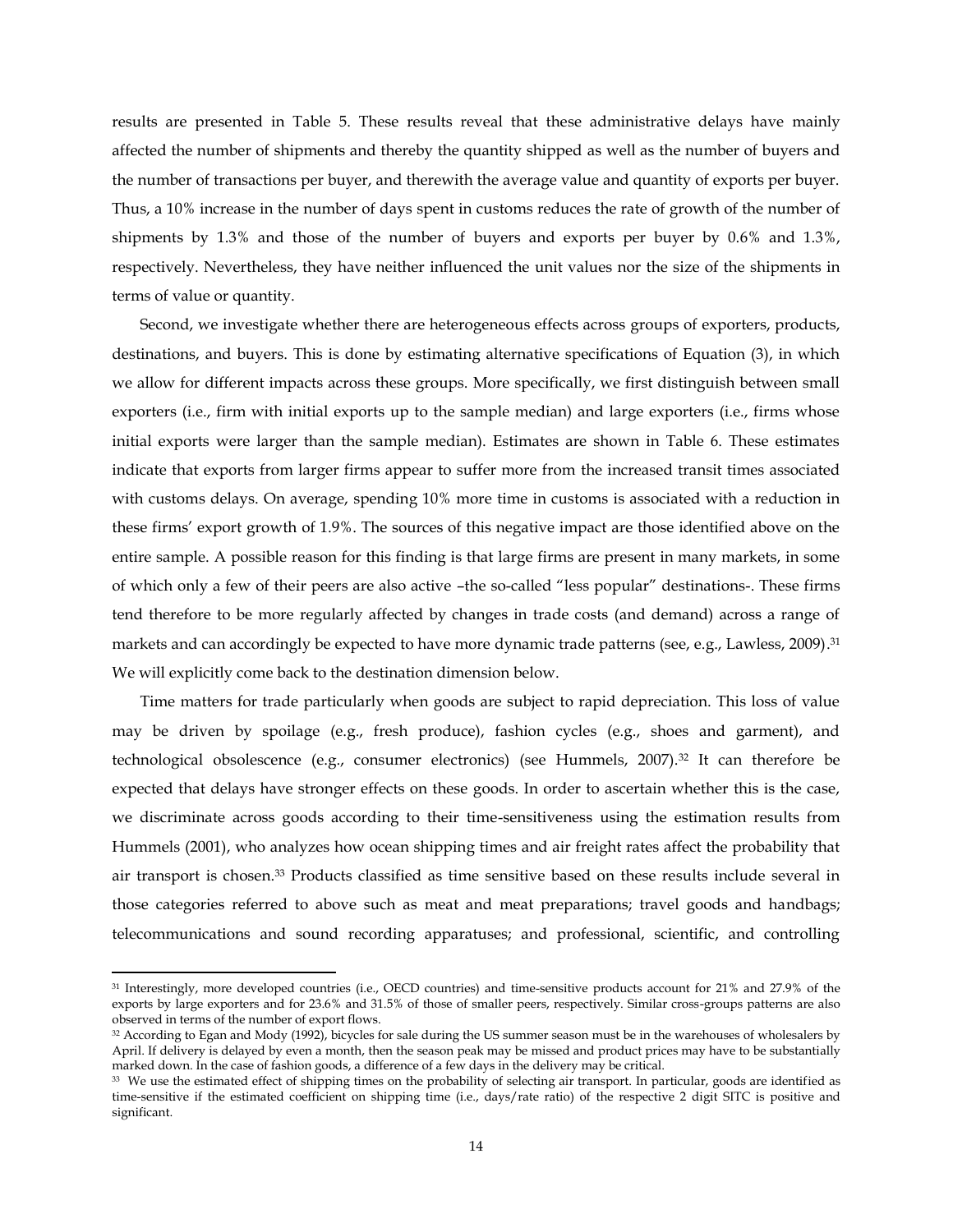results are presented in Table 5. These results reveal that these administrative delays have mainly affected the number of shipments and thereby the quantity shipped as well as the number of buyers and the number of transactions per buyer, and therewith the average value and quantity of exports per buyer. Thus, a 10% increase in the number of days spent in customs reduces the rate of growth of the number of shipments by 1.3% and those of the number of buyers and exports per buyer by 0.6% and 1.3%, respectively. Nevertheless, they have neither influenced the unit values nor the size of the shipments in terms of value or quantity.

Second, we investigate whether there are heterogeneous effects across groups of exporters, products, destinations, and buyers. This is done by estimating alternative specifications of Equation (3), in which we allow for different impacts across these groups. More specifically, we first distinguish between small exporters (i.e., firm with initial exports up to the sample median) and large exporters (i.e., firms whose initial exports were larger than the sample median). Estimates are shown in Table 6. These estimates indicate that exports from larger firms appear to suffer more from the increased transit times associated with customs delays. On average, spending 10% more time in customs is associated with a reduction in these firms' export growth of 1.9%. The sources of this negative impact are those identified above on the entire sample. A possible reason for this finding is that large firms are present in many markets, in some of which only a few of their peers are also active –the so-called "less popular" destinations-. These firms tend therefore to be more regularly affected by changes in trade costs (and demand) across a range of markets and can accordingly be expected to have more dynamic trade patterns (see, e.g., Lawless, 2009).[31] We will explicitly come back to the destination dimension below.

Time matters for trade particularly when goods are subject to rapid depreciation. This loss of value may be driven by spoilage (e.g., fresh produce), fashion cycles (e.g., shoes and garment), and technological obsolescence (e.g., consumer electronics) (see Hummels, 2007).[32] It can therefore be expected that delays have stronger effects on these goods. In order to ascertain whether this is the case, we discriminate across goods according to their time-sensitiveness using the estimation results from Hummels (2001), who analyzes how ocean shipping times and air freight rates affect the probability that air transport is chosen.[33] Products classified as time sensitive based on these results include several in those categories referred to above such as meat and meat preparations; travel goods and handbags; telecommunications and sound recording apparatuses; and professional, scientific, and controlling

[31] Interestingly, more developed countries (i.e., OECD countries) and time-sensitive products account for 21% and 27.9% of the exports by large exporters and for 23.6% and 31.5% of those of smaller peers, respectively. Similar cross-groups patterns are also observed in terms of the number of export flows.

[32] According to Egan and Mody (1992), bicycles for sale during the US summer season must be in the warehouses of wholesalers by April. If delivery is delayed by even a month, then the season peak may be missed and product prices may have to be substantially marked down. In the case of fashion goods, a difference of a few days in the delivery may be critical.

[33] We use the estimated effect of shipping times on the probability of selecting air transport. In particular, goods are identified as time-sensitive if the estimated coefficient on shipping time (i.e., days/rate ratio) of the respective 2 digit SITC is positive and significant.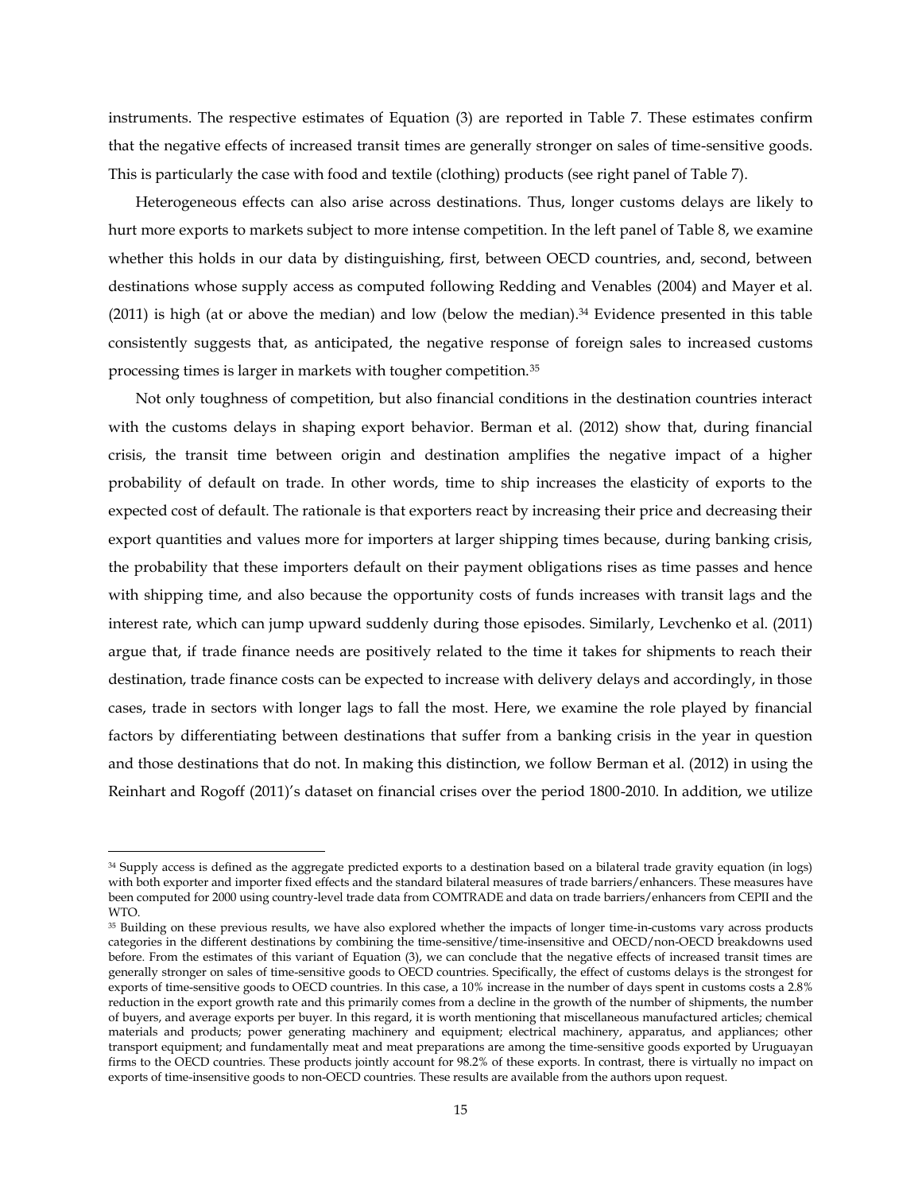instruments. The respective estimates of Equation (3) are reported in Table 7. These estimates confirm that the negative effects of increased transit times are generally stronger on sales of time-sensitive goods. This is particularly the case with food and textile (clothing) products (see right panel of Table 7).

Heterogeneous effects can also arise across destinations. Thus, longer customs delays are likely to hurt more exports to markets subject to more intense competition. In the left panel of Table 8, we examine whether this holds in our data by distinguishing, first, between OECD countries, and, second, between destinations whose supply access as computed following Redding and Venables (2004) and Mayer et al. (2011) is high (at or above the median) and low (below the median).[34] Evidence presented in this table consistently suggests that, as anticipated, the negative response of foreign sales to increased customs processing times is larger in markets with tougher competition.[35]

Not only toughness of competition, but also financial conditions in the destination countries interact with the customs delays in shaping export behavior. Berman et al. (2012) show that, during financial crisis, the transit time between origin and destination amplifies the negative impact of a higher probability of default on trade. In other words, time to ship increases the elasticity of exports to the expected cost of default. The rationale is that exporters react by increasing their price and decreasing their export quantities and values more for importers at larger shipping times because, during banking crisis, the probability that these importers default on their payment obligations rises as time passes and hence with shipping time, and also because the opportunity costs of funds increases with transit lags and the interest rate, which can jump upward suddenly during those episodes. Similarly, Levchenko et al. (2011) argue that, if trade finance needs are positively related to the time it takes for shipments to reach their destination, trade finance costs can be expected to increase with delivery delays and accordingly, in those cases, trade in sectors with longer lags to fall the most. Here, we examine the role played by financial factors by differentiating between destinations that suffer from a banking crisis in the year in question and those destinations that do not. In making this distinction, we follow Berman et al. (2012) in using the Reinhart and Rogoff (2011)'s dataset on financial crises over the period 1800-2010. In addition, we utilize

---

[34] Supply access is defined as the aggregate predicted exports to a destination based on a bilateral trade gravity equation (in logs) with both exporter and importer fixed effects and the standard bilateral measures of trade barriers/enhancers. These measures have been computed for 2000 using country-level trade data from COMTRADE and data on trade barriers/enhancers from CEPII and the WTO.

[35] Building on these previous results, we have also explored whether the impacts of longer time-in-customs vary across products categories in the different destinations by combining the time-sensitive/time-insensitive and OECD/non-OECD breakdowns used before. From the estimates of this variant of Equation (3), we can conclude that the negative effects of increased transit times are generally stronger on sales of time-sensitive goods to OECD countries. Specifically, the effect of customs delays is the strongest for exports of time-sensitive goods to OECD countries. In this case, a 10% increase in the number of days spent in customs costs a 2.8% reduction in the export growth rate and this primarily comes from a decline in the growth of the number of shipments, the number of buyers, and average exports per buyer. In this regard, it is worth mentioning that miscellaneous manufactured articles; chemical materials and products; power generating machinery and equipment; electrical machinery, apparatus, and appliances; other transport equipment; and fundamentally meat and meat preparations are among the time-sensitive goods exported by Uruguayan firms to the OECD countries. These products jointly account for 98.2% of these exports. In contrast, there is virtually no impact on exports of time-insensitive goods to non-OECD countries. These results are available from the authors upon request.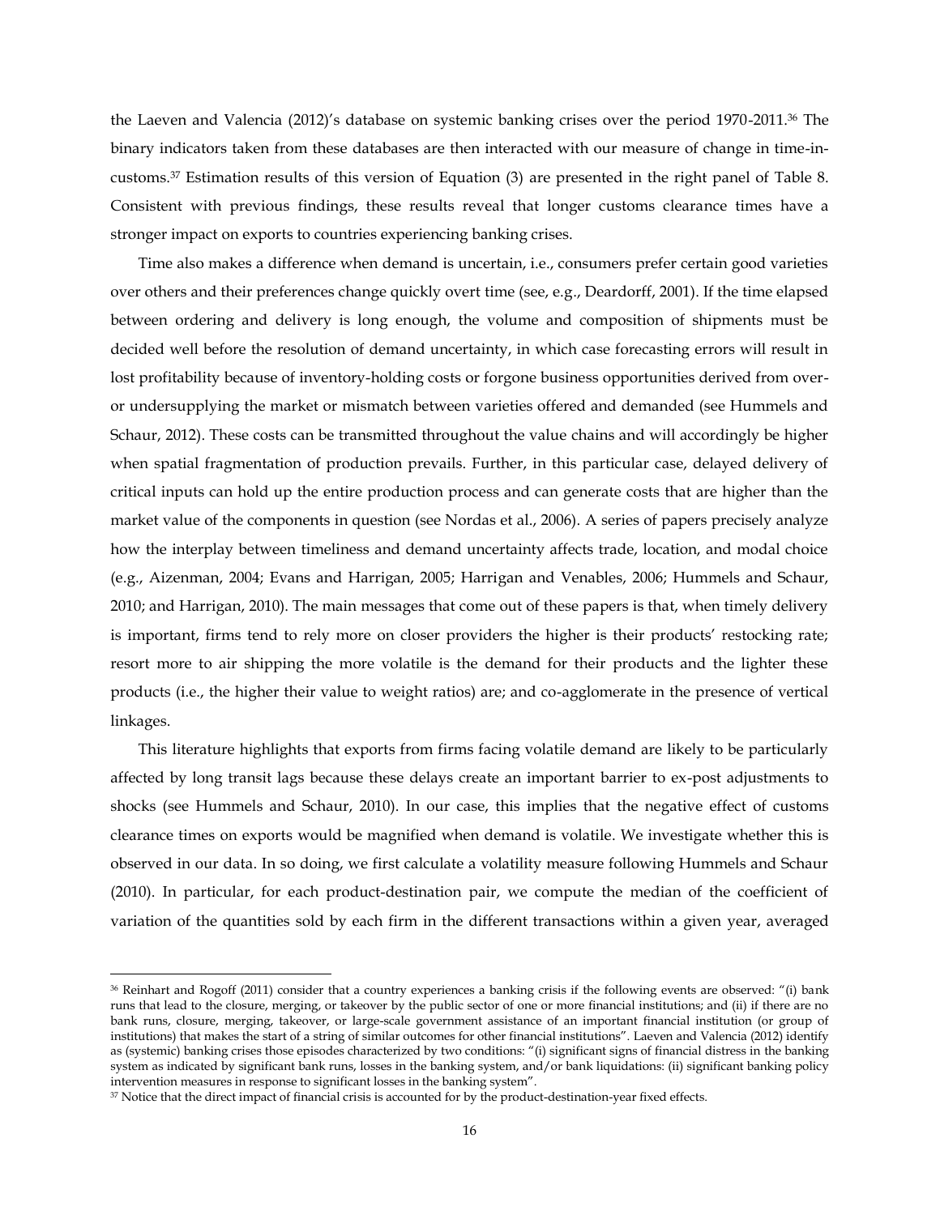the Laeven and Valencia (2012)'s database on systemic banking crises over the period 1970-2011.[36] The binary indicators taken from these databases are then interacted with our measure of change in time-in-customs.[37] Estimation results of this version of Equation (3) are presented in the right panel of Table 8. Consistent with previous findings, these results reveal that longer customs clearance times have a stronger impact on exports to countries experiencing banking crises.

Time also makes a difference when demand is uncertain, i.e., consumers prefer certain good varieties over others and their preferences change quickly overt time (see, e.g., Deardorff, 2001). If the time elapsed between ordering and delivery is long enough, the volume and composition of shipments must be decided well before the resolution of demand uncertainty, in which case forecasting errors will result in lost profitability because of inventory-holding costs or forgone business opportunities derived from over- or undersupplying the market or mismatch between varieties offered and demanded (see Hummels and Schaur, 2012). These costs can be transmitted throughout the value chains and will accordingly be higher when spatial fragmentation of production prevails. Further, in this particular case, delayed delivery of critical inputs can hold up the entire production process and can generate costs that are higher than the market value of the components in question (see Nordas et al., 2006). A series of papers precisely analyze how the interplay between timeliness and demand uncertainty affects trade, location, and modal choice (e.g., Aizenman, 2004; Evans and Harrigan, 2005; Harrigan and Venables, 2006; Hummels and Schaur, 2010; and Harrigan, 2010). The main messages that come out of these papers is that, when timely delivery is important, firms tend to rely more on closer providers the higher is their products' restocking rate; resort more to air shipping the more volatile is the demand for their products and the lighter these products (i.e., the higher their value to weight ratios) are; and co-agglomerate in the presence of vertical linkages.

This literature highlights that exports from firms facing volatile demand are likely to be particularly affected by long transit lags because these delays create an important barrier to ex-post adjustments to shocks (see Hummels and Schaur, 2010). In our case, this implies that the negative effect of customs clearance times on exports would be magnified when demand is volatile. We investigate whether this is observed in our data. In so doing, we first calculate a volatility measure following Hummels and Schaur (2010). In particular, for each product-destination pair, we compute the median of the coefficient of variation of the quantities sold by each firm in the different transactions within a given year, averaged

[36] Reinhart and Rogoff (2011) consider that a country experiences a banking crisis if the following events are observed: "(i) bank runs that lead to the closure, merging, or takeover by the public sector of one or more financial institutions; and (ii) if there are no bank runs, closure, merging, takeover, or large-scale government assistance of an important financial institution (or group of institutions) that makes the start of a string of similar outcomes for other financial institutions". Laeven and Valencia (2012) identify as (systemic) banking crises those episodes characterized by two conditions: "(i) significant signs of financial distress in the banking system as indicated by significant bank runs, losses in the banking system, and/or bank liquidations: (ii) significant banking policy intervention measures in response to significant losses in the banking system".

[37] Notice that the direct impact of financial crisis is accounted for by the product-destination-year fixed effects.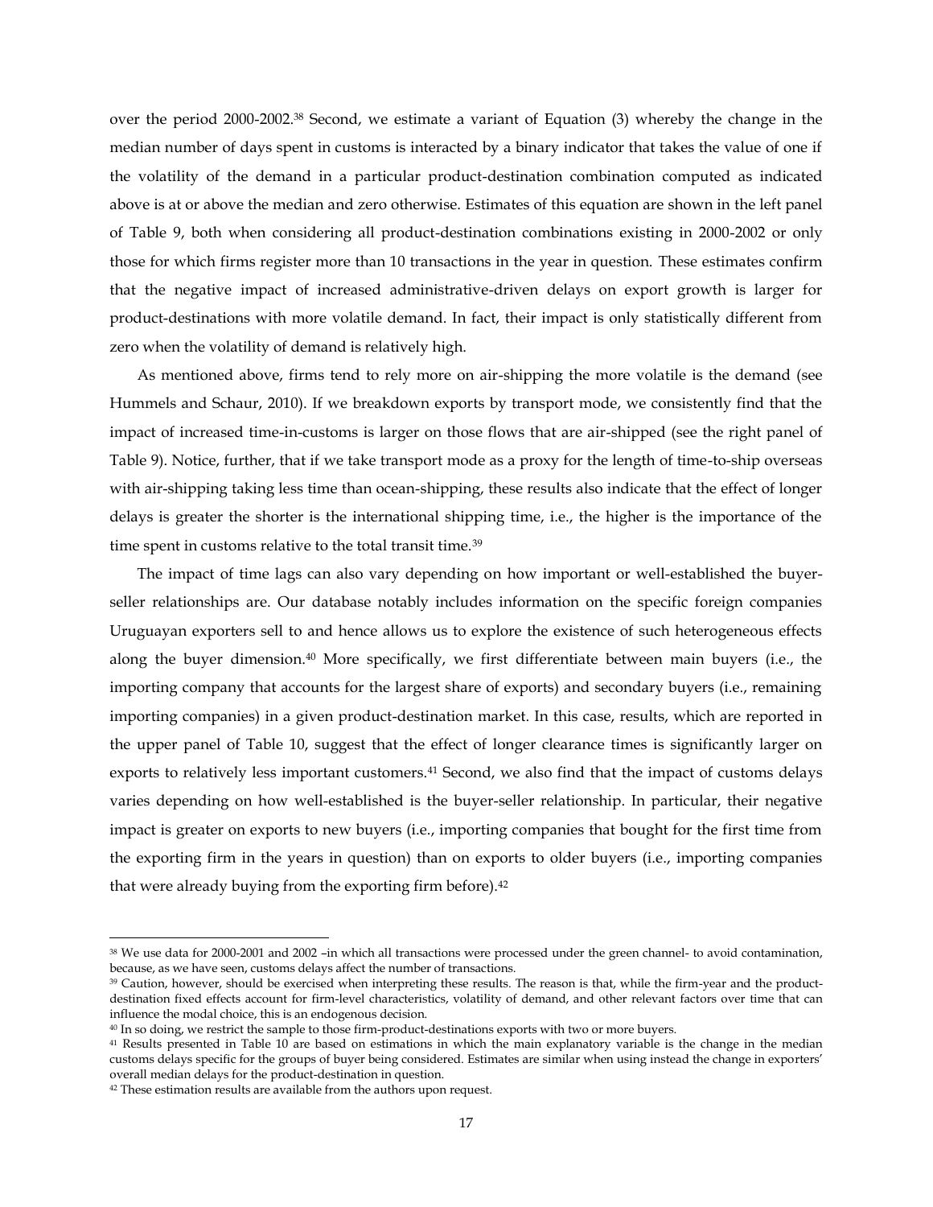over the period 2000-2002.[38] Second, we estimate a variant of Equation (3) whereby the change in the median number of days spent in customs is interacted by a binary indicator that takes the value of one if the volatility of the demand in a particular product-destination combination computed as indicated above is at or above the median and zero otherwise. Estimates of this equation are shown in the left panel of Table 9, both when considering all product-destination combinations existing in 2000-2002 or only those for which firms register more than 10 transactions in the year in question. These estimates confirm that the negative impact of increased administrative-driven delays on export growth is larger for product-destinations with more volatile demand. In fact, their impact is only statistically different from zero when the volatility of demand is relatively high.

As mentioned above, firms tend to rely more on air-shipping the more volatile is the demand (see Hummels and Schaur, 2010). If we breakdown exports by transport mode, we consistently find that the impact of increased time-in-customs is larger on those flows that are air-shipped (see the right panel of Table 9). Notice, further, that if we take transport mode as a proxy for the length of time-to-ship overseas with air-shipping taking less time than ocean-shipping, these results also indicate that the effect of longer delays is greater the shorter is the international shipping time, i.e., the higher is the importance of the time spent in customs relative to the total transit time.[39]

The impact of time lags can also vary depending on how important or well-established the buyer-seller relationships are. Our database notably includes information on the specific foreign companies Uruguayan exporters sell to and hence allows us to explore the existence of such heterogeneous effects along the buyer dimension.[40] More specifically, we first differentiate between main buyers (i.e., the importing company that accounts for the largest share of exports) and secondary buyers (i.e., remaining importing companies) in a given product-destination market. In this case, results, which are reported in the upper panel of Table 10, suggest that the effect of longer clearance times is significantly larger on exports to relatively less important customers.[41] Second, we also find that the impact of customs delays varies depending on how well-established is the buyer-seller relationship. In particular, their negative impact is greater on exports to new buyers (i.e., importing companies that bought for the first time from the exporting firm in the years in question) than on exports to older buyers (i.e., importing companies that were already buying from the exporting firm before).[42]

---

[38] We use data for 2000-2001 and 2002 –in which all transactions were processed under the green channel- to avoid contamination, because, as we have seen, customs delays affect the number of transactions.

[39] Caution, however, should be exercised when interpreting these results. The reason is that, while the firm-year and the product-destination fixed effects account for firm-level characteristics, volatility of demand, and other relevant factors over time that can influence the modal choice, this is an endogenous decision.

[40] In so doing, we restrict the sample to those firm-product-destinations exports with two or more buyers.

[41] Results presented in Table 10 are based on estimations in which the main explanatory variable is the change in the median customs delays specific for the groups of buyer being considered. Estimates are similar when using instead the change in exporters' overall median delays for the product-destination in question.

[42] These estimation results are available from the authors upon request.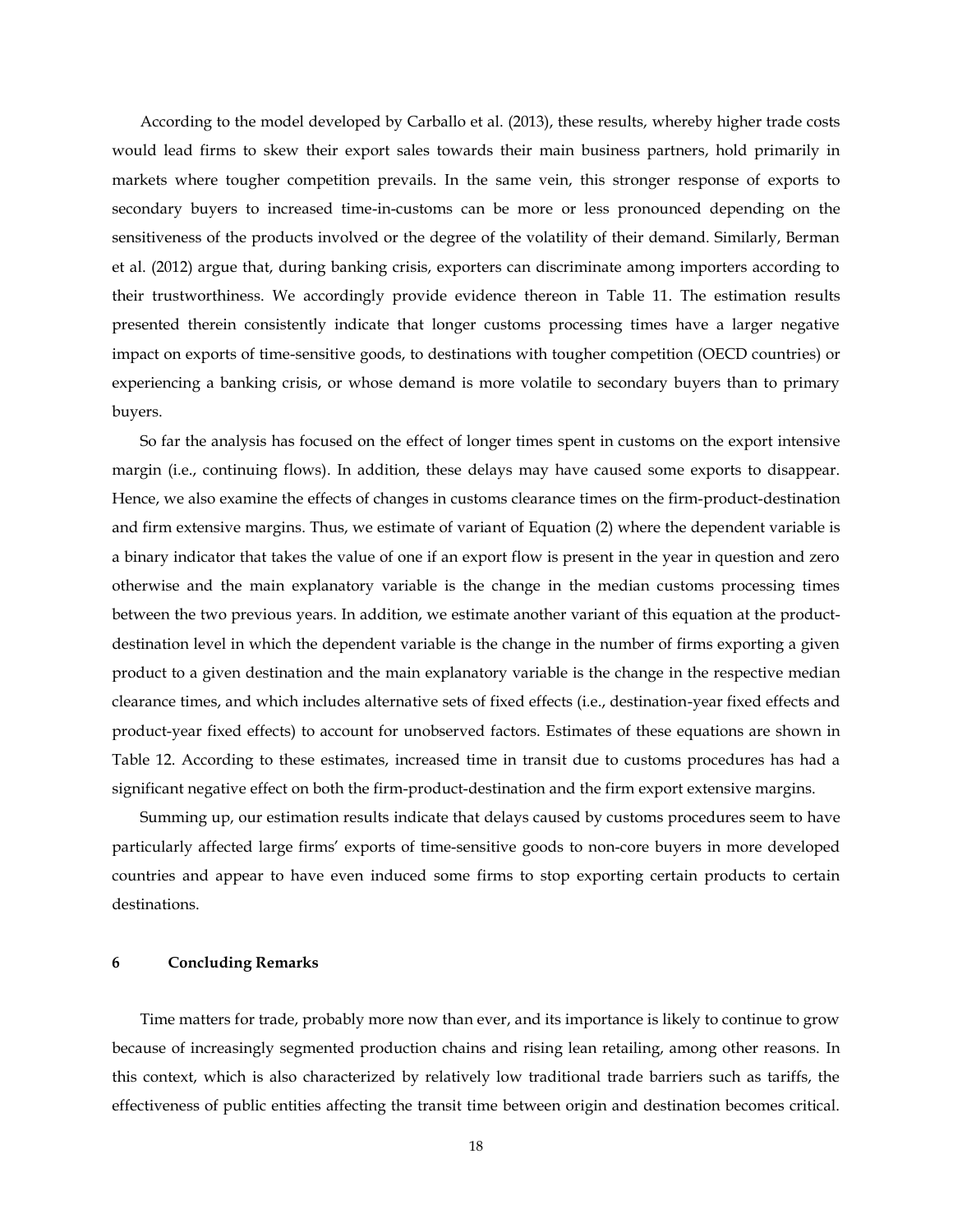According to the model developed by Carballo et al. (2013), these results, whereby higher trade costs would lead firms to skew their export sales towards their main business partners, hold primarily in markets where tougher competition prevails. In the same vein, this stronger response of exports to secondary buyers to increased time-in-customs can be more or less pronounced depending on the sensitiveness of the products involved or the degree of the volatility of their demand. Similarly, Berman et al. (2012) argue that, during banking crisis, exporters can discriminate among importers according to their trustworthiness. We accordingly provide evidence thereon in Table 11. The estimation results presented therein consistently indicate that longer customs processing times have a larger negative impact on exports of time-sensitive goods, to destinations with tougher competition (OECD countries) or experiencing a banking crisis, or whose demand is more volatile to secondary buyers than to primary buyers.

So far the analysis has focused on the effect of longer times spent in customs on the export intensive margin (i.e., continuing flows). In addition, these delays may have caused some exports to disappear. Hence, we also examine the effects of changes in customs clearance times on the firm-product-destination and firm extensive margins. Thus, we estimate of variant of Equation (2) where the dependent variable is a binary indicator that takes the value of one if an export flow is present in the year in question and zero otherwise and the main explanatory variable is the change in the median customs processing times between the two previous years. In addition, we estimate another variant of this equation at the product-destination level in which the dependent variable is the change in the number of firms exporting a given product to a given destination and the main explanatory variable is the change in the respective median clearance times, and which includes alternative sets of fixed effects (i.e., destination-year fixed effects and product-year fixed effects) to account for unobserved factors. Estimates of these equations are shown in Table 12. According to these estimates, increased time in transit due to customs procedures has had a significant negative effect on both the firm-product-destination and the firm export extensive margins.

Summing up, our estimation results indicate that delays caused by customs procedures seem to have particularly affected large firms' exports of time-sensitive goods to non-core buyers in more developed countries and appear to have even induced some firms to stop exporting certain products to certain destinations.

## 6 Concluding Remarks

Time matters for trade, probably more now than ever, and its importance is likely to continue to grow because of increasingly segmented production chains and rising lean retailing, among other reasons. In this context, which is also characterized by relatively low traditional trade barriers such as tariffs, the effectiveness of public entities affecting the transit time between origin and destination becomes critical.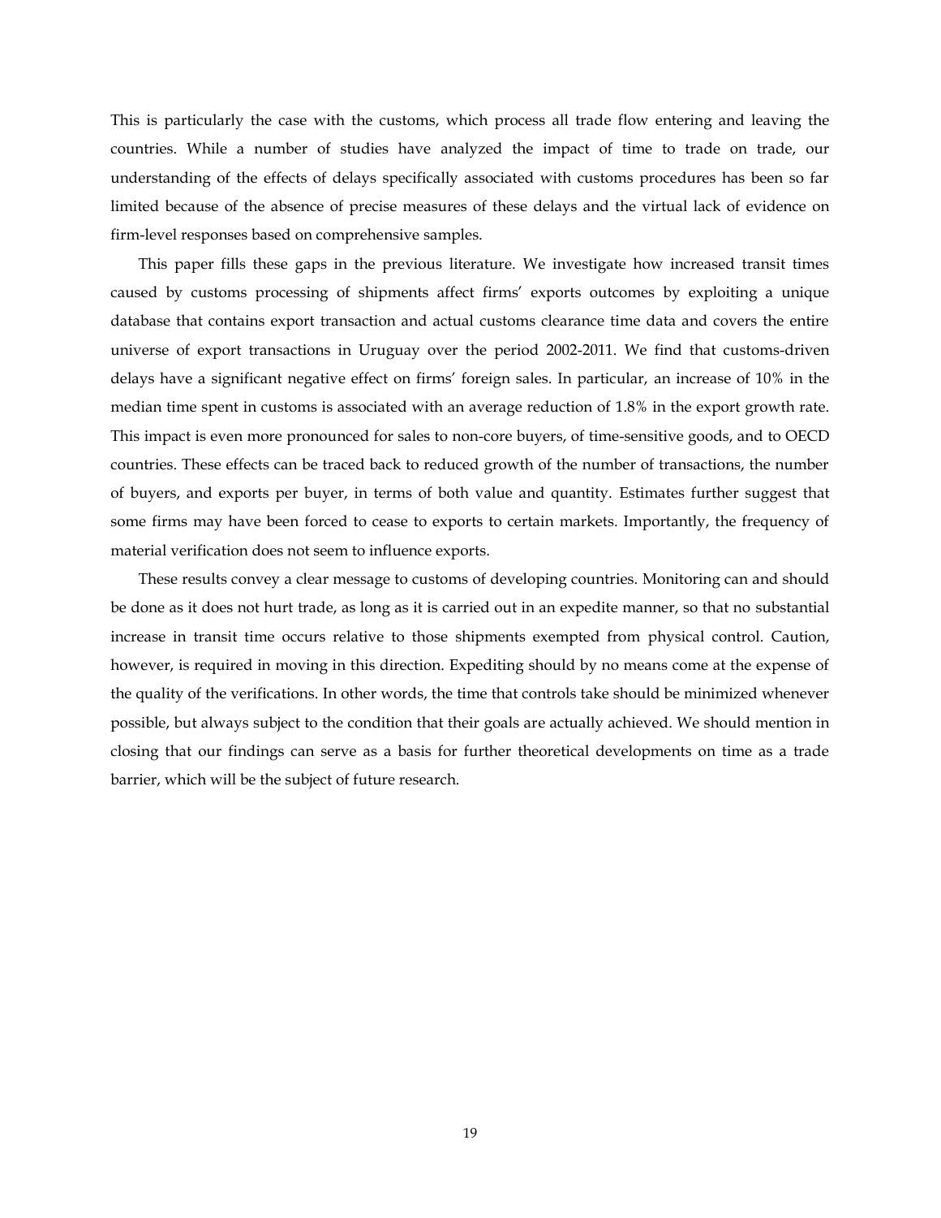This is particularly the case with the customs, which process all trade flow entering and leaving the countries. While a number of studies have analyzed the impact of time to trade on trade, our understanding of the effects of delays specifically associated with customs procedures has been so far limited because of the absence of precise measures of these delays and the virtual lack of evidence on firm-level responses based on comprehensive samples.

This paper fills these gaps in the previous literature. We investigate how increased transit times caused by customs processing of shipments affect firms' exports outcomes by exploiting a unique database that contains export transaction and actual customs clearance time data and covers the entire universe of export transactions in Uruguay over the period 2002-2011. We find that customs-driven delays have a significant negative effect on firms' foreign sales. In particular, an increase of 10% in the median time spent in customs is associated with an average reduction of 1.8% in the export growth rate. This impact is even more pronounced for sales to non-core buyers, of time-sensitive goods, and to OECD countries. These effects can be traced back to reduced growth of the number of transactions, the number of buyers, and exports per buyer, in terms of both value and quantity. Estimates further suggest that some firms may have been forced to cease to exports to certain markets. Importantly, the frequency of material verification does not seem to influence exports.

These results convey a clear message to customs of developing countries. Monitoring can and should be done as it does not hurt trade, as long as it is carried out in an expedite manner, so that no substantial increase in transit time occurs relative to those shipments exempted from physical control. Caution, however, is required in moving in this direction. Expediting should by no means come at the expense of the quality of the verifications. In other words, the time that controls take should be minimized whenever possible, but always subject to the condition that their goals are actually achieved. We should mention in closing that our findings can serve as a basis for further theoretical developments on time as a trade barrier, which will be the subject of future research.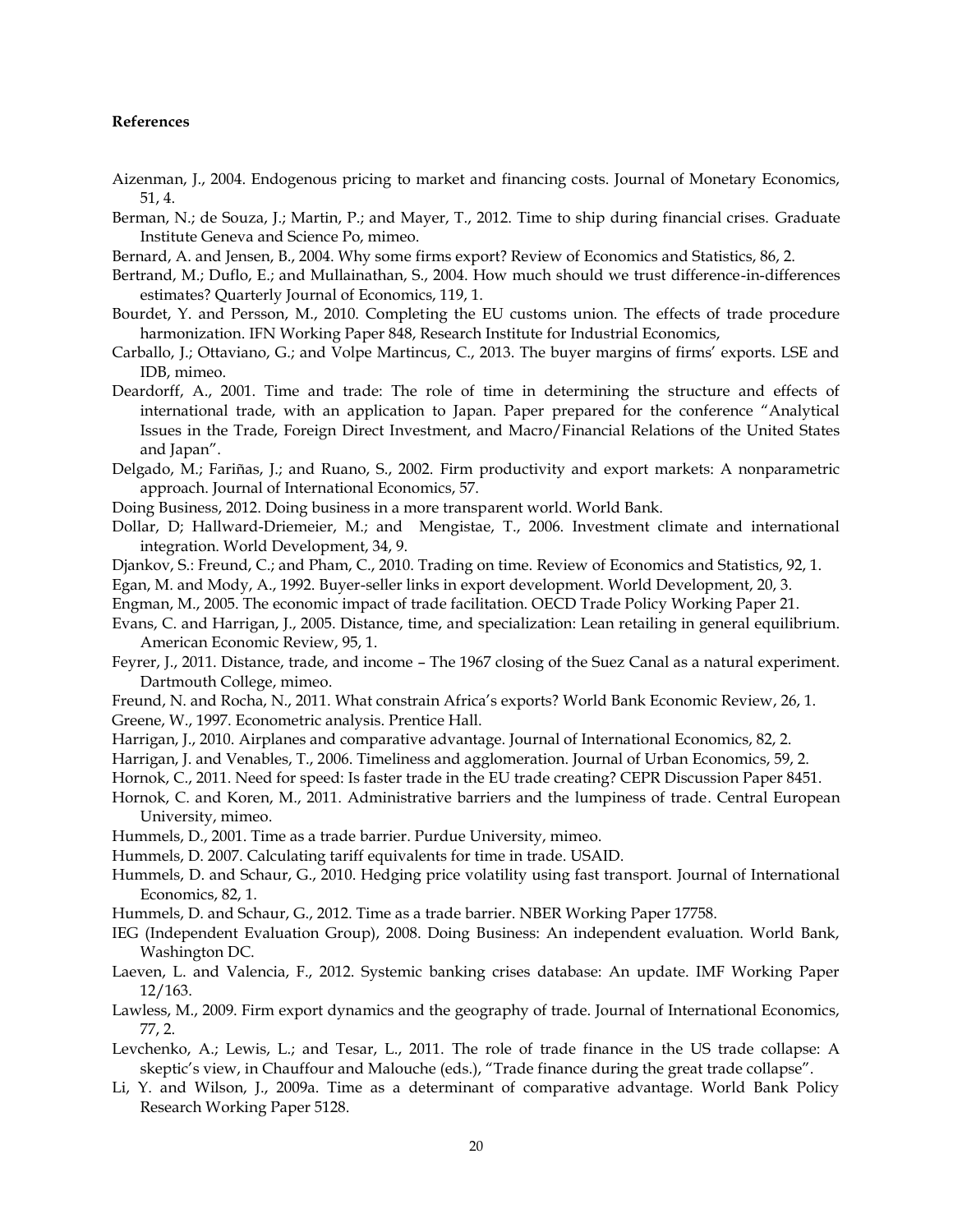**References**

Aizenman, J., 2004. Endogenous pricing to market and financing costs. Journal of Monetary Economics, 51, 4.

Berman, N.; de Souza, J.; Martin, P.; and Mayer, T., 2012. Time to ship during financial crises. Graduate Institute Geneva and Science Po, mimeo.

Bernard, A. and Jensen, B., 2004. Why some firms export? Review of Economics and Statistics, 86, 2.

Bertrand, M.; Duflo, E.; and Mullainathan, S., 2004. How much should we trust difference-in-differences estimates? Quarterly Journal of Economics, 119, 1.

Bourdet, Y. and Persson, M., 2010. Completing the EU customs union. The effects of trade procedure harmonization. IFN Working Paper 848, Research Institute for Industrial Economics,

Carballo, J.; Ottaviano, G.; and Volpe Martincus, C., 2013. The buyer margins of firms' exports. LSE and IDB, mimeo.

Deardorff, A., 2001. Time and trade: The role of time in determining the structure and effects of international trade, with an application to Japan. Paper prepared for the conference "Analytical Issues in the Trade, Foreign Direct Investment, and Macro/Financial Relations of the United States and Japan".

Delgado, M.; Fariñas, J.; and Ruano, S., 2002. Firm productivity and export markets: A nonparametric approach. Journal of International Economics, 57.

Doing Business, 2012. Doing business in a more transparent world. World Bank.

Dollar, D; Hallward-Driemeier, M.; and Mengistae, T., 2006. Investment climate and international integration. World Development, 34, 9.

Djankov, S.: Freund, C.; and Pham, C., 2010. Trading on time. Review of Economics and Statistics, 92, 1.

Egan, M. and Mody, A., 1992. Buyer-seller links in export development. World Development, 20, 3.

Engman, M., 2005. The economic impact of trade facilitation. OECD Trade Policy Working Paper 21.

Evans, C. and Harrigan, J., 2005. Distance, time, and specialization: Lean retailing in general equilibrium. American Economic Review, 95, 1.

Feyrer, J., 2011. Distance, trade, and income – The 1967 closing of the Suez Canal as a natural experiment. Dartmouth College, mimeo.

Freund, N. and Rocha, N., 2011. What constrain Africa's exports? World Bank Economic Review, 26, 1.

Greene, W., 1997. Econometric analysis. Prentice Hall.

Harrigan, J., 2010. Airplanes and comparative advantage. Journal of International Economics, 82, 2.

Harrigan, J. and Venables, T., 2006. Timeliness and agglomeration. Journal of Urban Economics, 59, 2.

Hornok, C., 2011. Need for speed: Is faster trade in the EU trade creating? CEPR Discussion Paper 8451.

Hornok, C. and Koren, M., 2011. Administrative barriers and the lumpiness of trade. Central European University, mimeo.

Hummels, D., 2001. Time as a trade barrier. Purdue University, mimeo.

Hummels, D. 2007. Calculating tariff equivalents for time in trade. USAID.

Hummels, D. and Schaur, G., 2010. Hedging price volatility using fast transport. Journal of International Economics, 82, 1.

Hummels, D. and Schaur, G., 2012. Time as a trade barrier. NBER Working Paper 17758.

IEG (Independent Evaluation Group), 2008. Doing Business: An independent evaluation. World Bank, Washington DC.

Laeven, L. and Valencia, F., 2012. Systemic banking crises database: An update. IMF Working Paper 12/163.

Lawless, M., 2009. Firm export dynamics and the geography of trade. Journal of International Economics, 77, 2.

Levchenko, A.; Lewis, L.; and Tesar, L., 2011. The role of trade finance in the US trade collapse: A skeptic's view, in Chauffour and Malouche (eds.), "Trade finance during the great trade collapse".

Li, Y. and Wilson, J., 2009a. Time as a determinant of comparative advantage. World Bank Policy Research Working Paper 5128.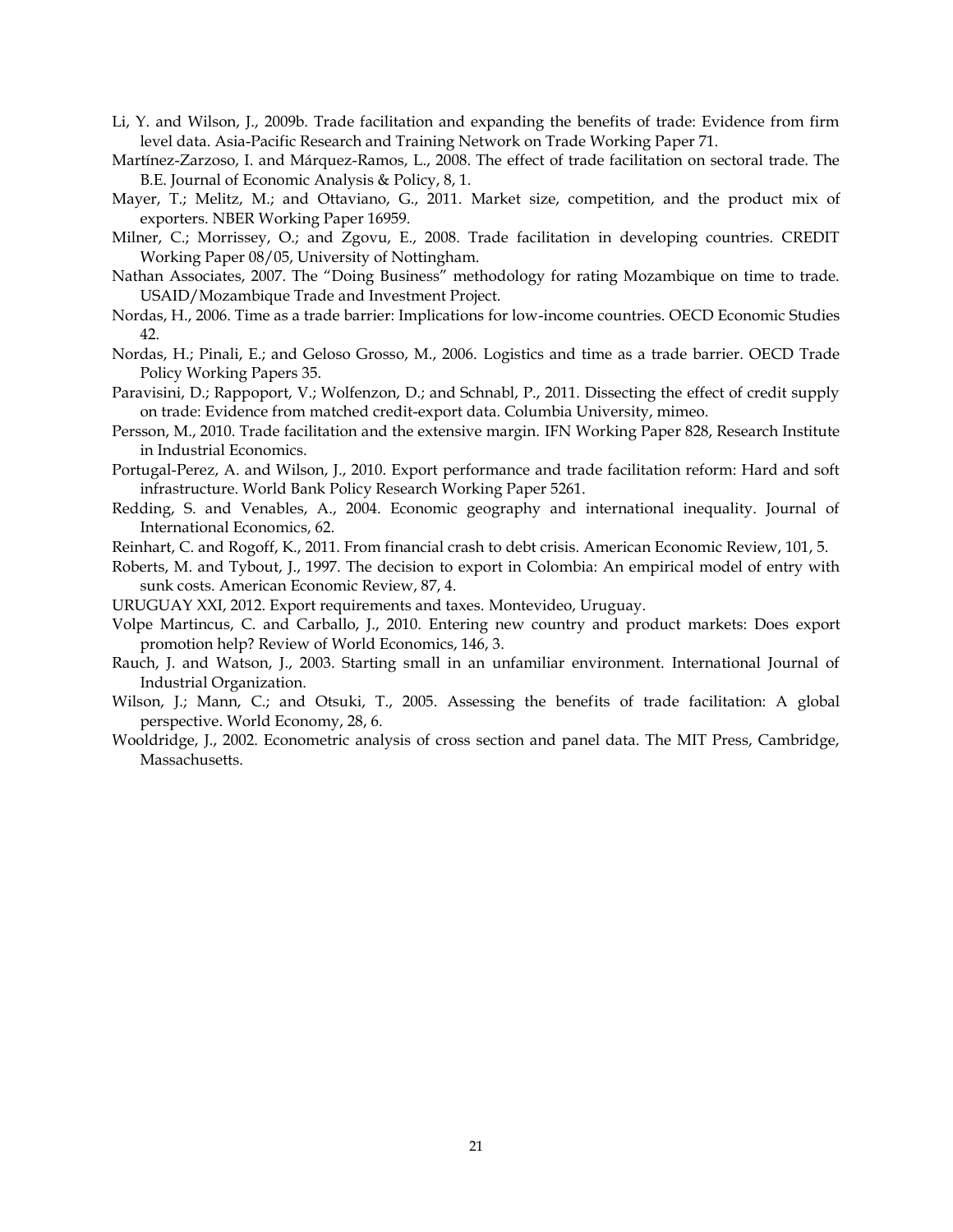Li, Y. and Wilson, J., 2009b. Trade facilitation and expanding the benefits of trade: Evidence from firm level data. Asia-Pacific Research and Training Network on Trade Working Paper 71.

Martínez-Zarzoso, I. and Márquez-Ramos, L., 2008. The effect of trade facilitation on sectoral trade. The B.E. Journal of Economic Analysis & Policy, 8, 1.

Mayer, T.; Melitz, M.; and Ottaviano, G., 2011. Market size, competition, and the product mix of exporters. NBER Working Paper 16959.

Milner, C.; Morrissey, O.; and Zgovu, E., 2008. Trade facilitation in developing countries. CREDIT Working Paper 08/05, University of Nottingham.

Nathan Associates, 2007. The "Doing Business" methodology for rating Mozambique on time to trade. USAID/Mozambique Trade and Investment Project.

Nordas, H., 2006. Time as a trade barrier: Implications for low-income countries. OECD Economic Studies 42.

Nordas, H.; Pinali, E.; and Geloso Grosso, M., 2006. Logistics and time as a trade barrier. OECD Trade Policy Working Papers 35.

Paravisini, D.; Rappoport, V.; Wolfenzon, D.; and Schnabl, P., 2011. Dissecting the effect of credit supply on trade: Evidence from matched credit-export data. Columbia University, mimeo.

Persson, M., 2010. Trade facilitation and the extensive margin. IFN Working Paper 828, Research Institute in Industrial Economics.

Portugal-Perez, A. and Wilson, J., 2010. Export performance and trade facilitation reform: Hard and soft infrastructure. World Bank Policy Research Working Paper 5261.

Redding, S. and Venables, A., 2004. Economic geography and international inequality. Journal of International Economics, 62.

Reinhart, C. and Rogoff, K., 2011. From financial crash to debt crisis. American Economic Review, 101, 5.

Roberts, M. and Tybout, J., 1997. The decision to export in Colombia: An empirical model of entry with sunk costs. American Economic Review, 87, 4.

URUGUAY XXI, 2012. Export requirements and taxes. Montevideo, Uruguay.

Volpe Martincus, C. and Carballo, J., 2010. Entering new country and product markets: Does export promotion help? Review of World Economics, 146, 3.

Rauch, J. and Watson, J., 2003. Starting small in an unfamiliar environment. International Journal of Industrial Organization.

Wilson, J.; Mann, C.; and Otsuki, T., 2005. Assessing the benefits of trade facilitation: A global perspective. World Economy, 28, 6.

Wooldridge, J., 2002. Econometric analysis of cross section and panel data. The MIT Press, Cambridge, Massachusetts.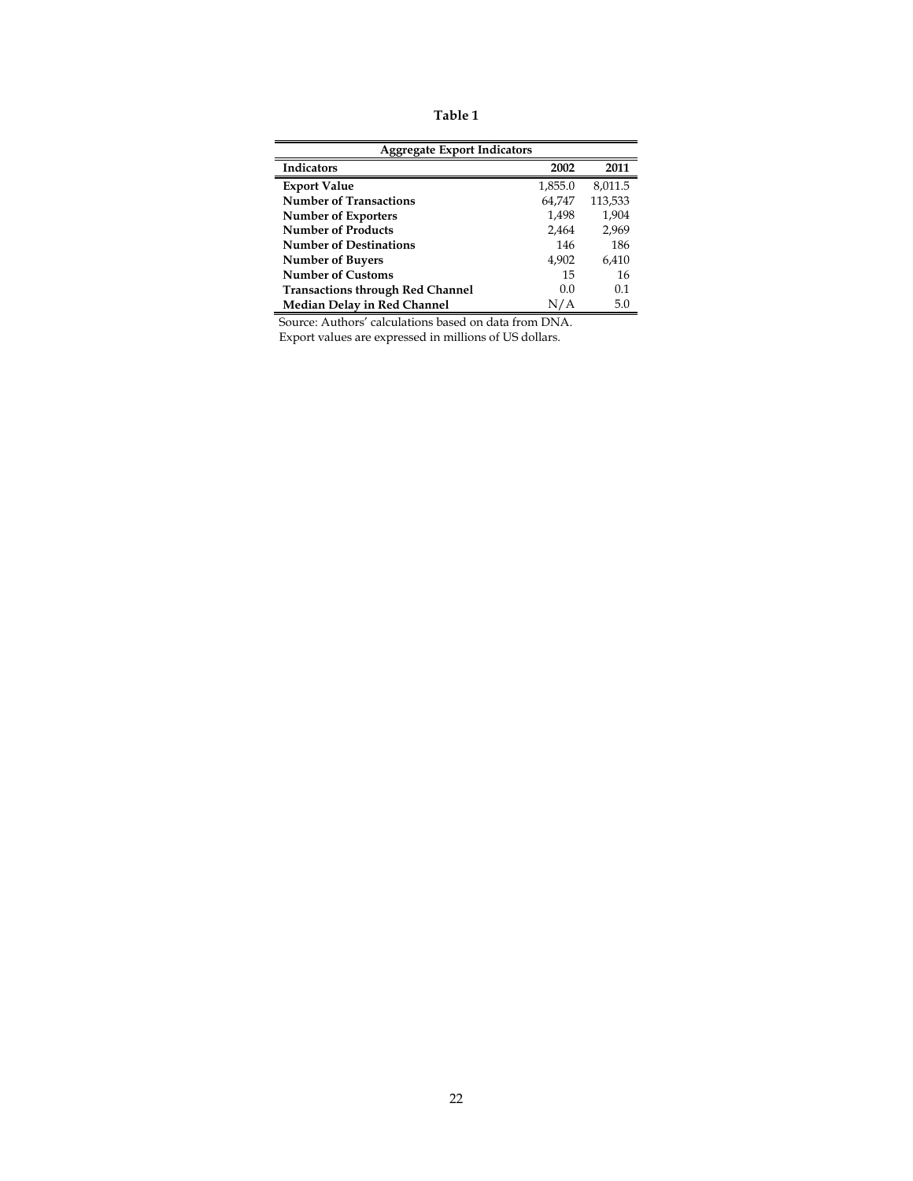**Table 1**

| Aggregate Export Indicators | | |
|---|---|---|
| **Indicators** | **2002** | **2011** |
| **Export Value** | 1,855.0 | 8,011.5 |
| **Number of Transactions** | 64,747 | 113,533 |
| **Number of Exporters** | 1,498 | 1,904 |
| **Number of Products** | 2,464 | 2,969 |
| **Number of Destinations** | 146 | 186 |
| **Number of Buyers** | 4,902 | 6,410 |
| **Number of Customs** | 15 | 16 |
| **Transactions through Red Channel** | 0.0 | 0.1 |
| **Median Delay in Red Channel** | N/A | 5.0 |

Source: Authors' calculations based on data from DNA.
Export values are expressed in millions of US dollars.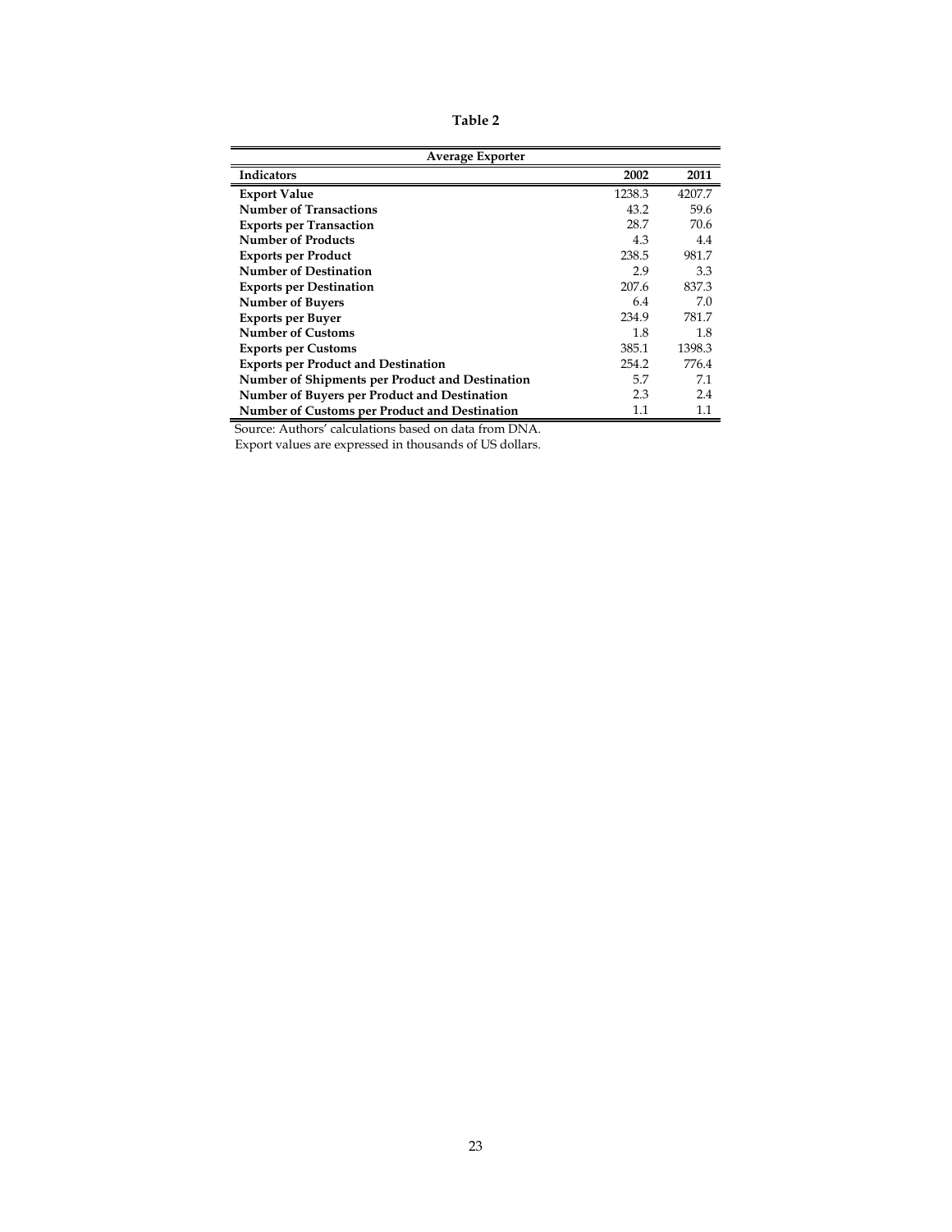**Table 2**

| Average Exporter | | |
|---|---|---|
| **Indicators** | **2002** | **2011** |
| **Export Value** | 1238.3 | 4207.7 |
| **Number of Transactions** | 43.2 | 59.6 |
| **Exports per Transaction** | 28.7 | 70.6 |
| **Number of Products** | 4.3 | 4.4 |
| **Exports per Product** | 238.5 | 981.7 |
| **Number of Destination** | 2.9 | 3.3 |
| **Exports per Destination** | 207.6 | 837.3 |
| **Number of Buyers** | 6.4 | 7.0 |
| **Exports per Buyer** | 234.9 | 781.7 |
| **Number of Customs** | 1.8 | 1.8 |
| **Exports per Customs** | 385.1 | 1398.3 |
| **Exports per Product and Destination** | 254.2 | 776.4 |
| **Number of Shipments per Product and Destination** | 5.7 | 7.1 |
| **Number of Buyers per Product and Destination** | 2.3 | 2.4 |
| **Number of Customs per Product and Destination** | 1.1 | 1.1 |

Source: Authors' calculations based on data from DNA.

Export values are expressed in thousands of US dollars.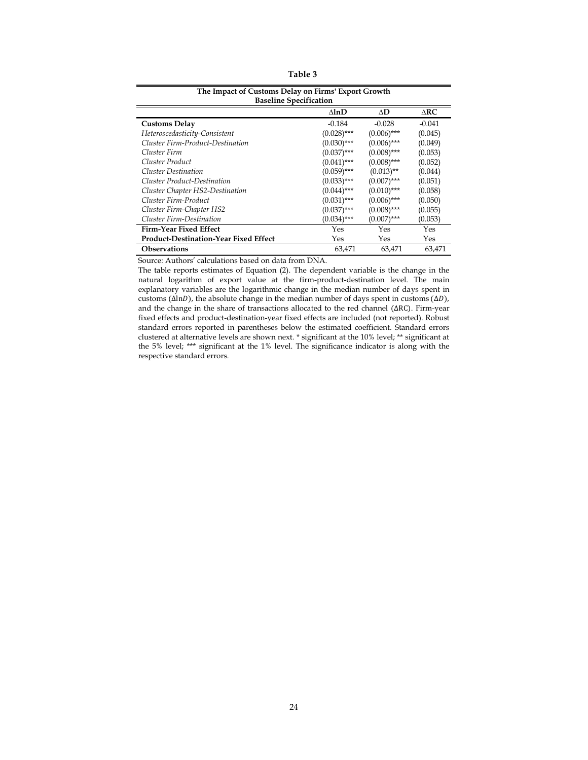**Table 3**

| The Impact of Customs Delay on Firms' Export Growth<br>Baseline Specification | | | |
|---|---|---|---|
| | ΔlnD | ΔD | ΔRC |
| **Customs Delay** | -0.184 | -0.028 | -0.041 |
| *Heteroscedasticity-Consistent* | (0.028)*** | (0.006)*** | (0.045) |
| *Cluster Firm-Product-Destination* | (0.030)*** | (0.006)*** | (0.049) |
| *Cluster Firm* | (0.037)*** | (0.008)*** | (0.053) |
| *Cluster Product* | (0.041)*** | (0.008)*** | (0.052) |
| *Cluster Destination* | (0.059)*** | (0.013)** | (0.044) |
| *Cluster Product-Destination* | (0.033)*** | (0.007)*** | (0.051) |
| *Cluster Chapter HS2-Destination* | (0.044)*** | (0.010)*** | (0.058) |
| *Cluster Firm-Product* | (0.031)*** | (0.006)*** | (0.050) |
| *Cluster Firm-Chapter HS2* | (0.037)*** | (0.008)*** | (0.055) |
| *Cluster Firm-Destination* | (0.034)*** | (0.007)*** | (0.053) |
| **Firm-Year Fixed Effect** | Yes | Yes | Yes |
| **Product-Destination-Year Fixed Effect** | Yes | Yes | Yes |
| **Observations** | 63,471 | 63,471 | 63,471 |

Source: Authors' calculations based on data from DNA.

The table reports estimates of Equation (2). The dependent variable is the change in the natural logarithm of export value at the firm-product-destination level. The main explanatory variables are the logarithmic change in the median number of days spent in customs ($\Delta \ln D$), the absolute change in the median number of days spent in customs ($\Delta D$), and the change in the share of transactions allocated to the red channel ($\Delta \mathrm{RC}$). Firm-year fixed effects and product-destination-year fixed effects are included (not reported). Robust standard errors reported in parentheses below the estimated coefficient. Standard errors clustered at alternative levels are shown next. * significant at the 10% level; ** significant at the 5% level; *** significant at the 1% level. The significance indicator is along with the respective standard errors.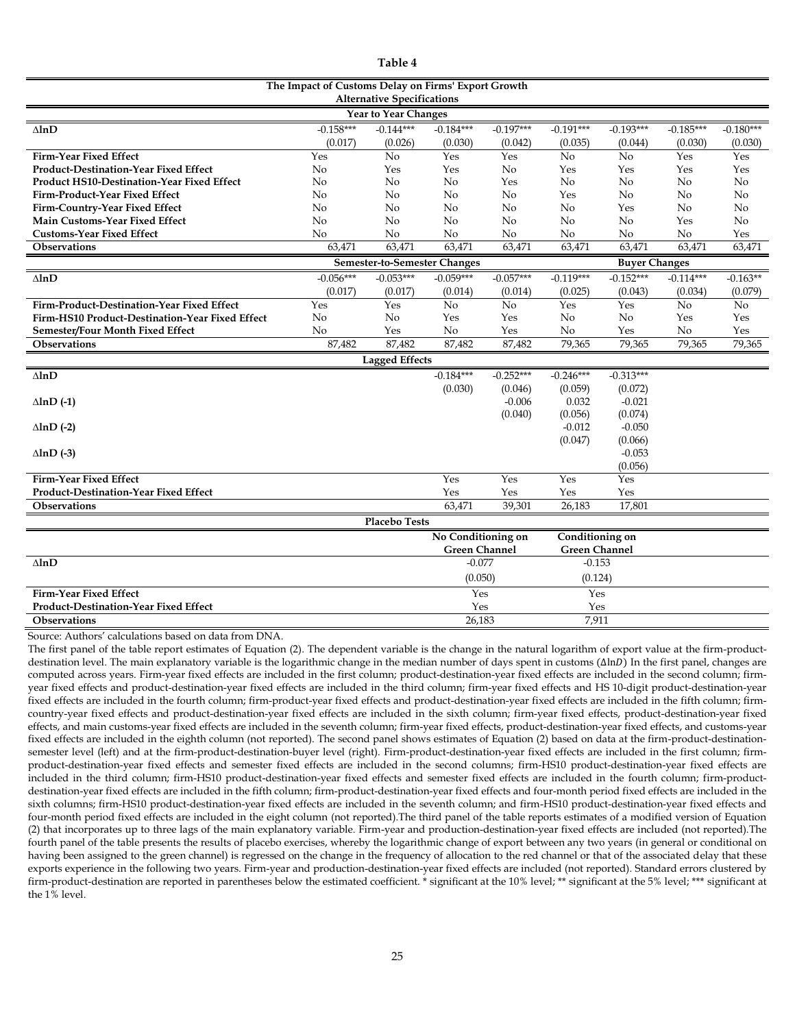**Table 4**

**The Impact of Customs Delay on Firms' Export Growth**
**Alternative Specifications**

| | | | | | | | | |
|---|---|---|---|---|---|---|---|---|
| | **Year to Year Changes** | | | | | | | |
| **ΔlnD** | -0.158*** | -0.144*** | -0.184*** | -0.197*** | -0.191*** | -0.193*** | -0.185*** | -0.180*** |
| | (0.017) | (0.026) | (0.030) | (0.042) | (0.035) | (0.044) | (0.030) | (0.030) |
| **Firm-Year Fixed Effect** | Yes | No | Yes | Yes | No | No | Yes | Yes |
| **Product-Destination-Year Fixed Effect** | No | Yes | Yes | No | Yes | Yes | Yes | Yes |
| **Product HS10-Destination-Year Fixed Effect** | No | No | No | Yes | No | No | No | No |
| **Firm-Product-Year Fixed Effect** | No | No | No | No | Yes | No | No | No |
| **Firm-Country-Year Fixed Effect** | No | No | No | No | No | Yes | No | No |
| **Main Customs-Year Fixed Effect** | No | No | No | No | No | No | Yes | No |
| **Customs-Year Fixed Effect** | No | No | No | No | No | No | No | Yes |
| **Observations** | 63,471 | 63,471 | 63,471 | 63,471 | 63,471 | 63,471 | 63,471 | 63,471 |
| | **Semester-to-Semester Changes** | | | | **Buyer Changes** | | | |
| **ΔlnD** | -0.056*** | -0.053*** | -0.059*** | -0.057*** | -0.119*** | -0.152*** | -0.114*** | -0.163** |
| | (0.017) | (0.017) | (0.014) | (0.014) | (0.025) | (0.043) | (0.034) | (0.079) |
| **Firm-Product-Destination-Year Fixed Effect** | Yes | Yes | No | No | Yes | Yes | No | No |
| **Firm-HS10 Product-Destination-Year Fixed Effect** | No | No | Yes | Yes | No | No | Yes | Yes |
| **Semester/Four Month Fixed Effect** | No | Yes | No | Yes | No | Yes | No | Yes |
| **Observations** | 87,482 | 87,482 | 87,482 | 87,482 | 79,365 | 79,365 | 79,365 | 79,365 |
| | **Lagged Effects** | | | | | | | |
| **ΔlnD** | | | -0.184*** | -0.252*** | -0.246*** | -0.313*** | | |
| | | | (0.030) | (0.046) | (0.059) | (0.072) | | |
| **ΔlnD (-1)** | | | | -0.006 | 0.032 | -0.021 | | |
| | | | | (0.040) | (0.056) | (0.074) | | |
| **ΔlnD (-2)** | | | | | -0.012 | -0.050 | | |
| | | | | | (0.047) | (0.066) | | |
| **ΔlnD (-3)** | | | | | | -0.053 | | |
| | | | | | | (0.056) | | |
| **Firm-Year Fixed Effect** | | | Yes | Yes | Yes | Yes | | |
| **Product-Destination-Year Fixed Effect** | | | Yes | Yes | Yes | Yes | | |
| **Observations** | | | 63,471 | 39,301 | 26,183 | 17,801 | | |
| | **Placebo Tests** | | | | | | | |
| | | | **No Conditioning on Green Channel** | | **Conditioning on Green Channel** | | | |
| **ΔlnD** | | | -0.077 | | -0.153 | | | |
| | | | (0.050) | | (0.124) | | | |
| **Firm-Year Fixed Effect** | | | Yes | | Yes | | | |
| **Product-Destination-Year Fixed Effect** | | | Yes | | Yes | | | |
| **Observations** | | | 26,183 | | 7,911 | | | |

Source: Authors' calculations based on data from DNA.

The first panel of the table report estimates of Equation (2). The dependent variable is the change in the natural logarithm of export value at the firm-product-destination level. The main explanatory variable is the logarithmic change in the median number of days spent in customs ($\Delta \ln D$) In the first panel, changes are computed across years. Firm-year fixed effects are included in the first column; product-destination-year fixed effects are included in the second column; firm-year fixed effects and product-destination-year fixed effects are included in the third column; firm-year fixed effects and HS 10-digit product-destination-year fixed effects are included in the fourth column; firm-product-year fixed effects and product-destination-year fixed effects are included in the fifth column; firm-country-year fixed effects and product-destination-year fixed effects are included in the sixth column; firm-year fixed effects, product-destination-year fixed effects, and main customs-year fixed effects are included in the seventh column; firm-year fixed effects, product-destination-year fixed effects, and customs-year fixed effects are included in the eighth column (not reported). The second panel shows estimates of Equation (2) based on data at the firm-product-destination-semester level (left) and at the firm-product-destination-buyer level (right). Firm-product-destination-year fixed effects are included in the first column; firm-product-destination-year fixed effects and semester fixed effects are included in the second columns; firm-HS10 product-destination-year fixed effects are included in the third column; firm-HS10 product-destination-year fixed effects and semester fixed effects are included in the fourth column; firm-product-destination-year fixed effects are included in the fifth column; firm-product-destination-year fixed effects and four-month period fixed effects are included in the sixth columns; firm-HS10 product-destination-year fixed effects are included in the seventh column; and firm-HS10 product-destination-year fixed effects and four-month period fixed effects are included in the eight column (not reported).The third panel of the table reports estimates of a modified version of Equation (2) that incorporates up to three lags of the main explanatory variable. Firm-year and production-destination-year fixed effects are included (not reported).The fourth panel of the table presents the results of placebo exercises, whereby the logarithmic change of export between any two years (in general or conditional on having been assigned to the green channel) is regressed on the change in the frequency of allocation to the red channel or that of the associated delay that these exports experience in the following two years. Firm-year and production-destination-year fixed effects are included (not reported). Standard errors clustered by firm-product-destination are reported in parentheses below the estimated coefficient. * significant at the 10% level; ** significant at the 5% level; *** significant at the 1% level.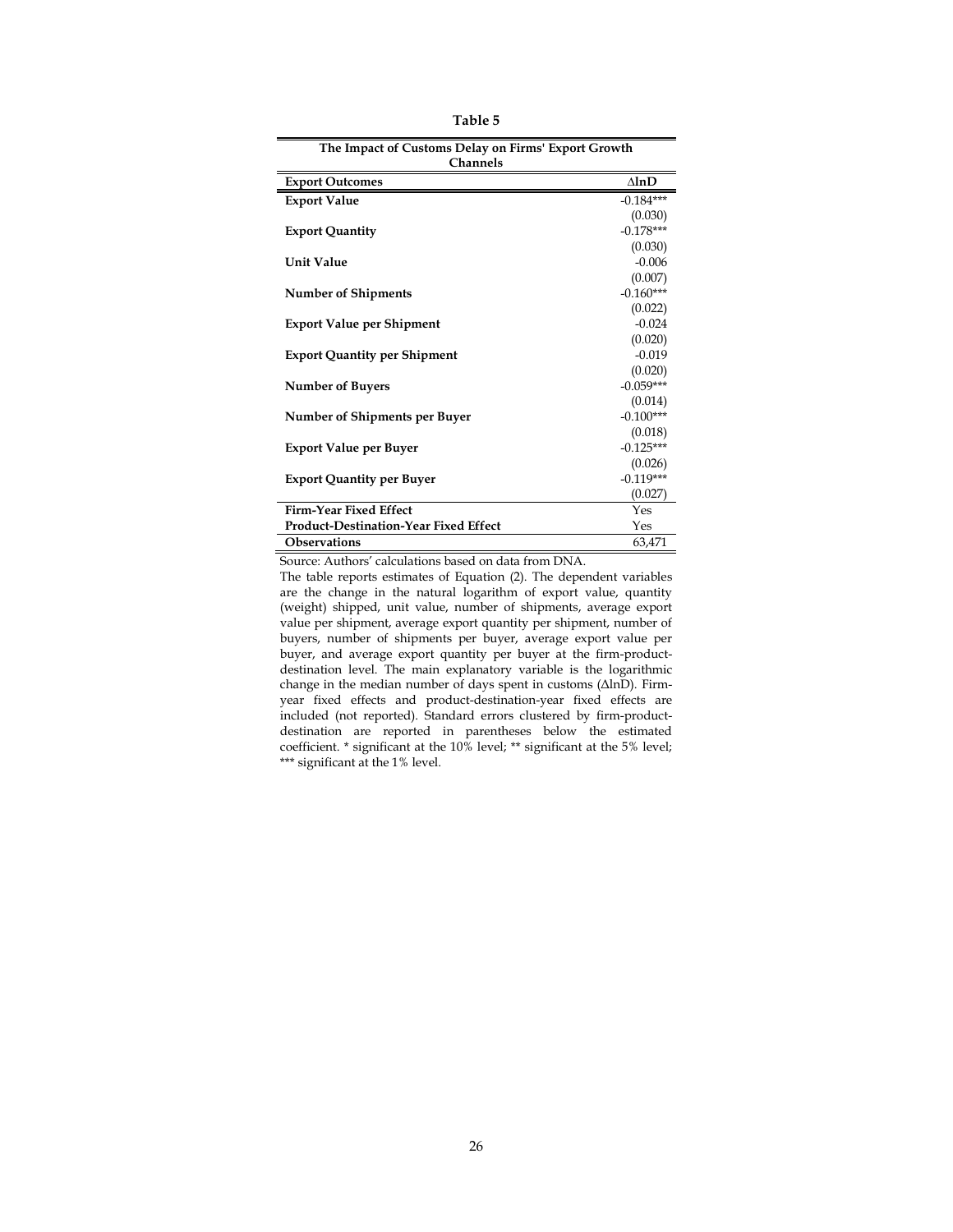**Table 5**

| The Impact of Customs Delay on Firms' Export Growth Channels | |
|---|---|
| **Export Outcomes** | **∆lnD** |
| **Export Value** | -0.184*** |
| | (0.030) |
| **Export Quantity** | -0.178*** |
| | (0.030) |
| **Unit Value** | -0.006 |
| | (0.007) |
| **Number of Shipments** | -0.160*** |
| | (0.022) |
| **Export Value per Shipment** | -0.024 |
| | (0.020) |
| **Export Quantity per Shipment** | -0.019 |
| | (0.020) |
| **Number of Buyers** | -0.059*** |
| | (0.014) |
| **Number of Shipments per Buyer** | -0.100*** |
| | (0.018) |
| **Export Value per Buyer** | -0.125*** |
| | (0.026) |
| **Export Quantity per Buyer** | -0.119*** |
| | (0.027) |
| **Firm-Year Fixed Effect** | Yes |
| **Product-Destination-Year Fixed Effect** | Yes |
| **Observations** | 63,471 |

Source: Authors' calculations based on data from DNA.

The table reports estimates of Equation (2). The dependent variables are the change in the natural logarithm of export value, quantity (weight) shipped, unit value, number of shipments, average export value per shipment, average export quantity per shipment, number of buyers, number of shipments per buyer, average export value per buyer, and average export quantity per buyer at the firm-product-destination level. The main explanatory variable is the logarithmic change in the median number of days spent in customs (∆lnD). Firm-year fixed effects and product-destination-year fixed effects are included (not reported). Standard errors clustered by firm-product-destination are reported in parentheses below the estimated coefficient. * significant at the 10% level; ** significant at the 5% level; *** significant at the 1% level.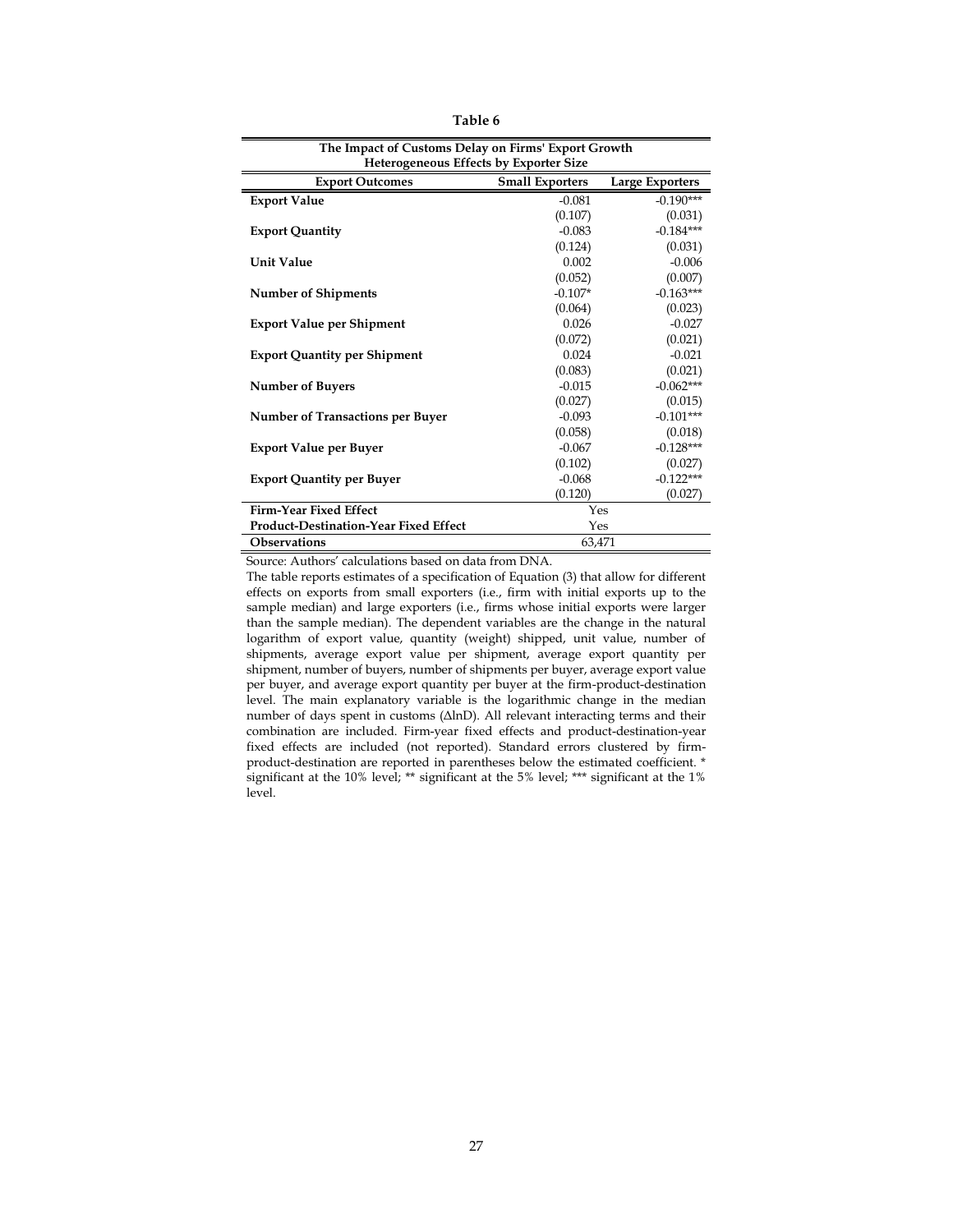**Table 6**

| The Impact of Customs Delay on Firms' Export Growth<br>Heterogeneous Effects by Exporter Size | | |
|---|---|---|
| **Export Outcomes** | **Small Exporters** | **Large Exporters** |
| **Export Value** | -0.081 | -0.190*** |
| | (0.107) | (0.031) |
| **Export Quantity** | -0.083 | -0.184*** |
| | (0.124) | (0.031) |
| **Unit Value** | 0.002 | -0.006 |
| | (0.052) | (0.007) |
| **Number of Shipments** | -0.107* | -0.163*** |
| | (0.064) | (0.023) |
| **Export Value per Shipment** | 0.026 | -0.027 |
| | (0.072) | (0.021) |
| **Export Quantity per Shipment** | 0.024 | -0.021 |
| | (0.083) | (0.021) |
| **Number of Buyers** | -0.015 | -0.062*** |
| | (0.027) | (0.015) |
| **Number of Transactions per Buyer** | -0.093 | -0.101*** |
| | (0.058) | (0.018) |
| **Export Value per Buyer** | -0.067 | -0.128*** |
| | (0.102) | (0.027) |
| **Export Quantity per Buyer** | -0.068 | -0.122*** |
| | (0.120) | (0.027) |
| **Firm-Year Fixed Effect** | Yes | |
| **Product-Destination-Year Fixed Effect** | Yes | |
| **Observations** | 63,471 | |

Source: Authors' calculations based on data from DNA.

The table reports estimates of a specification of Equation (3) that allow for different effects on exports from small exporters (i.e., firm with initial exports up to the sample median) and large exporters (i.e., firms whose initial exports were larger than the sample median). The dependent variables are the change in the natural logarithm of export value, quantity (weight) shipped, unit value, number of shipments, average export value per shipment, average export quantity per shipment, number of buyers, number of shipments per buyer, average export value per buyer, and average export quantity per buyer at the firm-product-destination level. The main explanatory variable is the logarithmic change in the median number of days spent in customs ($\Delta \ln D$). All relevant interacting terms and their combination are included. Firm-year fixed effects and product-destination-year fixed effects are included (not reported). Standard errors clustered by firm-product-destination are reported in parentheses below the estimated coefficient. * significant at the 10% level; ** significant at the 5% level; *** significant at the 1% level.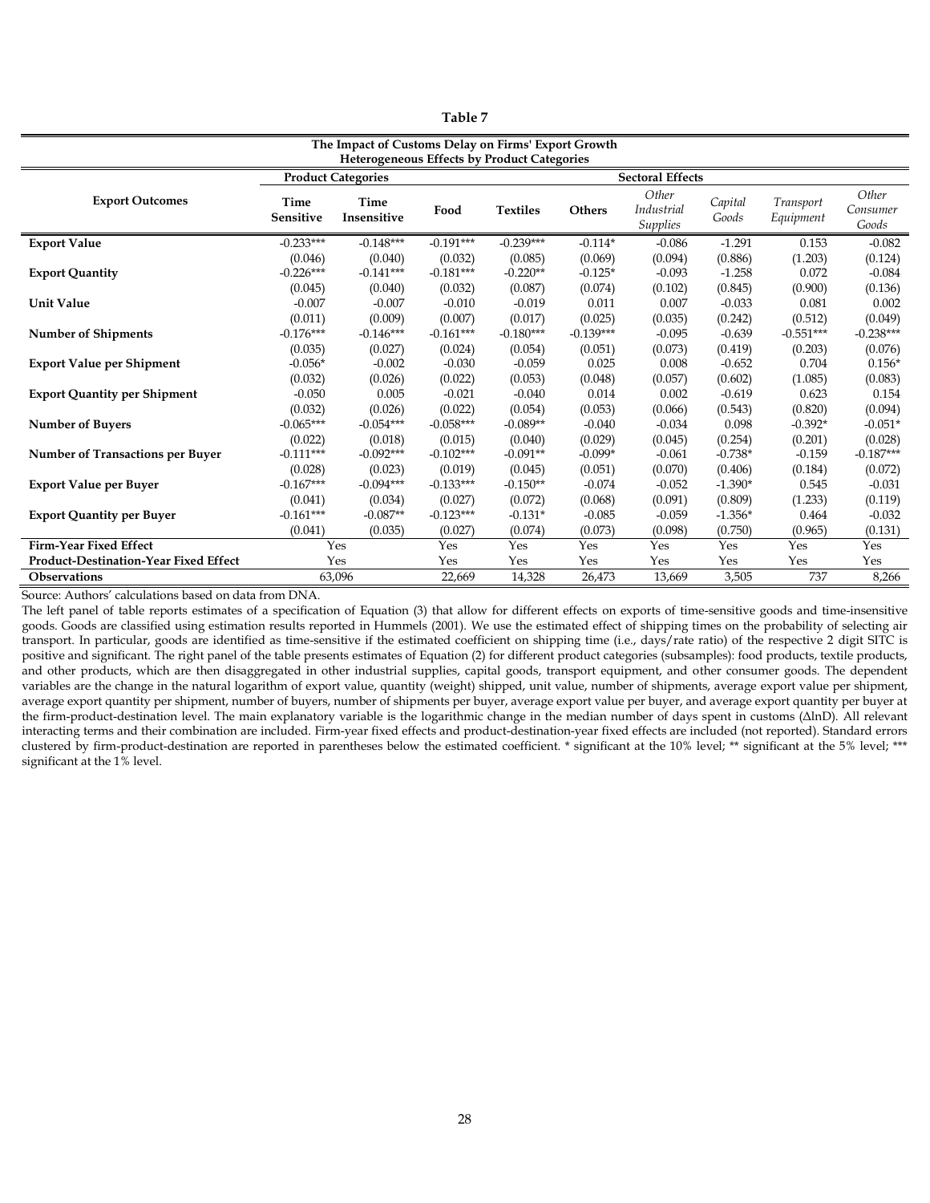**Table 7**

**The Impact of Customs Delay on Firms' Export Growth**
**Heterogeneous Effects by Product Categories**

| Export Outcomes | Product Categories | | Sectoral Effects | | | | | | |
|---|---|---|---|---|---|---|---|---|---|
| | Time Sensitive | Time Insensitive | Food | Textiles | Others | *Other Industrial Supplies* | *Capital Goods* | *Transport Equipment* | *Other Consumer Goods* |
| **Export Value** | -0.233*** | -0.148*** | -0.191*** | -0.239*** | -0.114* | -0.086 | -1.291 | 0.153 | -0.082 |
| | (0.046) | (0.040) | (0.032) | (0.085) | (0.069) | (0.094) | (0.886) | (1.203) | (0.124) |
| **Export Quantity** | -0.226*** | -0.141*** | -0.181*** | -0.220** | -0.125* | -0.093 | -1.258 | 0.072 | -0.084 |
| | (0.045) | (0.040) | (0.032) | (0.087) | (0.074) | (0.102) | (0.845) | (0.900) | (0.136) |
| **Unit Value** | -0.007 | -0.007 | -0.010 | -0.019 | 0.011 | 0.007 | -0.033 | 0.081 | 0.002 |
| | (0.011) | (0.009) | (0.007) | (0.017) | (0.025) | (0.035) | (0.242) | (0.512) | (0.049) |
| **Number of Shipments** | -0.176*** | -0.146*** | -0.161*** | -0.180*** | -0.139*** | -0.095 | -0.639 | -0.551*** | -0.238*** |
| | (0.035) | (0.027) | (0.024) | (0.054) | (0.051) | (0.073) | (0.419) | (0.203) | (0.076) |
| **Export Value per Shipment** | -0.056* | -0.002 | -0.030 | -0.059 | 0.025 | 0.008 | -0.652 | 0.704 | 0.156* |
| | (0.032) | (0.026) | (0.022) | (0.053) | (0.048) | (0.057) | (0.602) | (1.085) | (0.083) |
| **Export Quantity per Shipment** | -0.050 | 0.005 | -0.021 | -0.040 | 0.014 | 0.002 | -0.619 | 0.623 | 0.154 |
| | (0.032) | (0.026) | (0.022) | (0.054) | (0.053) | (0.066) | (0.543) | (0.820) | (0.094) |
| **Number of Buyers** | -0.065*** | -0.054*** | -0.058*** | -0.089** | -0.040 | -0.034 | 0.098 | -0.392* | -0.051* |
| | (0.022) | (0.018) | (0.015) | (0.040) | (0.029) | (0.045) | (0.254) | (0.201) | (0.028) |
| **Number of Transactions per Buyer** | -0.111*** | -0.092*** | -0.102*** | -0.091** | -0.099* | -0.061 | -0.738* | -0.159 | -0.187*** |
| | (0.028) | (0.023) | (0.019) | (0.045) | (0.051) | (0.070) | (0.406) | (0.184) | (0.072) |
| **Export Value per Buyer** | -0.167*** | -0.094*** | -0.133*** | -0.150** | -0.074 | -0.052 | -1.390* | 0.545 | -0.031 |
| | (0.041) | (0.034) | (0.027) | (0.072) | (0.068) | (0.091) | (0.809) | (1.233) | (0.119) |
| **Export Quantity per Buyer** | -0.161*** | -0.087** | -0.123*** | -0.131* | -0.085 | -0.059 | -1.356* | 0.464 | -0.032 |
| | (0.041) | (0.035) | (0.027) | (0.074) | (0.073) | (0.098) | (0.750) | (0.965) | (0.131) |
| **Firm-Year Fixed Effect** | Yes | | Yes | Yes | Yes | Yes | Yes | Yes | Yes |
| **Product-Destination-Year Fixed Effect** | Yes | | Yes | Yes | Yes | Yes | Yes | Yes | Yes |
| **Observations** | 63,096 | | 22,669 | 14,328 | 26,473 | 13,669 | 3,505 | 737 | 8,266 |

Source: Authors' calculations based on data from DNA.

The left panel of table reports estimates of a specification of Equation (3) that allow for different effects on exports of time-sensitive goods and time-insensitive goods. Goods are classified using estimation results reported in Hummels (2001). We use the estimated effect of shipping times on the probability of selecting air transport. In particular, goods are identified as time-sensitive if the estimated coefficient on shipping time (i.e., days/rate ratio) of the respective 2 digit SITC is positive and significant. The right panel of the table presents estimates of Equation (2) for different product categories (subsamples): food products, textile products, and other products, which are then disaggregated in other industrial supplies, capital goods, transport equipment, and other consumer goods. The dependent variables are the change in the natural logarithm of export value, quantity (weight) shipped, unit value, number of shipments, average export value per shipment, average export quantity per shipment, number of buyers, number of shipments per buyer, average export value per buyer, and average export quantity per buyer at the firm-product-destination level. The main explanatory variable is the logarithmic change in the median number of days spent in customs ($\Delta$lnD). All relevant interacting terms and their combination are included. Firm-year fixed effects and product-destination-year fixed effects are included (not reported). Standard errors clustered by firm-product-destination are reported in parentheses below the estimated coefficient. * significant at the 10% level; ** significant at the 5% level; *** significant at the 1% level.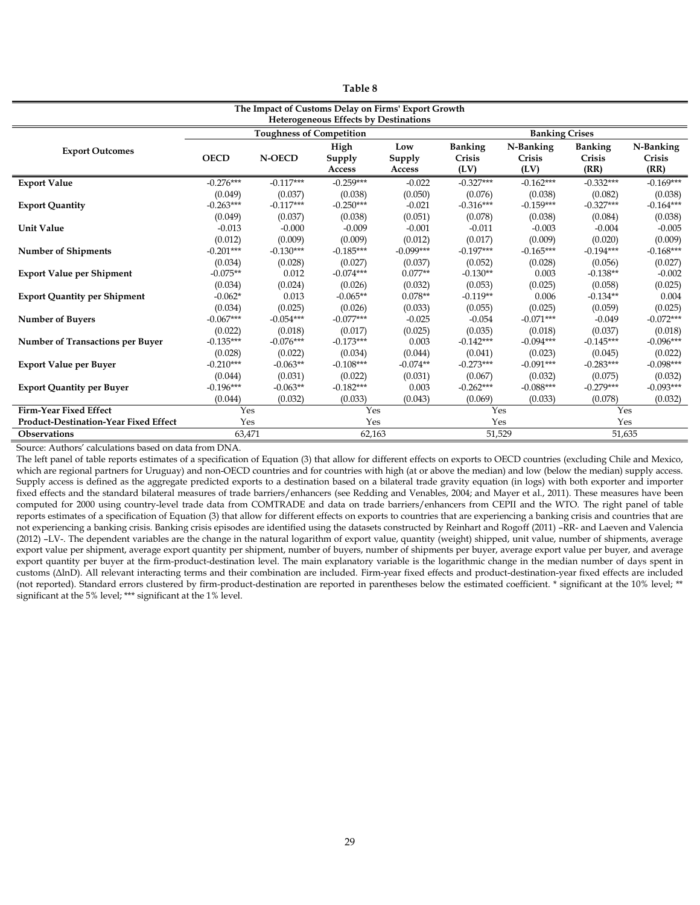**Table 8**

**The Impact of Customs Delay on Firms' Export Growth**
**Heterogeneous Effects by Destinations**

| Export Outcomes | Toughness of Competition | | | | Banking Crises | | | |
|---|---|---|---|---|---|---|---|---|
| | OECD | N-OECD | High Supply Access | Low Supply Access | Banking Crisis (LV) | N-Banking Crisis (LV) | Banking Crisis (RR) | N-Banking Crisis (RR) |
| **Export Value** | -0.276*** | -0.117*** | -0.259*** | -0.022 | -0.327*** | -0.162*** | -0.332*** | -0.169*** |
| | (0.049) | (0.037) | (0.038) | (0.050) | (0.076) | (0.038) | (0.082) | (0.038) |
| **Export Quantity** | -0.263*** | -0.117*** | -0.250*** | -0.021 | -0.316*** | -0.159*** | -0.327*** | -0.164*** |
| | (0.049) | (0.037) | (0.038) | (0.051) | (0.078) | (0.038) | (0.084) | (0.038) |
| **Unit Value** | -0.013 | -0.000 | -0.009 | -0.001 | -0.011 | -0.003 | -0.004 | -0.005 |
| | (0.012) | (0.009) | (0.009) | (0.012) | (0.017) | (0.009) | (0.020) | (0.009) |
| **Number of Shipments** | -0.201*** | -0.130*** | -0.185*** | -0.099*** | -0.197*** | -0.165*** | -0.194*** | -0.168*** |
| | (0.034) | (0.028) | (0.027) | (0.037) | (0.052) | (0.028) | (0.056) | (0.027) |
| **Export Value per Shipment** | -0.075** | 0.012 | -0.074*** | 0.077** | -0.130** | 0.003 | -0.138** | -0.002 |
| | (0.034) | (0.024) | (0.026) | (0.032) | (0.053) | (0.025) | (0.058) | (0.025) |
| **Export Quantity per Shipment** | -0.062* | 0.013 | -0.065** | 0.078** | -0.119** | 0.006 | -0.134** | 0.004 |
| | (0.034) | (0.025) | (0.026) | (0.033) | (0.055) | (0.025) | (0.059) | (0.025) |
| **Number of Buyers** | -0.067*** | -0.054*** | -0.077*** | -0.025 | -0.054 | -0.071*** | -0.049 | -0.072*** |
| | (0.022) | (0.018) | (0.017) | (0.025) | (0.035) | (0.018) | (0.037) | (0.018) |
| **Number of Transactions per Buyer** | -0.135*** | -0.076*** | -0.173*** | 0.003 | -0.142*** | -0.094*** | -0.145*** | -0.096*** |
| | (0.028) | (0.022) | (0.034) | (0.044) | (0.041) | (0.023) | (0.045) | (0.022) |
| **Export Value per Buyer** | -0.210*** | -0.063** | -0.108*** | -0.074** | -0.273*** | -0.091*** | -0.283*** | -0.098*** |
| | (0.044) | (0.031) | (0.022) | (0.031) | (0.067) | (0.032) | (0.075) | (0.032) |
| **Export Quantity per Buyer** | -0.196*** | -0.063** | -0.182*** | 0.003 | -0.262*** | -0.088*** | -0.279*** | -0.093*** |
| | (0.044) | (0.032) | (0.033) | (0.043) | (0.069) | (0.033) | (0.078) | (0.032) |
| **Firm-Year Fixed Effect** | Yes | | Yes | | Yes | | Yes | |
| **Product-Destination-Year Fixed Effect** | Yes | | Yes | | Yes | | Yes | |
| **Observations** | 63,471 | | 62,163 | | 51,529 | | 51,635 | |

Source: Authors' calculations based on data from DNA.

The left panel of table reports estimates of a specification of Equation (3) that allow for different effects on exports to OECD countries (excluding Chile and Mexico, which are regional partners for Uruguay) and non-OECD countries and for countries with high (at or above the median) and low (below the median) supply access. Supply access is defined as the aggregate predicted exports to a destination based on a bilateral trade gravity equation (in logs) with both exporter and importer fixed effects and the standard bilateral measures of trade barriers/enhancers (see Redding and Venables, 2004; and Mayer et al., 2011). These measures have been computed for 2000 using country-level trade data from COMTRADE and data on trade barriers/enhancers from CEPII and the WTO. The right panel of table reports estimates of a specification of Equation (3) that allow for different effects on exports to countries that are experiencing a banking crisis and countries that are not experiencing a banking crisis. Banking crisis episodes are identified using the datasets constructed by Reinhart and Rogoff (2011) –RR- and Laeven and Valencia (2012) –LV-. The dependent variables are the change in the natural logarithm of export value, quantity (weight) shipped, unit value, number of shipments, average export value per shipment, average export quantity per shipment, number of buyers, number of shipments per buyer, average export value per buyer, and average export quantity per buyer at the firm-product-destination level. The main explanatory variable is the logarithmic change in the median number of days spent in customs ($\Delta$lnD). All relevant interacting terms and their combination are included. Firm-year fixed effects and product-destination-year fixed effects are included (not reported). Standard errors clustered by firm-product-destination are reported in parentheses below the estimated coefficient. * significant at the 10% level; ** significant at the 5% level; *** significant at the 1% level.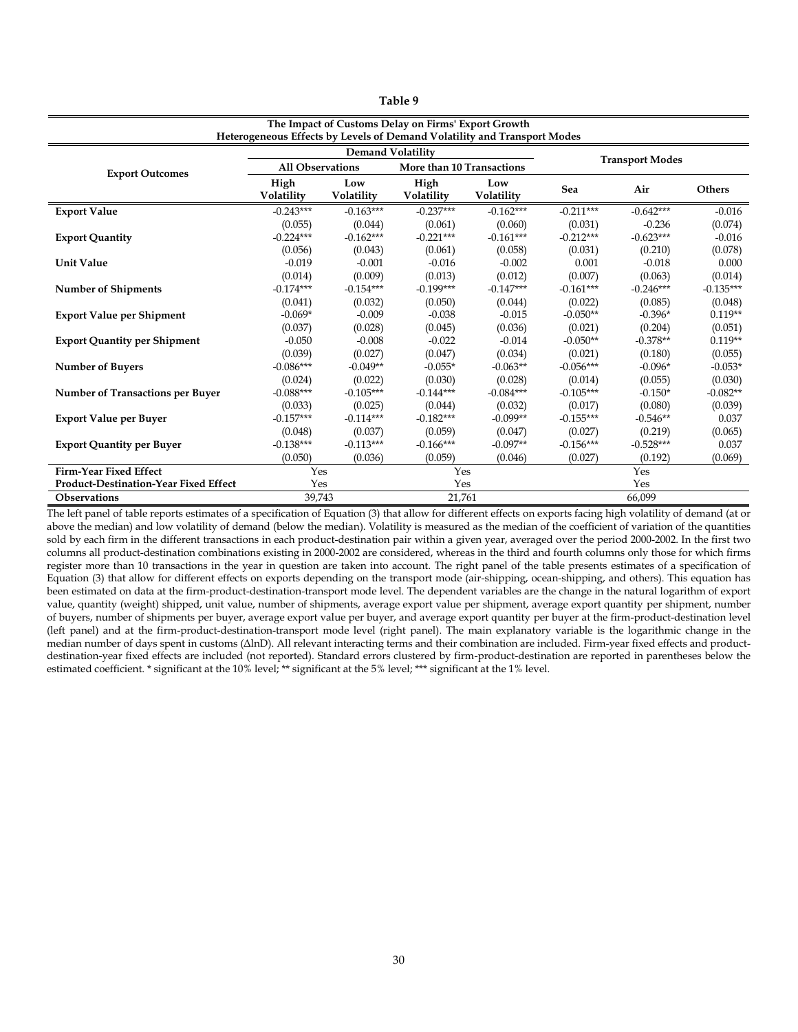**Table 9**

**The Impact of Customs Delay on Firms' Export Growth**
**Heterogeneous Effects by Levels of Demand Volatility and Transport Modes**

| Export Outcomes | Demand Volatility | | | | Transport Modes | | |
|---|---|---|---|---|---|---|---|
| | All Observations | | More than 10 Transactions | | | | |
| | High Volatility | Low Volatility | High Volatility | Low Volatility | Sea | Air | Others |
| **Export Value** | -0.243*** | -0.163*** | -0.237*** | -0.162*** | -0.211*** | -0.642*** | -0.016 |
| | (0.055) | (0.044) | (0.061) | (0.060) | (0.031) | -0.236 | (0.074) |
| **Export Quantity** | -0.224*** | -0.162*** | -0.221*** | -0.161*** | -0.212*** | -0.623*** | -0.016 |
| | (0.056) | (0.043) | (0.061) | (0.058) | (0.031) | (0.210) | (0.078) |
| **Unit Value** | -0.019 | -0.001 | -0.016 | -0.002 | 0.001 | -0.018 | 0.000 |
| | (0.014) | (0.009) | (0.013) | (0.012) | (0.007) | (0.063) | (0.014) |
| **Number of Shipments** | -0.174*** | -0.154*** | -0.199*** | -0.147*** | -0.161*** | -0.246*** | -0.135*** |
| | (0.041) | (0.032) | (0.050) | (0.044) | (0.022) | (0.085) | (0.048) |
| **Export Value per Shipment** | -0.069* | -0.009 | -0.038 | -0.015 | -0.050** | -0.396* | 0.119** |
| | (0.037) | (0.028) | (0.045) | (0.036) | (0.021) | (0.204) | (0.051) |
| **Export Quantity per Shipment** | -0.050 | -0.008 | -0.022 | -0.014 | -0.050** | -0.378** | 0.119** |
| | (0.039) | (0.027) | (0.047) | (0.034) | (0.021) | (0.180) | (0.055) |
| **Number of Buyers** | -0.086*** | -0.049** | -0.055* | -0.063** | -0.056*** | -0.096* | -0.053* |
| | (0.024) | (0.022) | (0.030) | (0.028) | (0.014) | (0.055) | (0.030) |
| **Number of Transactions per Buyer** | -0.088*** | -0.105*** | -0.144*** | -0.084*** | -0.105*** | -0.150* | -0.082** |
| | (0.033) | (0.025) | (0.044) | (0.032) | (0.017) | (0.080) | (0.039) |
| **Export Value per Buyer** | -0.157*** | -0.114*** | -0.182*** | -0.099** | -0.155*** | -0.546** | 0.037 |
| | (0.048) | (0.037) | (0.059) | (0.047) | (0.027) | (0.219) | (0.065) |
| **Export Quantity per Buyer** | -0.138*** | -0.113*** | -0.166*** | -0.097** | -0.156*** | -0.528*** | 0.037 |
| | (0.050) | (0.036) | (0.059) | (0.046) | (0.027) | (0.192) | (0.069) |
| **Firm-Year Fixed Effect** | Yes | | Yes | | | Yes | |
| **Product-Destination-Year Fixed Effect** | Yes | | Yes | | | Yes | |
| **Observations** | 39,743 | | 21,761 | | | 66,099 | |

The left panel of table reports estimates of a specification of Equation (3) that allow for different effects on exports facing high volatility of demand (at or above the median) and low volatility of demand (below the median). Volatility is measured as the median of the coefficient of variation of the quantities sold by each firm in the different transactions in each product-destination pair within a given year, averaged over the period 2000-2002. In the first two columns all product-destination combinations existing in 2000-2002 are considered, whereas in the third and fourth columns only those for which firms register more than 10 transactions in the year in question are taken into account. The right panel of the table presents estimates of a specification of Equation (3) that allow for different effects on exports depending on the transport mode (air-shipping, ocean-shipping, and others). This equation has been estimated on data at the firm-product-destination-transport mode level. The dependent variables are the change in the natural logarithm of export value, quantity (weight) shipped, unit value, number of shipments, average export value per shipment, average export quantity per shipment, number of buyers, number of shipments per buyer, average export value per buyer, and average export quantity per buyer at the firm-product-destination level (left panel) and at the firm-product-destination-transport mode level (right panel). The main explanatory variable is the logarithmic change in the median number of days spent in customs ($\Delta \ln D$). All relevant interacting terms and their combination are included. Firm-year fixed effects and product-destination-year fixed effects are included (not reported). Standard errors clustered by firm-product-destination are reported in parentheses below the estimated coefficient. * significant at the 10% level; ** significant at the 5% level; *** significant at the 1% level.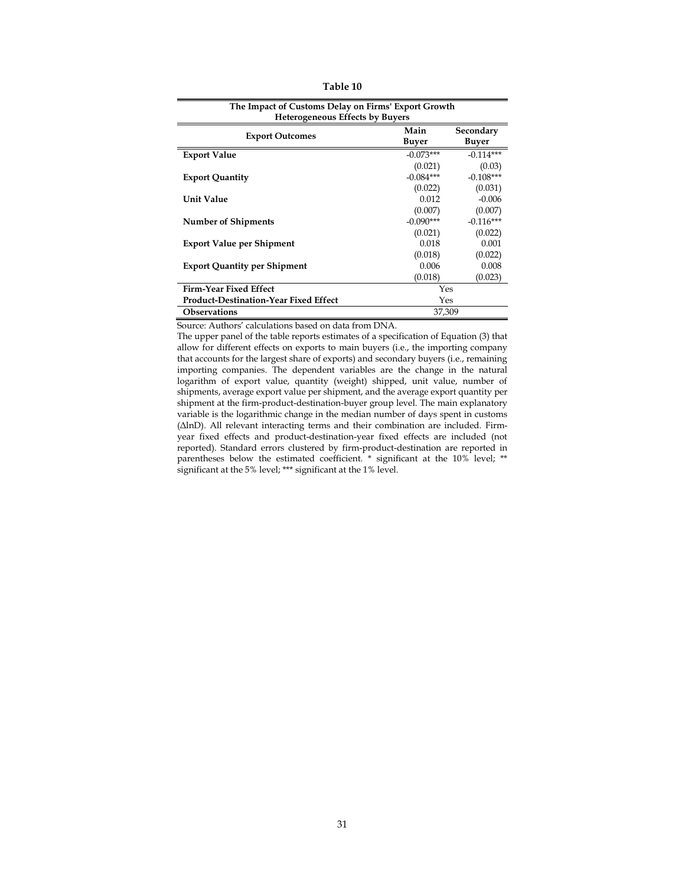**Table 10**

| The Impact of Customs Delay on Firms' Export Growth<br>Heterogeneous Effects by Buyers | | |
|---|---|---|
| **Export Outcomes** | **Main Buyer** | **Secondary Buyer** |
| **Export Value** | -0.073*** | -0.114*** |
| | (0.021) | (0.03) |
| **Export Quantity** | -0.084*** | -0.108*** |
| | (0.022) | (0.031) |
| **Unit Value** | 0.012 | -0.006 |
| | (0.007) | (0.007) |
| **Number of Shipments** | -0.090*** | -0.116*** |
| | (0.021) | (0.022) |
| **Export Value per Shipment** | 0.018 | 0.001 |
| | (0.018) | (0.022) |
| **Export Quantity per Shipment** | 0.006 | 0.008 |
| | (0.018) | (0.023) |
| **Firm-Year Fixed Effect** | Yes | |
| **Product-Destination-Year Fixed Effect** | Yes | |
| **Observations** | 37,309 | |

Source: Authors' calculations based on data from DNA.

The upper panel of the table reports estimates of a specification of Equation (3) that allow for different effects on exports to main buyers (i.e., the importing company that accounts for the largest share of exports) and secondary buyers (i.e., remaining importing companies. The dependent variables are the change in the natural logarithm of export value, quantity (weight) shipped, unit value, number of shipments, average export value per shipment, and the average export quantity per shipment at the firm-product-destination-buyer group level. The main explanatory variable is the logarithmic change in the median number of days spent in customs ($\Delta \ln D$). All relevant interacting terms and their combination are included. Firm-year fixed effects and product-destination-year fixed effects are included (not reported). Standard errors clustered by firm-product-destination are reported in parentheses below the estimated coefficient. * significant at the 10% level; ** significant at the 5% level; *** significant at the 1% level.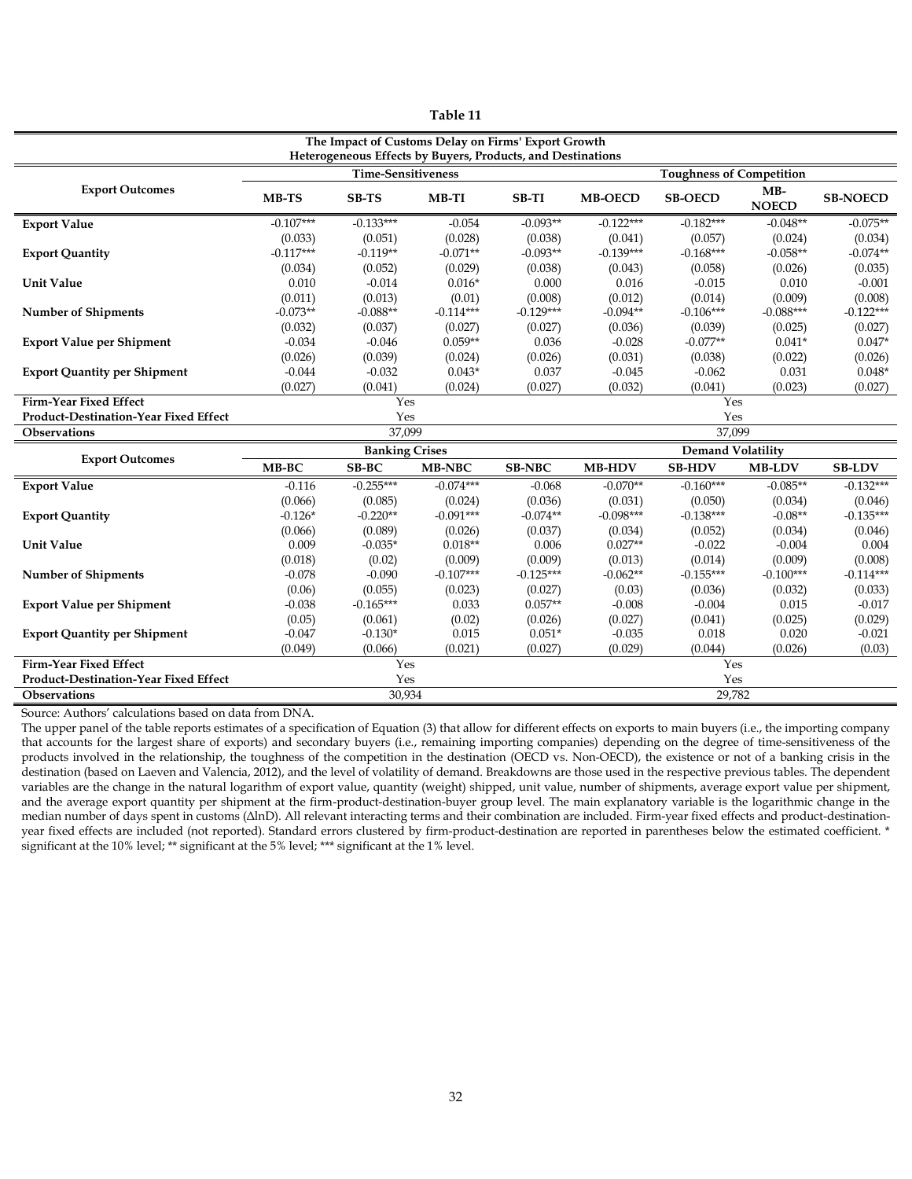**Table 11**

**The Impact of Customs Delay on Firms' Export Growth**
**Heterogeneous Effects by Buyers, Products, and Destinations**

| Export Outcomes | Time-Sensitiveness | | | | Toughness of Competition | | | |
|---|---|---|---|---|---|---|---|---|
| | **MB-TS** | **SB-TS** | **MB-TI** | **SB-TI** | **MB-OECD** | **SB-OECD** | **MB-NOECD** | **SB-NOECD** |
| **Export Value** | -0.107*** | -0.133*** | -0.054 | -0.093** | -0.122*** | -0.182*** | -0.048** | -0.075** |
| | (0.033) | (0.051) | (0.028) | (0.038) | (0.041) | (0.057) | (0.024) | (0.034) |
| **Export Quantity** | -0.117*** | -0.119** | -0.071** | -0.093** | -0.139*** | -0.168*** | -0.058** | -0.074** |
| | (0.034) | (0.052) | (0.029) | (0.038) | (0.043) | (0.058) | (0.026) | (0.035) |
| **Unit Value** | 0.010 | -0.014 | 0.016* | 0.000 | 0.016 | -0.015 | 0.010 | -0.001 |
| | (0.011) | (0.013) | (0.01) | (0.008) | (0.012) | (0.014) | (0.009) | (0.008) |
| **Number of Shipments** | -0.073** | -0.088** | -0.114*** | -0.129*** | -0.094** | -0.106*** | -0.088*** | -0.122*** |
| | (0.032) | (0.037) | (0.027) | (0.027) | (0.036) | (0.039) | (0.025) | (0.027) |
| **Export Value per Shipment** | -0.034 | -0.046 | 0.059** | 0.036 | -0.028 | -0.077** | 0.041* | 0.047* |
| | (0.026) | (0.039) | (0.024) | (0.026) | (0.031) | (0.038) | (0.022) | (0.026) |
| **Export Quantity per Shipment** | -0.044 | -0.032 | 0.043* | 0.037 | -0.045 | -0.062 | 0.031 | 0.048* |
| | (0.027) | (0.041) | (0.024) | (0.027) | (0.032) | (0.041) | (0.023) | (0.027) |
| **Firm-Year Fixed Effect** | | Yes | | | | Yes | | |
| **Product-Destination-Year Fixed Effect** | | Yes | | | | Yes | | |
| **Observations** | | 37,099 | | | | 37,099 | | |

| Export Outcomes | Banking Crises | | | | Demand Volatility | | | |
|---|---|---|---|---|---|---|---|---|
| | **MB-BC** | **SB-BC** | **MB-NBC** | **SB-NBC** | **MB-HDV** | **SB-HDV** | **MB-LDV** | **SB-LDV** |
| **Export Value** | -0.116 | -0.255*** | -0.074*** | -0.068 | -0.070** | -0.160*** | -0.085** | -0.132*** |
| | (0.066) | (0.085) | (0.024) | (0.036) | (0.031) | (0.050) | (0.034) | (0.046) |
| **Export Quantity** | -0.126* | -0.220** | -0.091*** | -0.074** | -0.098*** | -0.138*** | -0.08** | -0.135*** |
| | (0.066) | (0.089) | (0.026) | (0.037) | (0.034) | (0.052) | (0.034) | (0.046) |
| **Unit Value** | 0.009 | -0.035* | 0.018** | 0.006 | 0.027** | -0.022 | -0.004 | 0.004 |
| | (0.018) | (0.02) | (0.009) | (0.009) | (0.013) | (0.014) | (0.009) | (0.008) |
| **Number of Shipments** | -0.078 | -0.090 | -0.107*** | -0.125*** | -0.062** | -0.155*** | -0.100*** | -0.114*** |
| | (0.06) | (0.055) | (0.023) | (0.027) | (0.03) | (0.036) | (0.032) | (0.033) |
| **Export Value per Shipment** | -0.038 | -0.165*** | 0.033 | 0.057** | -0.008 | -0.004 | 0.015 | -0.017 |
| | (0.05) | (0.061) | (0.02) | (0.026) | (0.027) | (0.041) | (0.025) | (0.029) |
| **Export Quantity per Shipment** | -0.047 | -0.130* | 0.015 | 0.051* | -0.035 | 0.018 | 0.020 | -0.021 |
| | (0.049) | (0.066) | (0.021) | (0.027) | (0.029) | (0.044) | (0.026) | (0.03) |
| **Firm-Year Fixed Effect** | | Yes | | | | Yes | | |
| **Product-Destination-Year Fixed Effect** | | Yes | | | | Yes | | |
| **Observations** | | 30,934 | | | | 29,782 | | |

Source: Authors' calculations based on data from DNA.

The upper panel of the table reports estimates of a specification of Equation (3) that allow for different effects on exports to main buyers (i.e., the importing company that accounts for the largest share of exports) and secondary buyers (i.e., remaining importing companies) depending on the degree of time-sensitiveness of the products involved in the relationship, the toughness of the competition in the destination (OECD vs. Non-OECD), the existence or not of a banking crisis in the destination (based on Laeven and Valencia, 2012), and the level of volatility of demand. Breakdowns are those used in the respective previous tables. The dependent variables are the change in the natural logarithm of export value, quantity (weight) shipped, unit value, number of shipments, average export value per shipment, and the average export quantity per shipment at the firm-product-destination-buyer group level. The main explanatory variable is the logarithmic change in the median number of days spent in customs ($\Delta \ln D$). All relevant interacting terms and their combination are included. Firm-year fixed effects and product-destination-year fixed effects are included (not reported). Standard errors clustered by firm-product-destination are reported in parentheses below the estimated coefficient. * significant at the 10% level; ** significant at the 5% level; *** significant at the 1% level.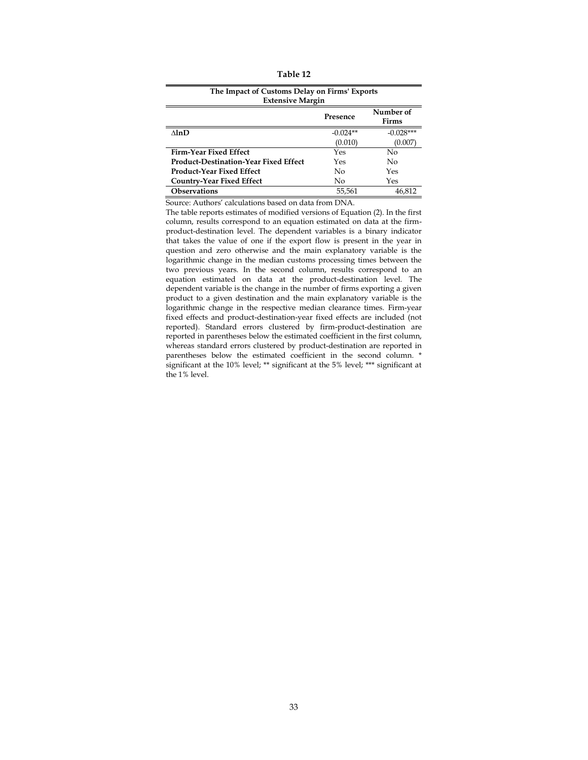**Table 12**

| The Impact of Customs Delay on Firms' Exports<br>Extensive Margin | | |
|---|---|---|
| | **Presence** | **Number of Firms** |
| **$\Delta$lnD** | -0.024** | -0.028*** |
| | (0.010) | (0.007) |
| **Firm-Year Fixed Effect** | Yes | No |
| **Product-Destination-Year Fixed Effect** | Yes | No |
| **Product-Year Fixed Effect** | No | Yes |
| **Country-Year Fixed Effect** | No | Yes |
| **Observations** | 55,561 | 46,812 |

Source: Authors' calculations based on data from DNA.

The table reports estimates of modified versions of Equation (2). In the first column, results correspond to an equation estimated on data at the firm-product-destination level. The dependent variables is a binary indicator that takes the value of one if the export flow is present in the year in question and zero otherwise and the main explanatory variable is the logarithmic change in the median customs processing times between the two previous years. In the second column, results correspond to an equation estimated on data at the product-destination level. The dependent variable is the change in the number of firms exporting a given product to a given destination and the main explanatory variable is the logarithmic change in the respective median clearance times. Firm-year fixed effects and product-destination-year fixed effects are included (not reported). Standard errors clustered by firm-product-destination are reported in parentheses below the estimated coefficient in the first column, whereas standard errors clustered by product-destination are reported in parentheses below the estimated coefficient in the second column. * significant at the 10% level; ** significant at the 5% level; *** significant at the 1% level.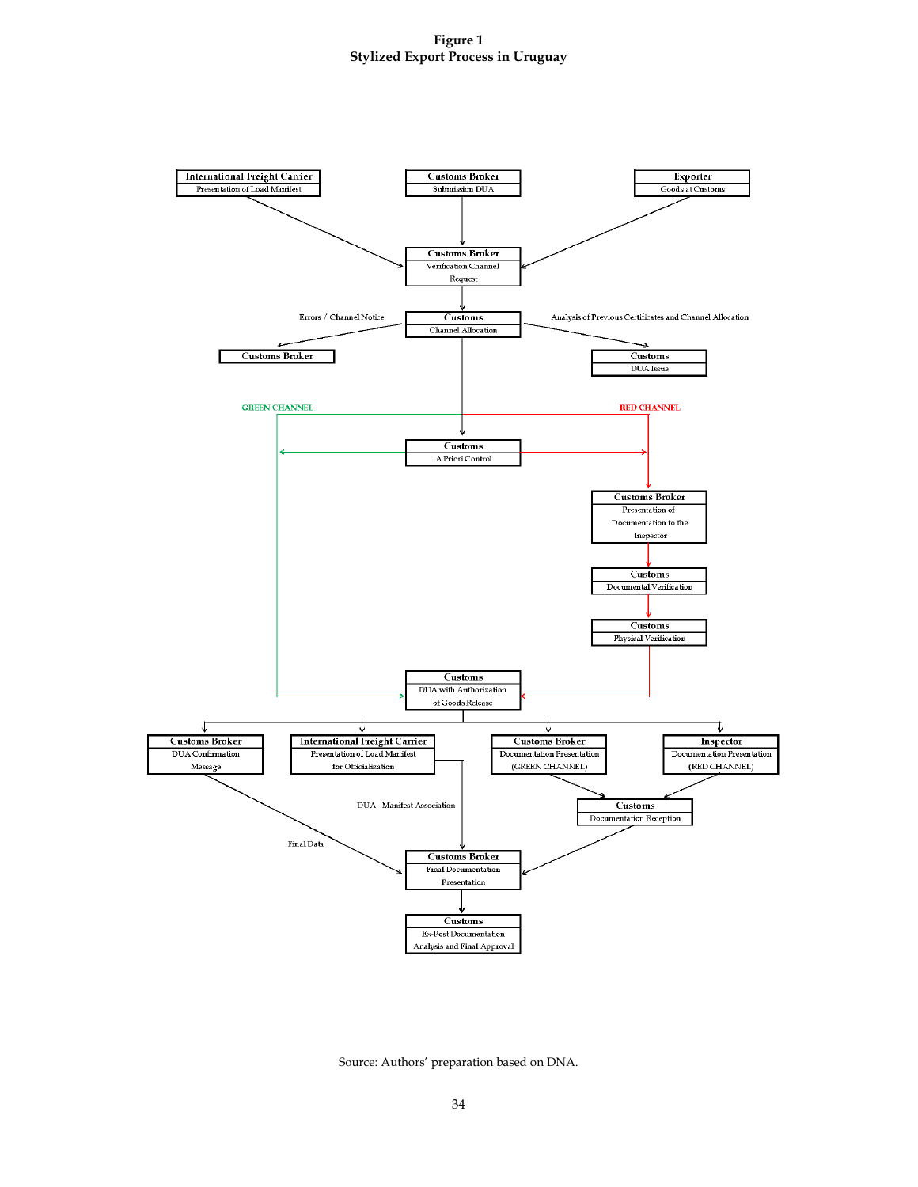**Figure 1**
**Stylized Export Process in Uruguay**

**International Freight Carrier**
Presentation of Load Manifest

**Customs Broker**
Submission DUA

**Exporter**
Goods at Customs

**Customs Broker**
Verification Channel Request

**Customs**
Channel Allocation

Errors / Channel Notice

**Customs Broker**

Analysis of Previous Certificates and Channel Allocation

**Customs**
DUA Issue

GREEN CHANNEL

RED CHANNEL

**Customs**
A Priori Control

**Customs Broker**
Presentation of Documentation to the Inspector

**Customs**
Documental Verification

**Customs**
Physical Verification

**Customs**
DUA with Authorization of Goods Release

**Customs Broker**
DUA Confirmation Message

**International Freight Carrier**
Presentation of Load Manifest for Officialization

**Customs Broker**
Documentation Presentation (GREEN CHANNEL)

**Inspector**
Documentation Presentation (RED CHANNEL)

**Customs**
Documentation Reception

DUA - Manifest Association

Final Data

**Customs Broker**
Final Documentation Presentation

**Customs**
Ex-Post Documentation Analysis and Final Approval

Source: Authors' preparation based on DNA.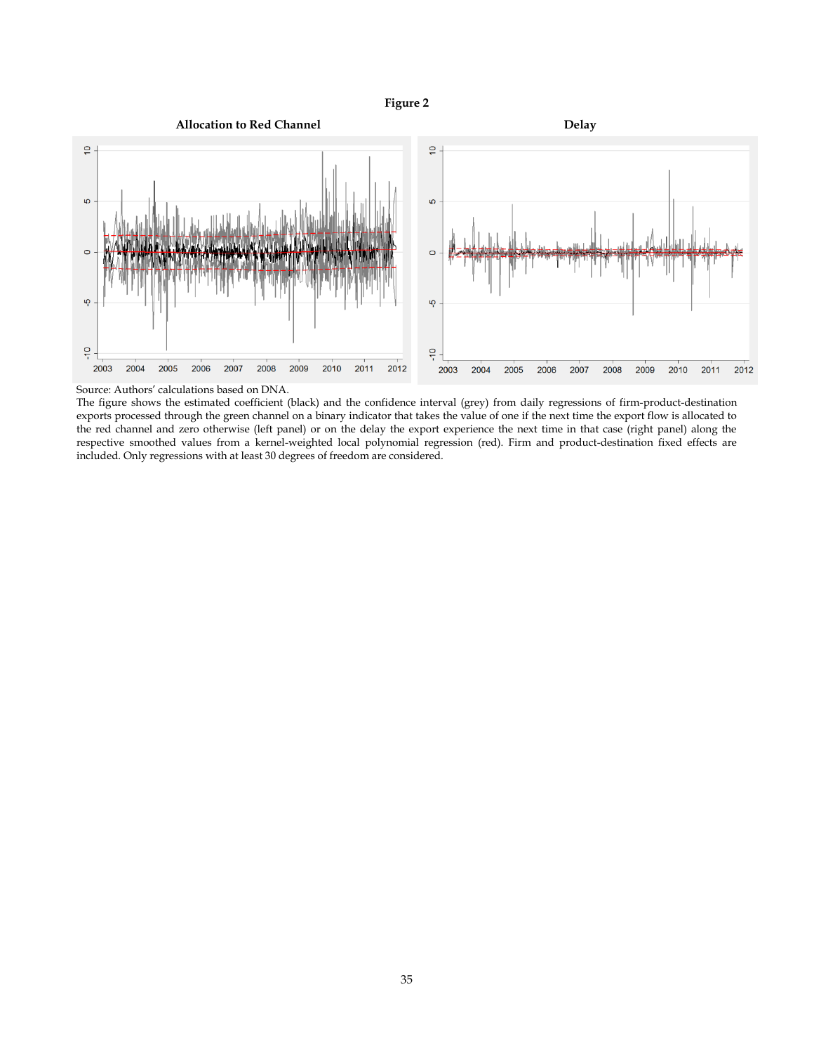**Figure 2**

**Allocation to Red Channel** **Delay**

Source: Authors' calculations based on DNA.

The figure shows the estimated coefficient (black) and the confidence interval (grey) from daily regressions of firm-product-destination exports processed through the green channel on a binary indicator that takes the value of one if the next time the export flow is allocated to the red channel and zero otherwise (left panel) or on the delay the export experience the next time in that case (right panel) along the respective smoothed values from a kernel-weighted local polynomial regression (red). Firm and product-destination fixed effects are included. Only regressions with at least 30 degrees of freedom are considered.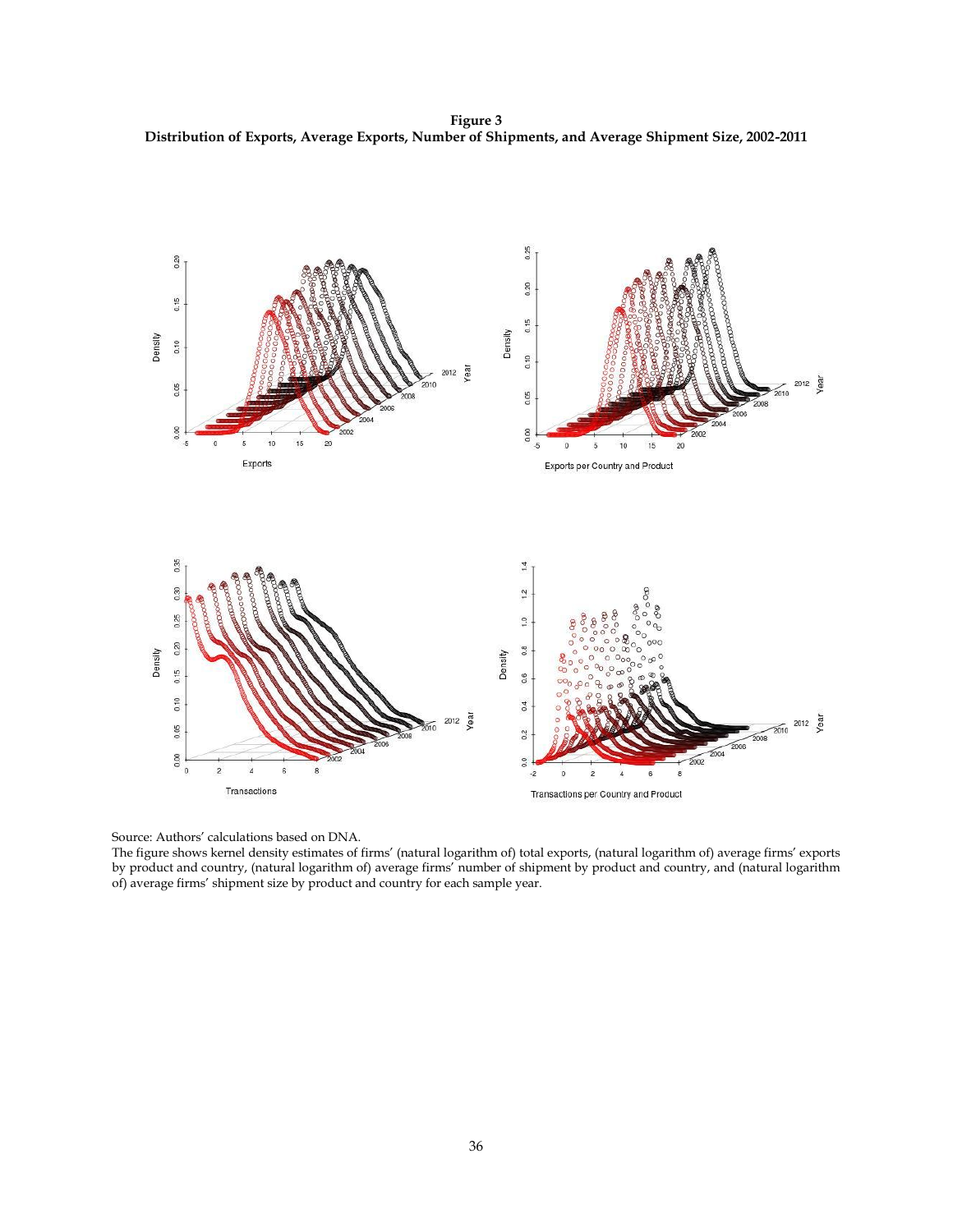**Figure 3**
**Distribution of Exports, Average Exports, Number of Shipments, and Average Shipment Size, 2002-2011**

Source: Authors' calculations based on DNA.

The figure shows kernel density estimates of firms' (natural logarithm of) total exports, (natural logarithm of) average firms' exports by product and country, (natural logarithm of) average firms' number of shipment by product and country, and (natural logarithm of) average firms' shipment size by product and country for each sample year.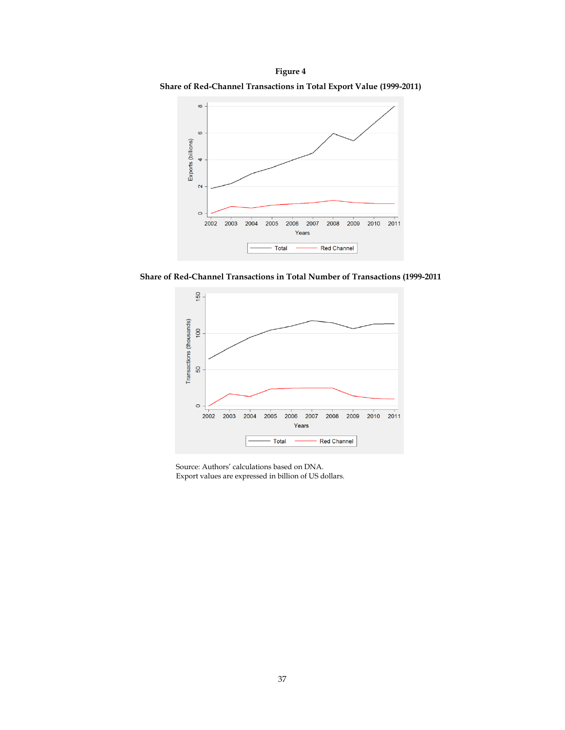**Figure 4**

**Share of Red-Channel Transactions in Total Export Value (1999-2011)**

**Share of Red-Channel Transactions in Total Number of Transactions (1999-2011**

Source: Authors' calculations based on DNA.
Export values are expressed in billion of US dollars.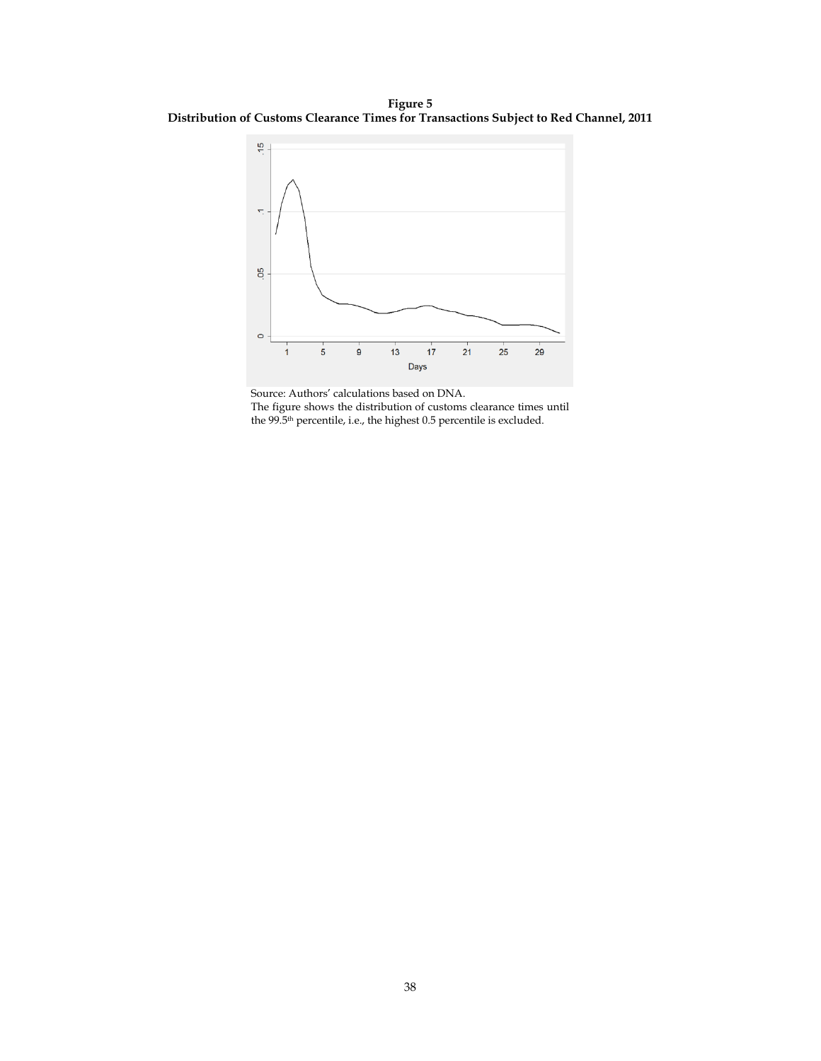**Figure 5**
**Distribution of Customs Clearance Times for Transactions Subject to Red Channel, 2011**

Source: Authors' calculations based on DNA.
The figure shows the distribution of customs clearance times until the 99.5th percentile, i.e., the highest 0.5 percentile is excluded.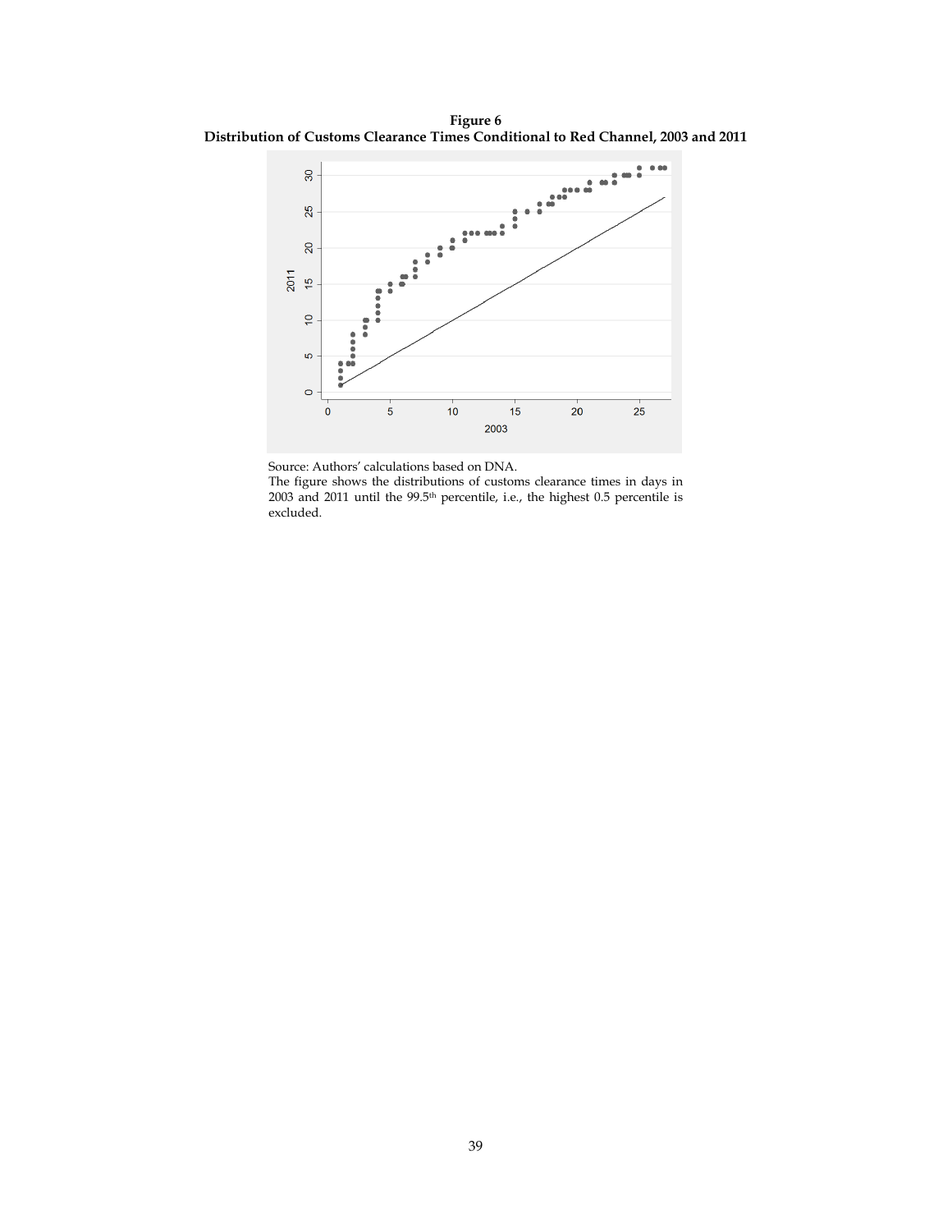**Figure 6**
**Distribution of Customs Clearance Times Conditional to Red Channel, 2003 and 2011**

Source: Authors' calculations based on DNA.

The figure shows the distributions of customs clearance times in days in 2003 and 2011 until the 99.5th percentile, i.e., the highest 0.5 percentile is excluded.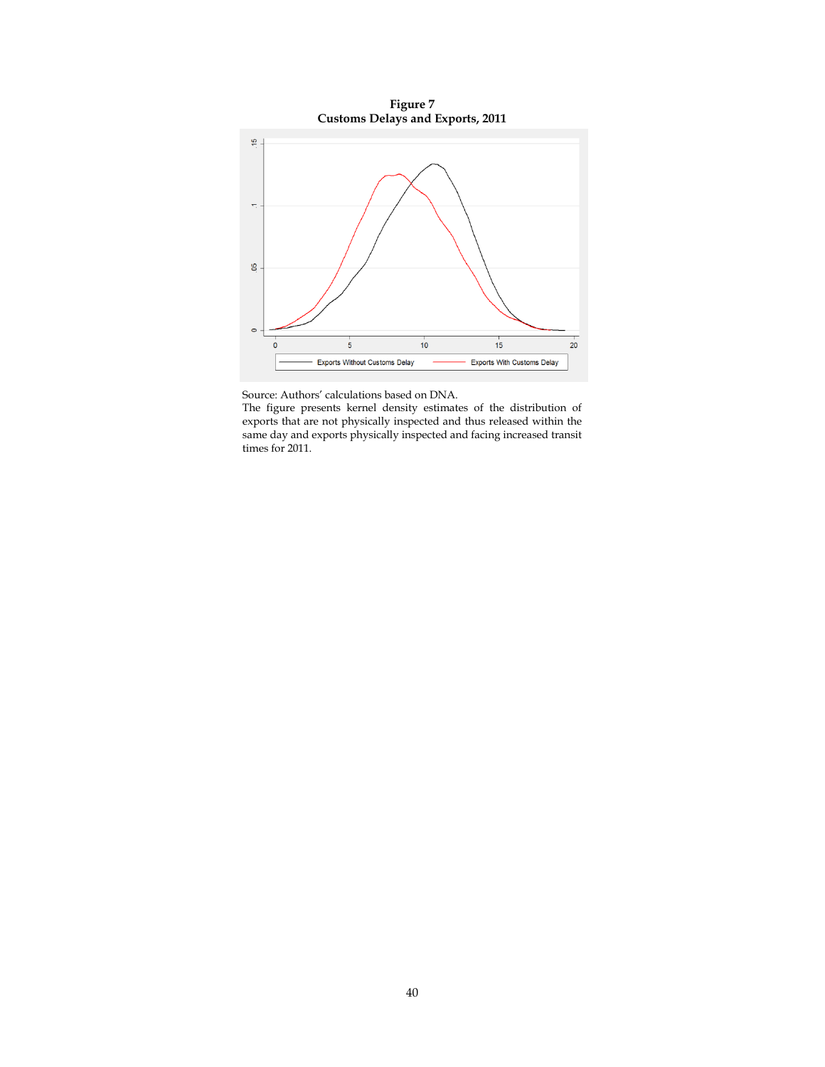**Figure 7**
**Customs Delays and Exports, 2011**

0
.05
.1
.15

0
5
10
15
20

Exports Without Customs Delay
Exports With Customs Delay

Source: Authors' calculations based on DNA.
The figure presents kernel density estimates of the distribution of exports that are not physically inspected and thus released within the same day and exports physically inspected and facing increased transit times for 2011.